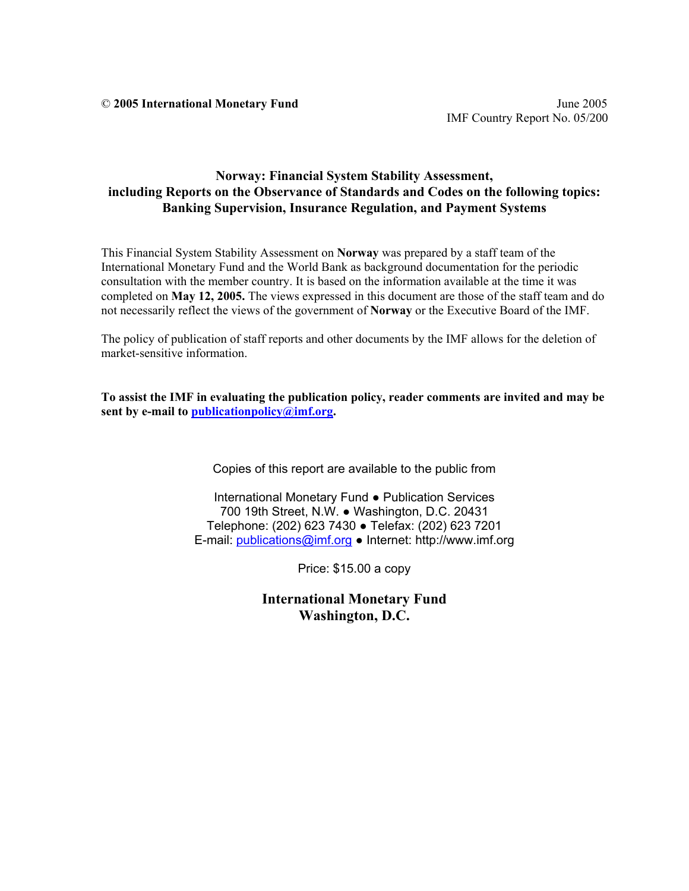© **2005 International Monetary Fund** June 2005
IMF Country Report No. 05/200

# Norway: Financial System Stability Assessment, including Reports on the Observance of Standards and Codes on the following topics: Banking Supervision, Insurance Regulation, and Payment Systems

This Financial System Stability Assessment on **Norway** was prepared by a staff team of the International Monetary Fund and the World Bank as background documentation for the periodic consultation with the member country. It is based on the information available at the time it was completed on **May 12, 2005.** The views expressed in this document are those of the staff team and do not necessarily reflect the views of the government of **Norway** or the Executive Board of the IMF.

The policy of publication of staff reports and other documents by the IMF allows for the deletion of market-sensitive information.

**To assist the IMF in evaluating the publication policy, reader comments are invited and may be sent by e-mail to publicationpolicy@imf.org.**

Copies of this report are available to the public from

International Monetary Fund ● Publication Services
700 19th Street, N.W. ● Washington, D.C. 20431
Telephone: (202) 623 7430 ● Telefax: (202) 623 7201
E-mail: publications@imf.org ● Internet: http://www.imf.org

Price: $15.00 a copy

**International Monetary Fund**
**Washington, D.C.**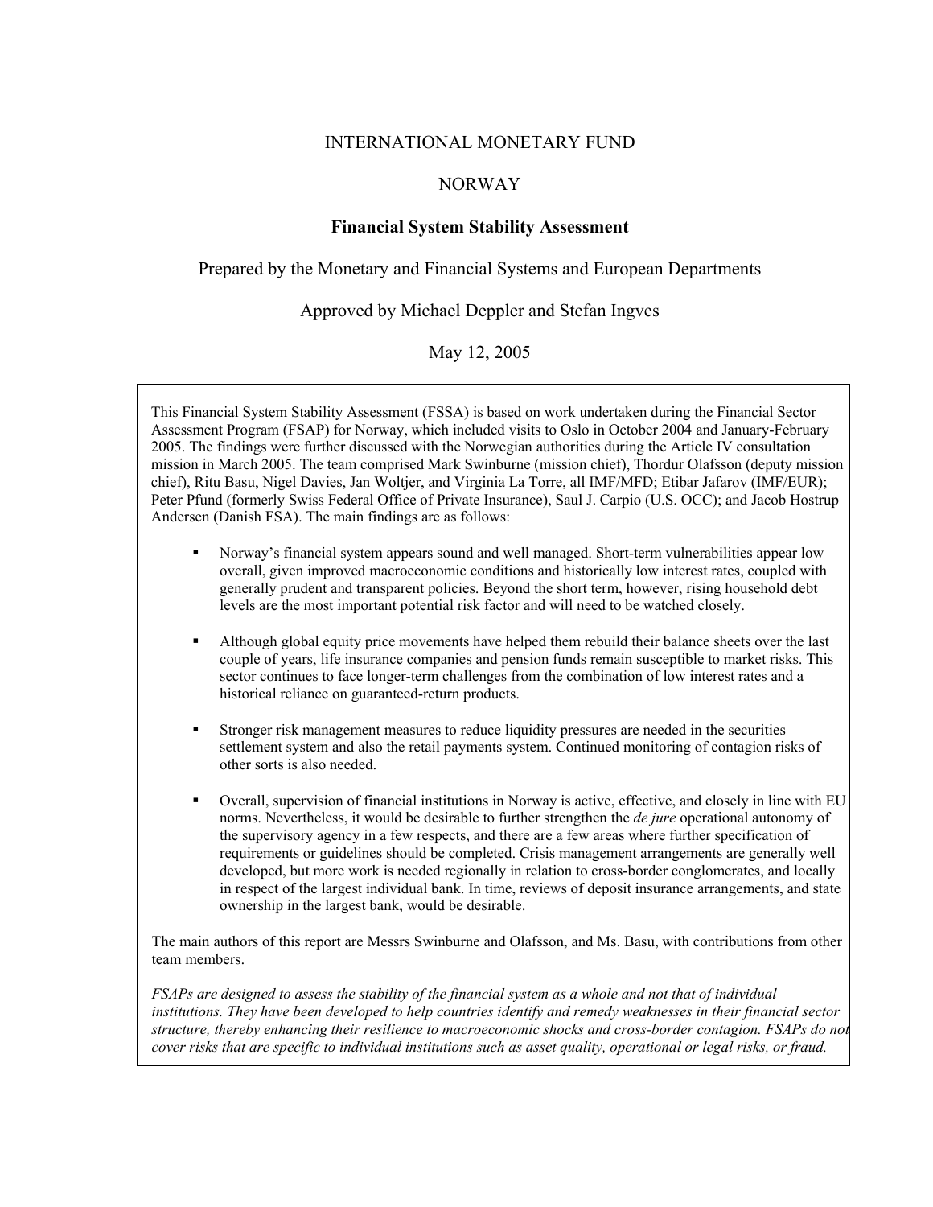INTERNATIONAL MONETARY FUND

NORWAY

**Financial System Stability Assessment**

Prepared by the Monetary and Financial Systems and European Departments

Approved by Michael Deppler and Stefan Ingves

May 12, 2005

This Financial System Stability Assessment (FSSA) is based on work undertaken during the Financial Sector Assessment Program (FSAP) for Norway, which included visits to Oslo in October 2004 and January-February 2005. The findings were further discussed with the Norwegian authorities during the Article IV consultation mission in March 2005. The team comprised Mark Swinburne (mission chief), Thordur Olafsson (deputy mission chief), Ritu Basu, Nigel Davies, Jan Woltjer, and Virginia La Torre, all IMF/MFD; Etibar Jafarov (IMF/EUR); Peter Pfund (formerly Swiss Federal Office of Private Insurance), Saul J. Carpio (U.S. OCC); and Jacob Hostrup Andersen (Danish FSA). The main findings are as follows:

- Norway's financial system appears sound and well managed. Short-term vulnerabilities appear low overall, given improved macroeconomic conditions and historically low interest rates, coupled with generally prudent and transparent policies. Beyond the short term, however, rising household debt levels are the most important potential risk factor and will need to be watched closely.

- Although global equity price movements have helped them rebuild their balance sheets over the last couple of years, life insurance companies and pension funds remain susceptible to market risks. This sector continues to face longer-term challenges from the combination of low interest rates and a historical reliance on guaranteed-return products.

- Stronger risk management measures to reduce liquidity pressures are needed in the securities settlement system and also the retail payments system. Continued monitoring of contagion risks of other sorts is also needed.

- Overall, supervision of financial institutions in Norway is active, effective, and closely in line with EU norms. Nevertheless, it would be desirable to further strengthen the *de jure* operational autonomy of the supervisory agency in a few respects, and there are a few areas where further specification of requirements or guidelines should be completed. Crisis management arrangements are generally well developed, but more work is needed regionally in relation to cross-border conglomerates, and locally in respect of the largest individual bank. In time, reviews of deposit insurance arrangements, and state ownership in the largest bank, would be desirable.

The main authors of this report are Messrs Swinburne and Olafsson, and Ms. Basu, with contributions from other team members.

*FSAPs are designed to assess the stability of the financial system as a whole and not that of individual institutions. They have been developed to help countries identify and remedy weaknesses in their financial sector structure, thereby enhancing their resilience to macroeconomic shocks and cross-border contagion. FSAPs do not cover risks that are specific to individual institutions such as asset quality, operational or legal risks, or fraud.*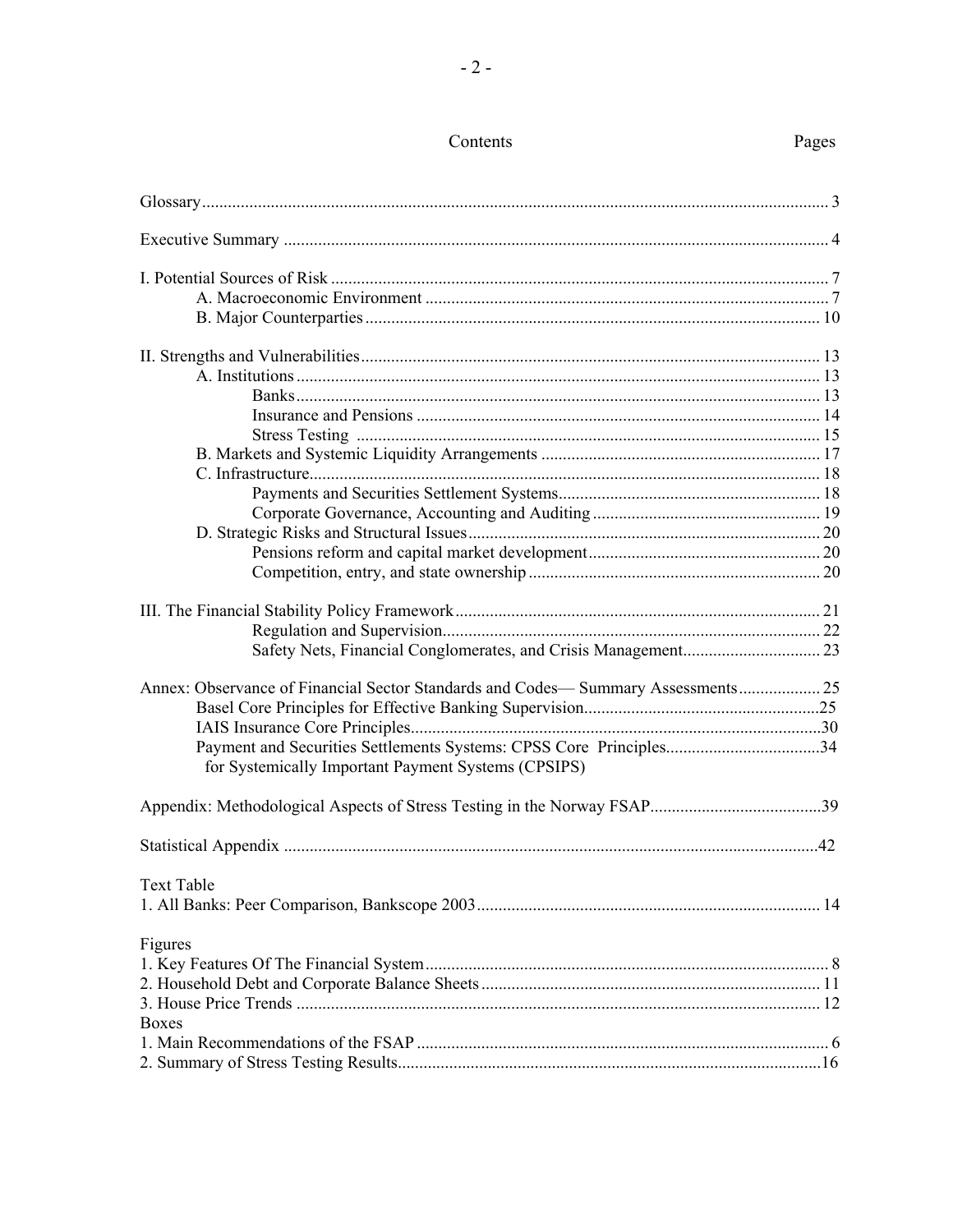# Contents

Pages

Glossary ........ 3

Executive Summary ........ 4

I. Potential Sources of Risk ........ 7
- A. Macroeconomic Environment ........ 7
- B. Major Counterparties ........ 10

II. Strengths and Vulnerabilities ........ 13
- A. Institutions ........ 13
  - Banks ........ 13
  - Insurance and Pensions ........ 14
  - Stress Testing ........ 15
- B. Markets and Systemic Liquidity Arrangements ........ 17
- C. Infrastructure ........ 18
  - Payments and Securities Settlement Systems ........ 18
  - Corporate Governance, Accounting and Auditing ........ 19
- D. Strategic Risks and Structural Issues ........ 20
  - Pensions reform and capital market development ........ 20
  - Competition, entry, and state ownership ........ 20

III. The Financial Stability Policy Framework ........ 21
- Regulation and Supervision ........ 22
- Safety Nets, Financial Conglomerates, and Crisis Management ........ 23

Annex: Observance of Financial Sector Standards and Codes— Summary Assessments ........ 25
- Basel Core Principles for Effective Banking Supervision ........ 25
- IAIS Insurance Core Principles ........ 30
- Payment and Securities Settlements Systems: CPSS Core Principles for Systemically Important Payment Systems (CPSIPS) ........ 34

Appendix: Methodological Aspects of Stress Testing in the Norway FSAP ........ 39

Statistical Appendix ........ 42

Text Table

1. All Banks: Peer Comparison, Bankscope 2003 ........ 14

Figures

1. Key Features Of The Financial System ........ 8
2. Household Debt and Corporate Balance Sheets ........ 11
3. House Price Trends ........ 12

Boxes

1. Main Recommendations of the FSAP ........ 6
2. Summary of Stress Testing Results ........ 16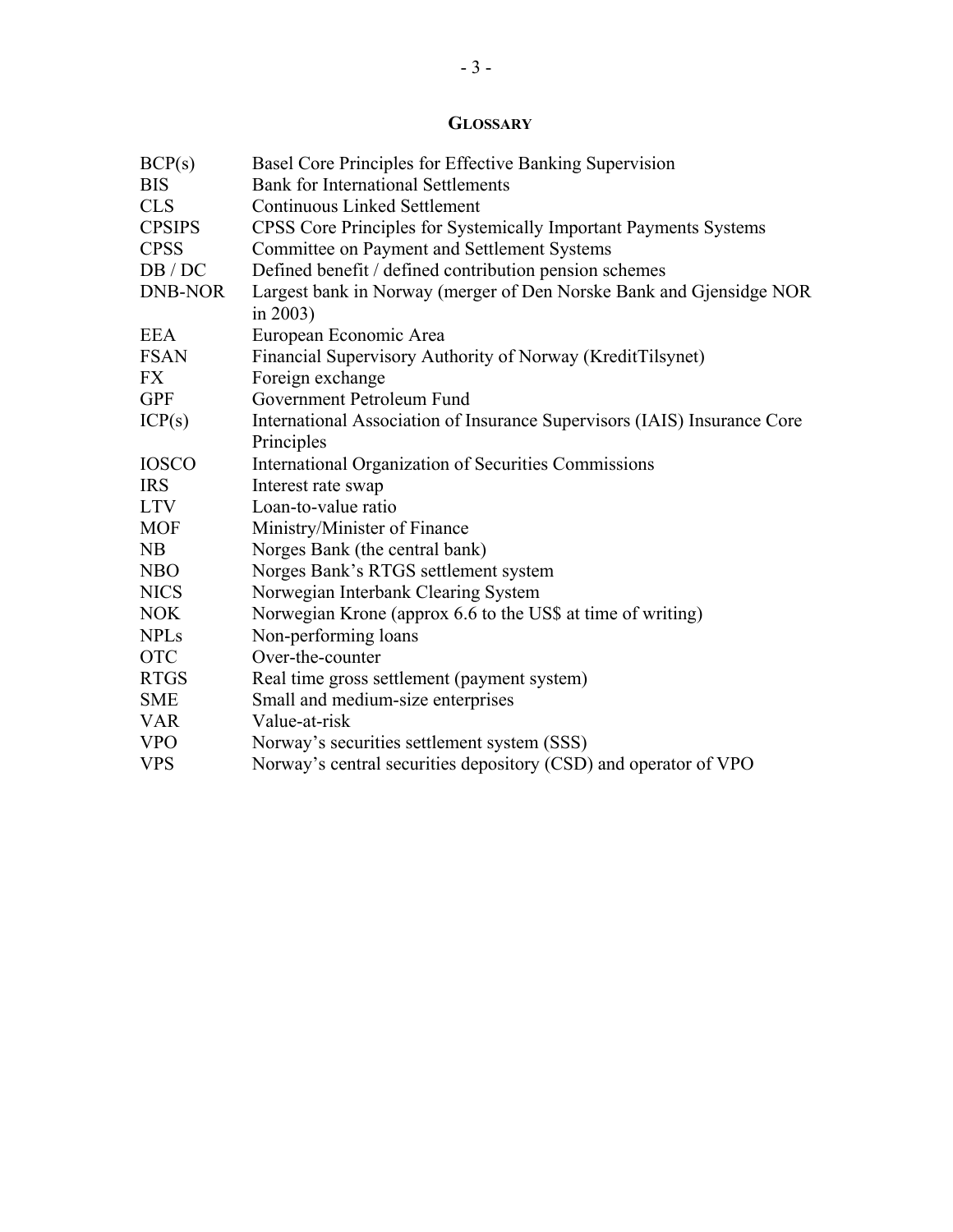# GLOSSARY

| | |
|---|---|
| BCP(s) | Basel Core Principles for Effective Banking Supervision |
| BIS | Bank for International Settlements |
| CLS | Continuous Linked Settlement |
| CPSIPS | CPSS Core Principles for Systemically Important Payments Systems |
| CPSS | Committee on Payment and Settlement Systems |
| DB / DC | Defined benefit / defined contribution pension schemes |
| DNB-NOR | Largest bank in Norway (merger of Den Norske Bank and Gjensidge NOR in 2003) |
| EEA | European Economic Area |
| FSAN | Financial Supervisory Authority of Norway (KreditTilsynet) |
| FX | Foreign exchange |
| GPF | Government Petroleum Fund |
| ICP(s) | International Association of Insurance Supervisors (IAIS) Insurance Core Principles |
| IOSCO | International Organization of Securities Commissions |
| IRS | Interest rate swap |
| LTV | Loan-to-value ratio |
| MOF | Ministry/Minister of Finance |
| NB | Norges Bank (the central bank) |
| NBO | Norges Bank's RTGS settlement system |
| NICS | Norwegian Interbank Clearing System |
| NOK | Norwegian Krone (approx 6.6 to the US$ at time of writing) |
| NPLs | Non-performing loans |
| OTC | Over-the-counter |
| RTGS | Real time gross settlement (payment system) |
| SME | Small and medium-size enterprises |
| VAR | Value-at-risk |
| VPO | Norway's securities settlement system (SSS) |
| VPS | Norway's central securities depository (CSD) and operator of VPO |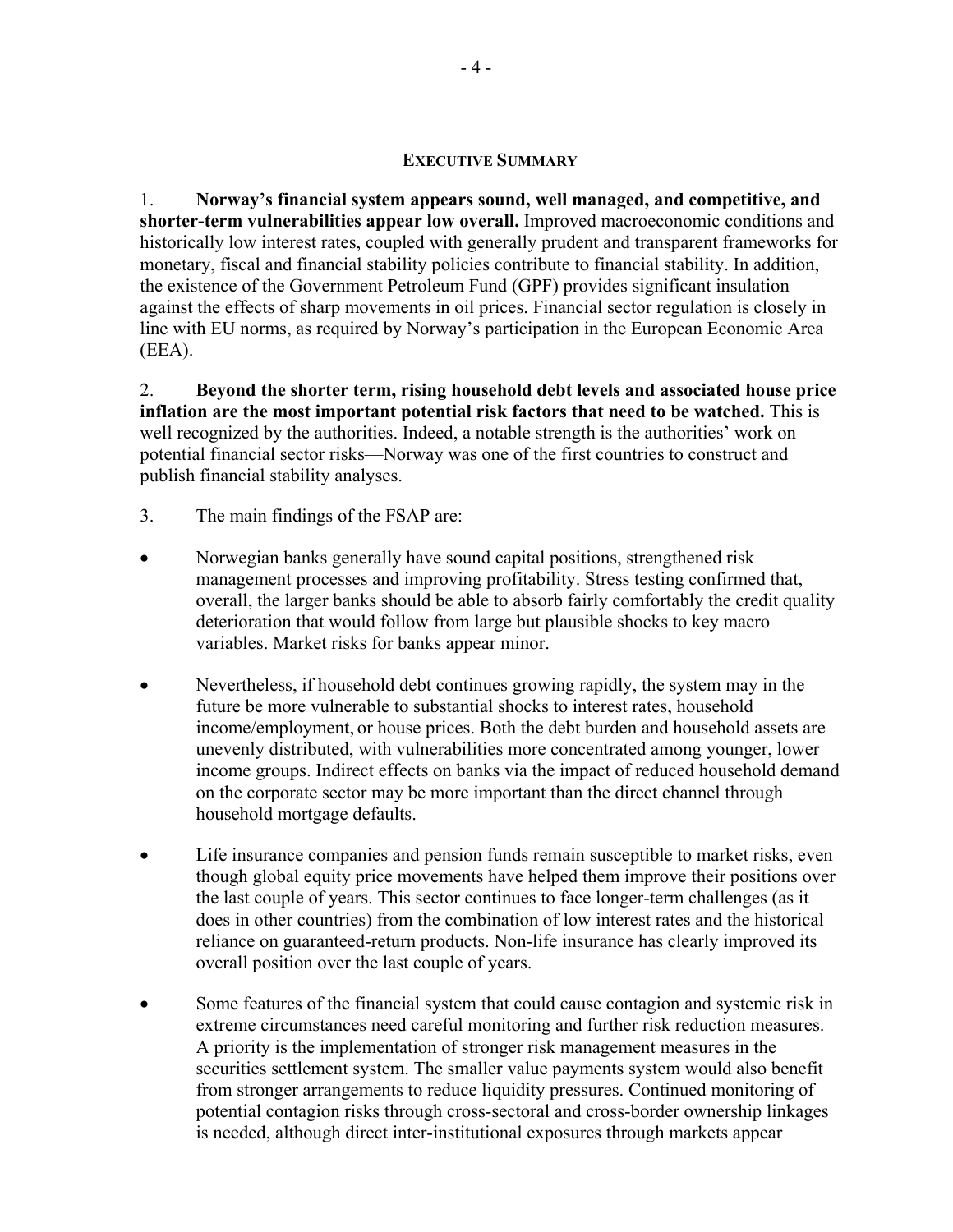## EXECUTIVE SUMMARY

1. **Norway's financial system appears sound, well managed, and competitive, and shorter-term vulnerabilities appear low overall.** Improved macroeconomic conditions and historically low interest rates, coupled with generally prudent and transparent frameworks for monetary, fiscal and financial stability policies contribute to financial stability. In addition, the existence of the Government Petroleum Fund (GPF) provides significant insulation against the effects of sharp movements in oil prices. Financial sector regulation is closely in line with EU norms, as required by Norway's participation in the European Economic Area (EEA).

2. **Beyond the shorter term, rising household debt levels and associated house price inflation are the most important potential risk factors that need to be watched.** This is well recognized by the authorities. Indeed, a notable strength is the authorities' work on potential financial sector risks—Norway was one of the first countries to construct and publish financial stability analyses.

3. The main findings of the FSAP are:

- Norwegian banks generally have sound capital positions, strengthened risk management processes and improving profitability. Stress testing confirmed that, overall, the larger banks should be able to absorb fairly comfortably the credit quality deterioration that would follow from large but plausible shocks to key macro variables. Market risks for banks appear minor.

- Nevertheless, if household debt continues growing rapidly, the system may in the future be more vulnerable to substantial shocks to interest rates, household income/employment, or house prices. Both the debt burden and household assets are unevenly distributed, with vulnerabilities more concentrated among younger, lower income groups. Indirect effects on banks via the impact of reduced household demand on the corporate sector may be more important than the direct channel through household mortgage defaults.

- Life insurance companies and pension funds remain susceptible to market risks, even though global equity price movements have helped them improve their positions over the last couple of years. This sector continues to face longer-term challenges (as it does in other countries) from the combination of low interest rates and the historical reliance on guaranteed-return products. Non-life insurance has clearly improved its overall position over the last couple of years.

- Some features of the financial system that could cause contagion and systemic risk in extreme circumstances need careful monitoring and further risk reduction measures. A priority is the implementation of stronger risk management measures in the securities settlement system. The smaller value payments system would also benefit from stronger arrangements to reduce liquidity pressures. Continued monitoring of potential contagion risks through cross-sectoral and cross-border ownership linkages is needed, although direct inter-institutional exposures through markets appear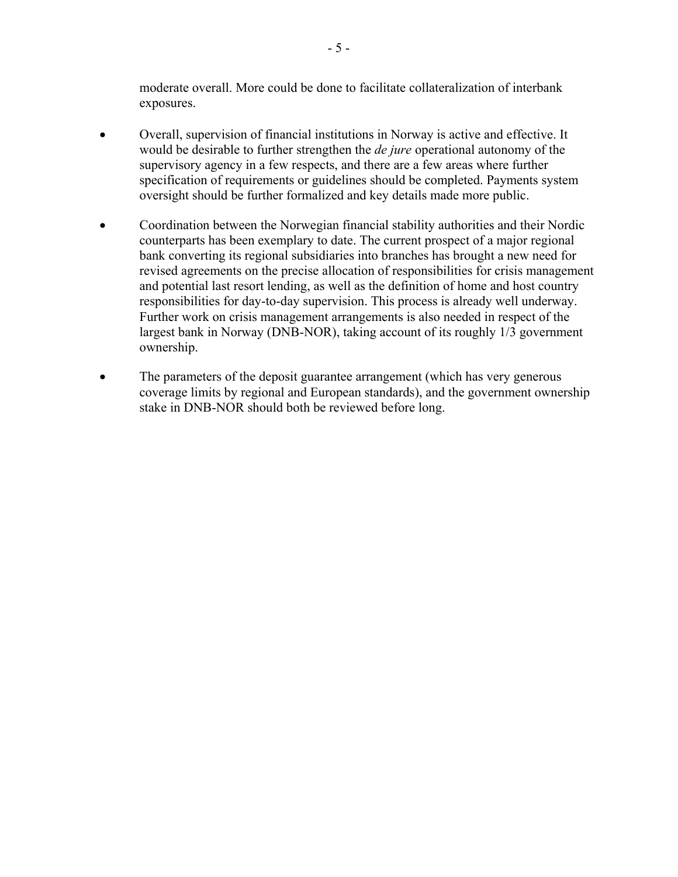moderate overall. More could be done to facilitate collateralization of interbank exposures.

- Overall, supervision of financial institutions in Norway is active and effective. It would be desirable to further strengthen the *de jure* operational autonomy of the supervisory agency in a few respects, and there are a few areas where further specification of requirements or guidelines should be completed. Payments system oversight should be further formalized and key details made more public.
- Coordination between the Norwegian financial stability authorities and their Nordic counterparts has been exemplary to date. The current prospect of a major regional bank converting its regional subsidiaries into branches has brought a new need for revised agreements on the precise allocation of responsibilities for crisis management and potential last resort lending, as well as the definition of home and host country responsibilities for day-to-day supervision. This process is already well underway. Further work on crisis management arrangements is also needed in respect of the largest bank in Norway (DNB-NOR), taking account of its roughly 1/3 government ownership.
- The parameters of the deposit guarantee arrangement (which has very generous coverage limits by regional and European standards), and the government ownership stake in DNB-NOR should both be reviewed before long.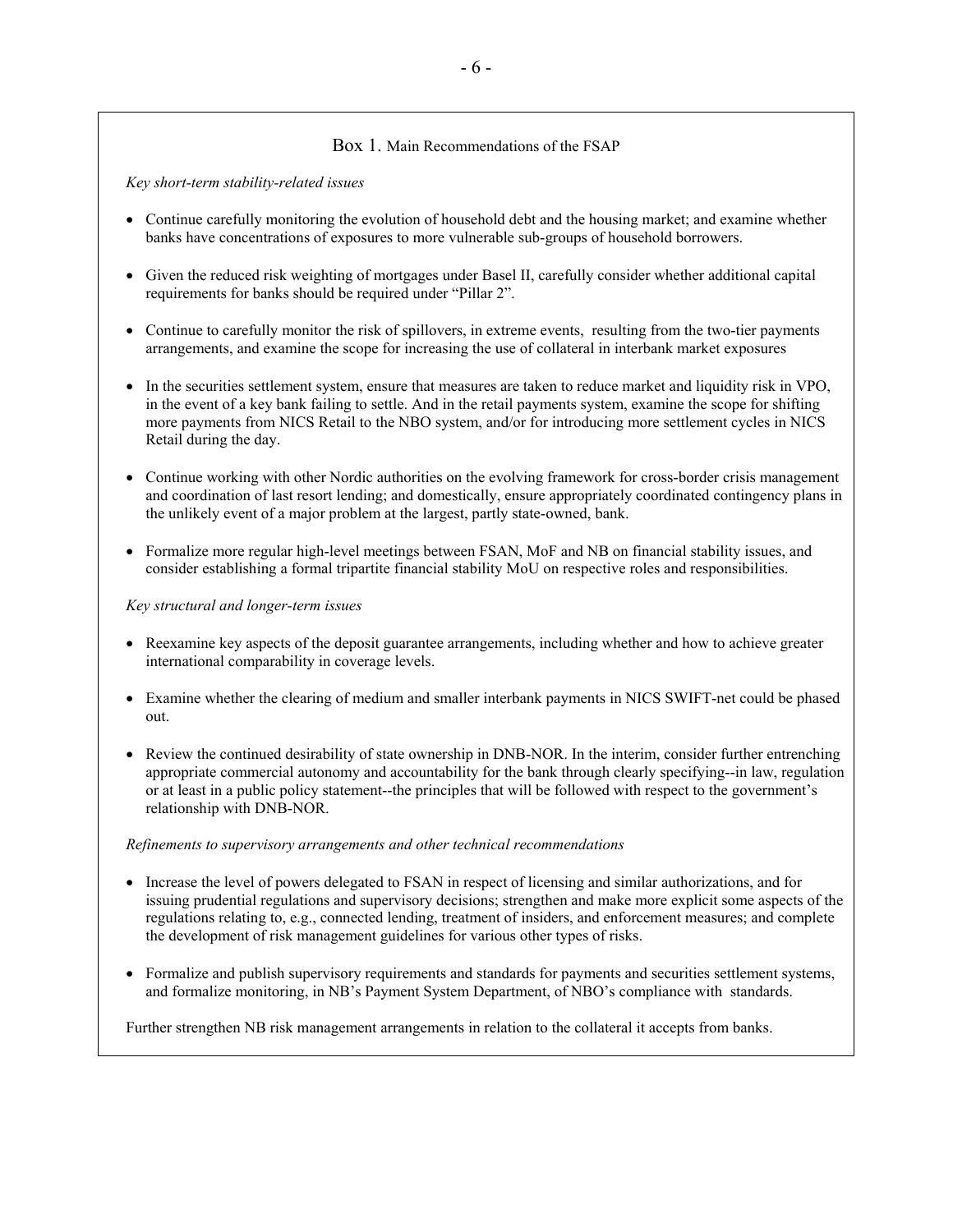## Box 1. Main Recommendations of the FSAP

*Key short-term stability-related issues*

- Continue carefully monitoring the evolution of household debt and the housing market; and examine whether banks have concentrations of exposures to more vulnerable sub-groups of household borrowers.
- Given the reduced risk weighting of mortgages under Basel II, carefully consider whether additional capital requirements for banks should be required under "Pillar 2".
- Continue to carefully monitor the risk of spillovers, in extreme events, resulting from the two-tier payments arrangements, and examine the scope for increasing the use of collateral in interbank market exposures
- In the securities settlement system, ensure that measures are taken to reduce market and liquidity risk in VPO, in the event of a key bank failing to settle. And in the retail payments system, examine the scope for shifting more payments from NICS Retail to the NBO system, and/or for introducing more settlement cycles in NICS Retail during the day.
- Continue working with other Nordic authorities on the evolving framework for cross-border crisis management and coordination of last resort lending; and domestically, ensure appropriately coordinated contingency plans in the unlikely event of a major problem at the largest, partly state-owned, bank.
- Formalize more regular high-level meetings between FSAN, MoF and NB on financial stability issues, and consider establishing a formal tripartite financial stability MoU on respective roles and responsibilities.

*Key structural and longer-term issues*

- Reexamine key aspects of the deposit guarantee arrangements, including whether and how to achieve greater international comparability in coverage levels.
- Examine whether the clearing of medium and smaller interbank payments in NICS SWIFT-net could be phased out.
- Review the continued desirability of state ownership in DNB-NOR. In the interim, consider further entrenching appropriate commercial autonomy and accountability for the bank through clearly specifying--in law, regulation or at least in a public policy statement--the principles that will be followed with respect to the government's relationship with DNB-NOR.

*Refinements to supervisory arrangements and other technical recommendations*

- Increase the level of powers delegated to FSAN in respect of licensing and similar authorizations, and for issuing prudential regulations and supervisory decisions; strengthen and make more explicit some aspects of the regulations relating to, e.g., connected lending, treatment of insiders, and enforcement measures; and complete the development of risk management guidelines for various other types of risks.
- Formalize and publish supervisory requirements and standards for payments and securities settlement systems, and formalize monitoring, in NB's Payment System Department, of NBO's compliance with standards.

Further strengthen NB risk management arrangements in relation to the collateral it accepts from banks.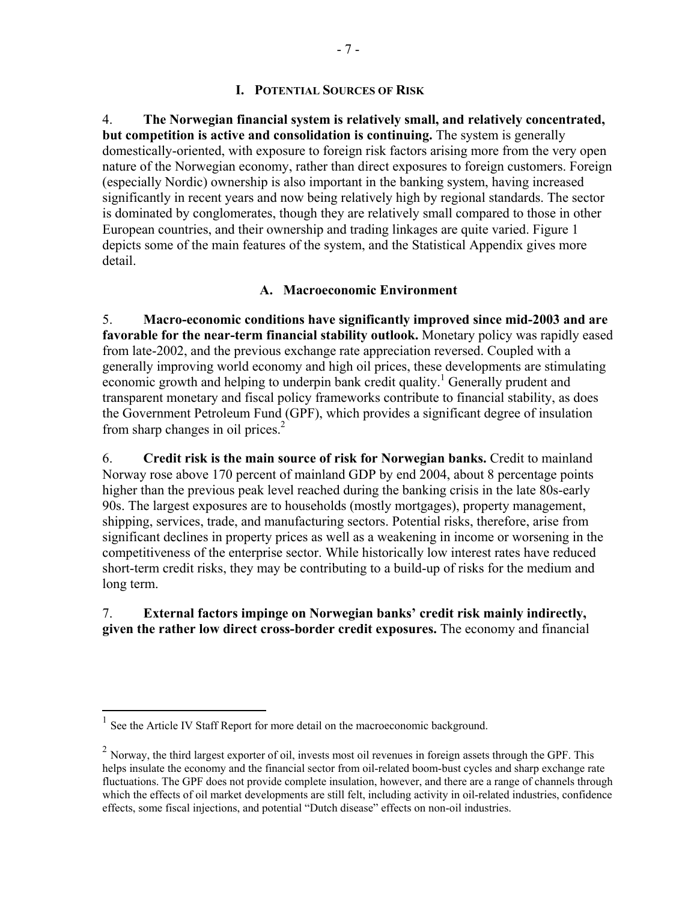## I. POTENTIAL SOURCES OF RISK

4. **The Norwegian financial system is relatively small, and relatively concentrated, but competition is active and consolidation is continuing.** The system is generally domestically-oriented, with exposure to foreign risk factors arising more from the very open nature of the Norwegian economy, rather than direct exposures to foreign customers. Foreign (especially Nordic) ownership is also important in the banking system, having increased significantly in recent years and now being relatively high by regional standards. The sector is dominated by conglomerates, though they are relatively small compared to those in other European countries, and their ownership and trading linkages are quite varied. Figure 1 depicts some of the main features of the system, and the Statistical Appendix gives more detail.

### A. Macroeconomic Environment

5. **Macro-economic conditions have significantly improved since mid-2003 and are favorable for the near-term financial stability outlook.** Monetary policy was rapidly eased from late-2002, and the previous exchange rate appreciation reversed. Coupled with a generally improving world economy and high oil prices, these developments are stimulating economic growth and helping to underpin bank credit quality.[1] Generally prudent and transparent monetary and fiscal policy frameworks contribute to financial stability, as does the Government Petroleum Fund (GPF), which provides a significant degree of insulation from sharp changes in oil prices.[2]

6. **Credit risk is the main source of risk for Norwegian banks.** Credit to mainland Norway rose above 170 percent of mainland GDP by end 2004, about 8 percentage points higher than the previous peak level reached during the banking crisis in the late 80s-early 90s. The largest exposures are to households (mostly mortgages), property management, shipping, services, trade, and manufacturing sectors. Potential risks, therefore, arise from significant declines in property prices as well as a weakening in income or worsening in the competitiveness of the enterprise sector. While historically low interest rates have reduced short-term credit risks, they may be contributing to a build-up of risks for the medium and long term.

7. **External factors impinge on Norwegian banks' credit risk mainly indirectly, given the rather low direct cross-border credit exposures.** The economy and financial

---

[1] See the Article IV Staff Report for more detail on the macroeconomic background.

[2] Norway, the third largest exporter of oil, invests most oil revenues in foreign assets through the GPF. This helps insulate the economy and the financial sector from oil-related boom-bust cycles and sharp exchange rate fluctuations. The GPF does not provide complete insulation, however, and there are a range of channels through which the effects of oil market developments are still felt, including activity in oil-related industries, confidence effects, some fiscal injections, and potential "Dutch disease" effects on non-oil industries.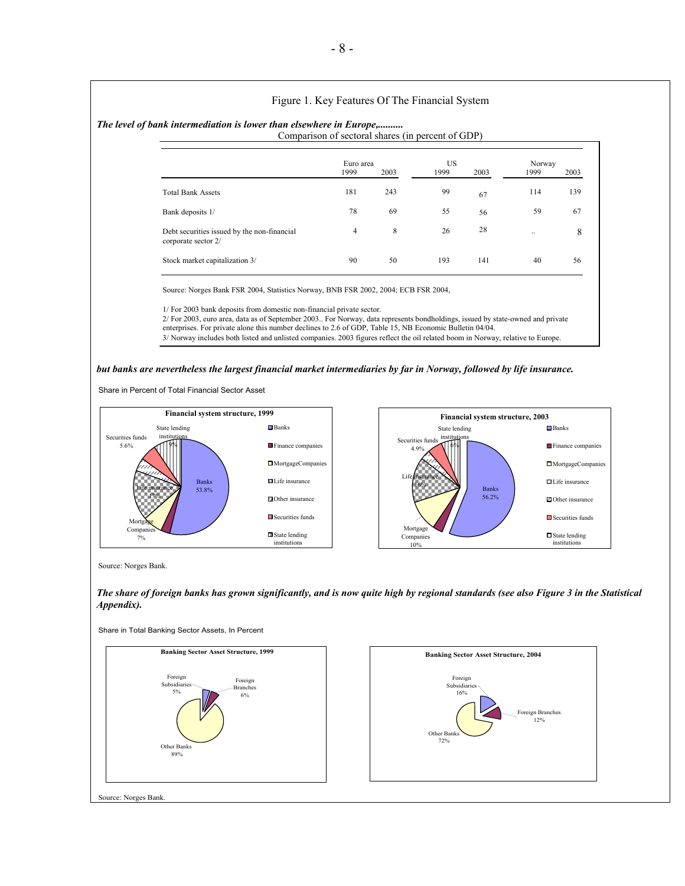## Figure 1. Key Features Of The Financial System

***The level of bank intermediation is lower than elsewhere in Europe,..........***

Comparison of sectoral shares (in percent of GDP)

| | Euro area 1999 | Euro area 2003 | US 1999 | US 2003 | Norway 1999 | Norway 2003 |
|---|---|---|---|---|---|---|
| Total Bank Assets | 181 | 243 | 99 | 67 | 114 | 139 |
| Bank deposits 1/ | 78 | 69 | 55 | 56 | 59 | 67 |
| Debt securities issued by the non-financial corporate sector 2/ | 4 | 8 | 26 | 28 | .. | 8 |
| Stock market capitalization 3/ | 90 | 50 | 193 | 141 | 40 | 56 |

Source: Norges Bank FSR 2004, Statistics Norway, BNB FSR 2002, 2004; ECB FSR 2004,

1/ For 2003 bank deposits from domestic non-financial private sector.
2/ For 2003, euro area, data as of September 2003.. For Norway, data represents bondholdings, issued by state-owned and private enterprises. For private alone this number declines to 2.6 of GDP, Table 15, NB Economic Bulletin 04/04.
3/ Norway includes both listed and unlisted companies. 2003 figures reflect the oil related boom in Norway, relative to Europe.

***but banks are nevertheless the largest financial market intermediaries by far in Norway, followed by life insurance.***

Share in Percent of Total Financial Sector Asset

Financial system structure, 1999

Banks 53.8%
Mortgage Companies 7%
Life insurance 17%
Securities funds 5.6%
State lending institutions 9%

Legend: Banks; Finance companies; MortgageCompanies; Life insurance; Other insurance; Securities funds; State lending institutions

Financial system structure, 2003

Banks 56.2%
Mortgage Companies 10%
Life insurance 16%
Securities funds 4.9%
State lending institutions 6%

Legend: Banks; Finance companies; MortgageCompanies; Life insurance; Other insurance; Securities funds; State lending institutions

Source: Norges Bank.

***The share of foreign banks has grown significantly, and is now quite high by regional standards (see also Figure 3 in the Statistical Appendix).***

Share in Total Banking Sector Assets, In Percent

Banking Sector Asset Structure, 1999

Foreign Subsidiaries 5%
Foreign Branches 6%
Other Banks 89%

Banking Sector Asset Structure, 2004

Foreign Subsidiaries 16%
Foreign Branches 12%
Other Banks 72%

Source: Norges Bank.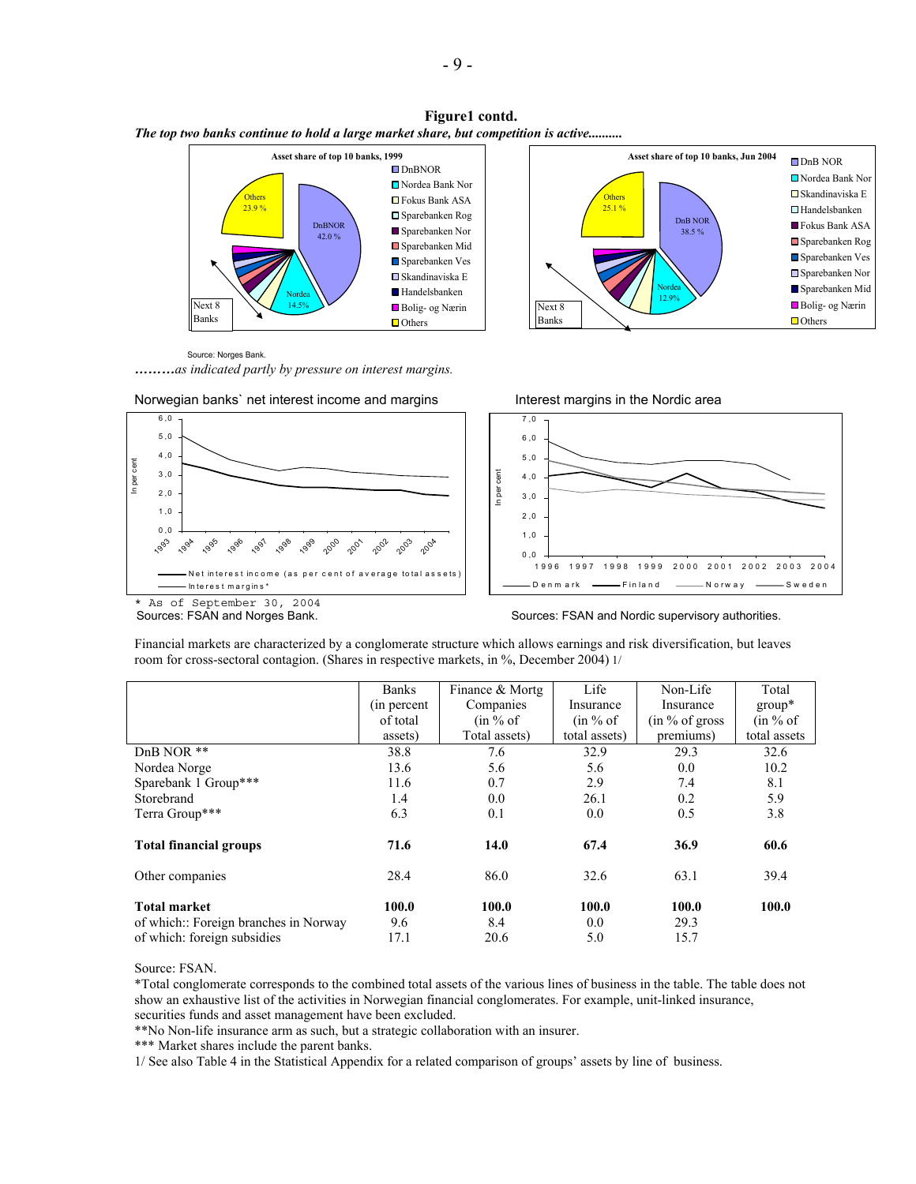**Figure1 contd.**

***The top two banks continue to hold a large market share, but competition is active..........***

Asset share of top 10 banks, 1999

DnBNOR
Nordea Bank Nor
Fokus Bank ASA
Sparebanken Rog
Sparebanken Nor
Sparebanken Mid
Sparebanken Ves
Skandinaviska E
Handelsbanken
Bolig- og Nærin
Others

Others 23.9 %
DnBNOR 42.0 %
Nordea 14.5%
Next 8 Banks

Asset share of top 10 banks, Jun 2004

DnB NOR
Nordea Bank Nor
Skandinaviska E
Handelsbanken
Fokus Bank ASA
Sparebanken Rog
Sparebanken Ves
Sparebanken Nor
Sparebanken Mid
Bolig- og Nærin
Others

Others 25.1 %
DnB NOR 38.5 %
Nordea 12.9%
Next 8 Banks

Source: Norges Bank.

*.........as indicated partly by pressure on interest margins.*

Norwegian banks` net interest income and margins

In per cent

6,0
5,0
4,0
3,0
2,0
1,0
0,0

1993 1994 1995 1996 1997 1998 1999 2000 2001 2002 2003 2004

Net interest income (as per cent of average total assets)
Interest margins*

\* As of September 30, 2004
Sources: FSAN and Norges Bank.

Interest margins in the Nordic area

In per cent

7,0
6,0
5,0
4,0
3,0
2,0
1,0
0,0

1996 1997 1998 1999 2000 2001 2002 2003 2004

Denmark
Finland
Norway
Sweden

Sources: FSAN and Nordic supervisory authorities.

Financial markets are characterized by a conglomerate structure which allows earnings and risk diversification, but leaves room for cross-sectoral contagion. (Shares in respective markets, in %, December 2004) 1/

| | Banks (in percent of total assets) | Finance & Mortg Companies (in % of Total assets) | Life Insurance (in % of total assets) | Non-Life Insurance (in % of gross premiums) | Total group* (in % of total assets |
|---|---|---|---|---|---|
| DnB NOR ** | 38.8 | 7.6 | 32.9 | 29.3 | 32.6 |
| Nordea Norge | 13.6 | 5.6 | 5.6 | 0.0 | 10.2 |
| Sparebank 1 Group*** | 11.6 | 0.7 | 2.9 | 7.4 | 8.1 |
| Storebrand | 1.4 | 0.0 | 26.1 | 0.2 | 5.9 |
| Terra Group*** | 6.3 | 0.1 | 0.0 | 0.5 | 3.8 |
| **Total financial groups** | **71.6** | **14.0** | **67.4** | **36.9** | **60.6** |
| Other companies | 28.4 | 86.0 | 32.6 | 63.1 | 39.4 |
| **Total market** | **100.0** | **100.0** | **100.0** | **100.0** | **100.0** |
| of which:: Foreign branches in Norway | 9.6 | 8.4 | 0.0 | 29.3 | |
| of which: foreign subsidies | 17.1 | 20.6 | 5.0 | 15.7 | |

Source: FSAN.

*Total conglomerate corresponds to the combined total assets of the various lines of business in the table. The table does not show an exhaustive list of the activities in Norwegian financial conglomerates. For example, unit-linked insurance, securities funds and asset management have been excluded.

**No Non-life insurance arm as such, but a strategic collaboration with an insurer.

*** Market shares include the parent banks.

1/ See also Table 4 in the Statistical Appendix for a related comparison of groups' assets by line of business.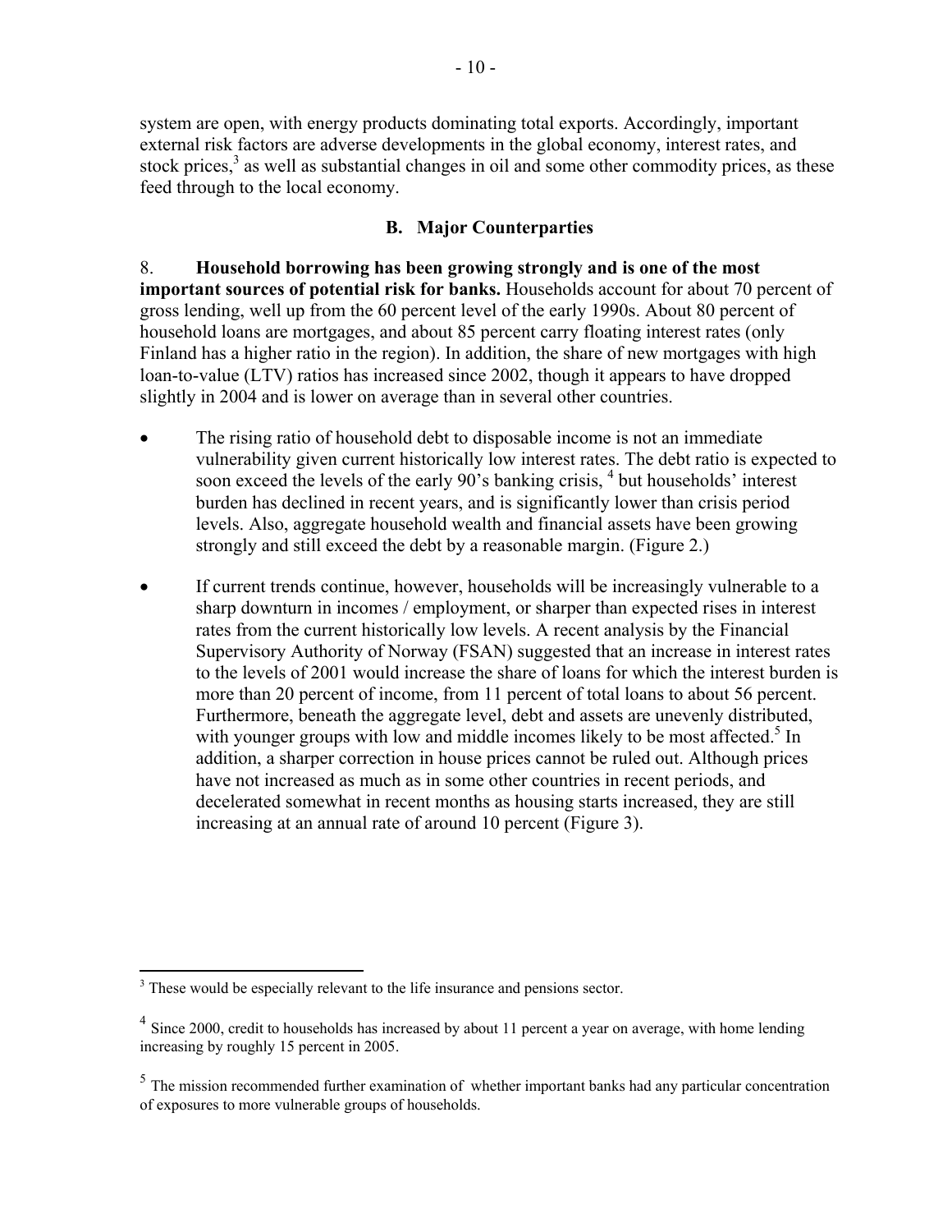system are open, with energy products dominating total exports. Accordingly, important external risk factors are adverse developments in the global economy, interest rates, and stock prices,[3] as well as substantial changes in oil and some other commodity prices, as these feed through to the local economy.

### B. Major Counterparties

8. **Household borrowing has been growing strongly and is one of the most important sources of potential risk for banks.** Households account for about 70 percent of gross lending, well up from the 60 percent level of the early 1990s. About 80 percent of household loans are mortgages, and about 85 percent carry floating interest rates (only Finland has a higher ratio in the region). In addition, the share of new mortgages with high loan-to-value (LTV) ratios has increased since 2002, though it appears to have dropped slightly in 2004 and is lower on average than in several other countries.

- The rising ratio of household debt to disposable income is not an immediate vulnerability given current historically low interest rates. The debt ratio is expected to soon exceed the levels of the early 90's banking crisis,[4] but households' interest burden has declined in recent years, and is significantly lower than crisis period levels. Also, aggregate household wealth and financial assets have been growing strongly and still exceed the debt by a reasonable margin. (Figure 2.)

- If current trends continue, however, households will be increasingly vulnerable to a sharp downturn in incomes / employment, or sharper than expected rises in interest rates from the current historically low levels. A recent analysis by the Financial Supervisory Authority of Norway (FSAN) suggested that an increase in interest rates to the levels of 2001 would increase the share of loans for which the interest burden is more than 20 percent of income, from 11 percent of total loans to about 56 percent. Furthermore, beneath the aggregate level, debt and assets are unevenly distributed, with younger groups with low and middle incomes likely to be most affected.[5] In addition, a sharper correction in house prices cannot be ruled out. Although prices have not increased as much as in some other countries in recent periods, and decelerated somewhat in recent months as housing starts increased, they are still increasing at an annual rate of around 10 percent (Figure 3).

---

[3] These would be especially relevant to the life insurance and pensions sector.

[4] Since 2000, credit to households has increased by about 11 percent a year on average, with home lending increasing by roughly 15 percent in 2005.

[5] The mission recommended further examination of whether important banks had any particular concentration of exposures to more vulnerable groups of households.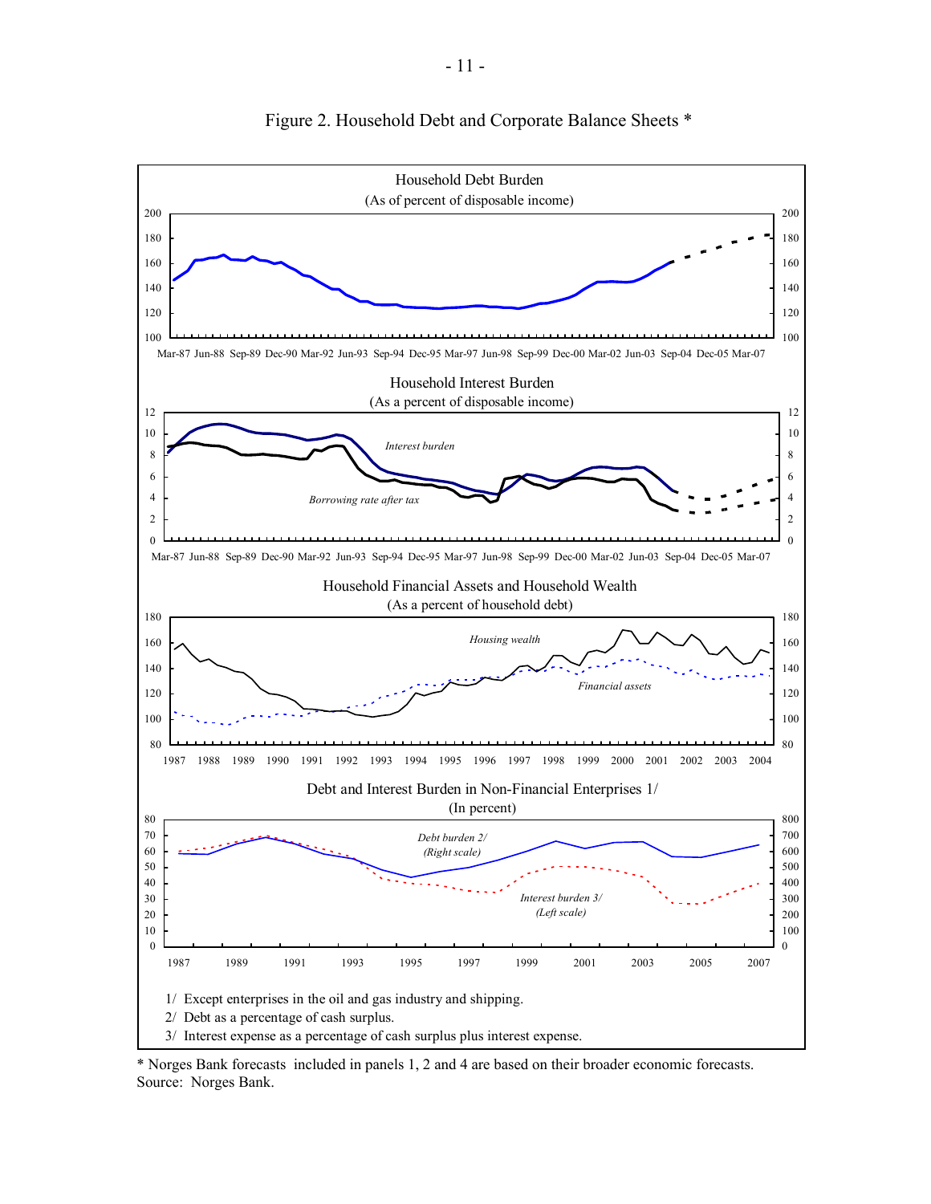Figure 2. Household Debt and Corporate Balance Sheets *

Household Debt Burden

(As of percent of disposable income)

200
180
160
140
120
100

Mar-87 Jun-88 Sep-89 Dec-90 Mar-92 Jun-93 Sep-94 Dec-95 Mar-97 Jun-98 Sep-99 Dec-00 Mar-02 Jun-03 Sep-04 Dec-05 Mar-07

Household Interest Burden

(As a percent of disposable income)

12
10
8
6
4
2
0

Interest burden

Borrowing rate after tax

Mar-87 Jun-88 Sep-89 Dec-90 Mar-92 Jun-93 Sep-94 Dec-95 Mar-97 Jun-98 Sep-99 Dec-00 Mar-02 Jun-03 Sep-04 Dec-05 Mar-07

Household Financial Assets and Household Wealth

(As a percent of household debt)

180
160
140
120
100
80

Housing wealth

Financial assets

1987 1988 1989 1990 1991 1992 1993 1994 1995 1996 1997 1998 1999 2000 2001 2002 2003 2004

Debt and Interest Burden in Non-Financial Enterprises 1/

(In percent)

80 70 60 50 40 30 20 10 0

800 700 600 500 400 300 200 100 0

Debt burden 2/
(Right scale)

Interest burden 3/
(Left scale)

1987 1989 1991 1993 1995 1997 1999 2001 2003 2005 2007

1/ Except enterprises in the oil and gas industry and shipping.

2/ Debt as a percentage of cash surplus.

3/ Interest expense as a percentage of cash surplus plus interest expense.

* Norges Bank forecasts included in panels 1, 2 and 4 are based on their broader economic forecasts.

Source: Norges Bank.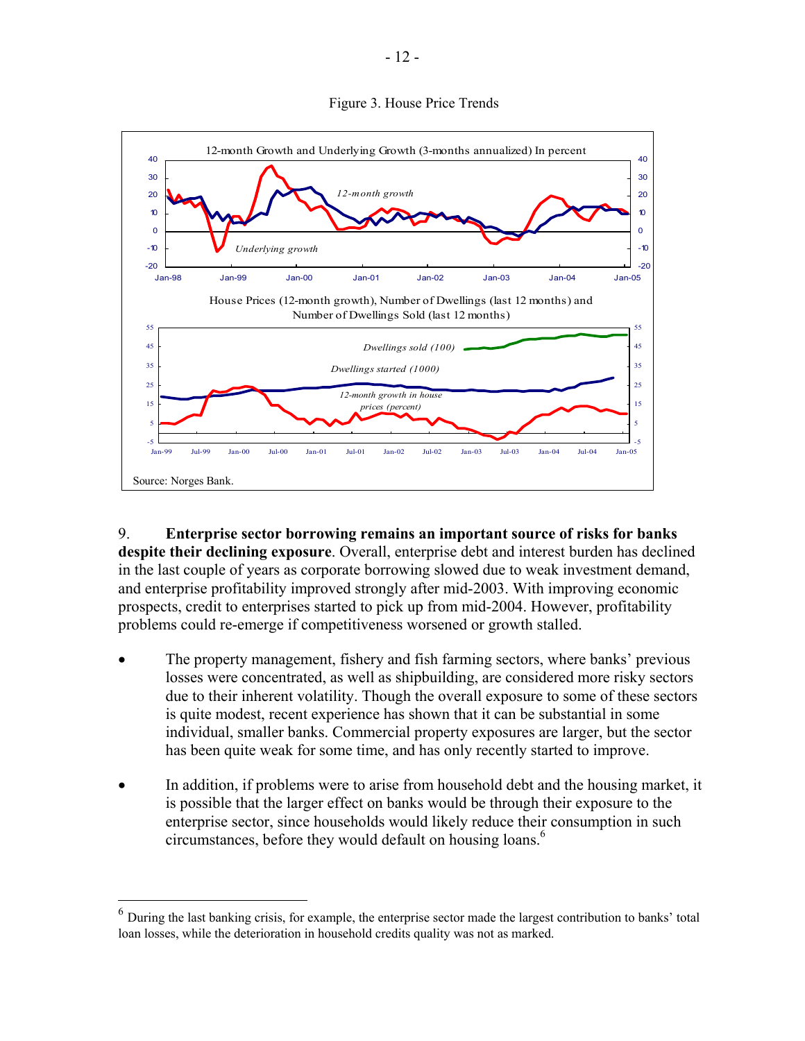Figure 3. House Price Trends

12-month Growth and Underlying Growth (3-months annualized) In percent

40
30
20
10
0
-10
-20

12-month growth

Underlying growth

Jan-98 Jan-99 Jan-00 Jan-01 Jan-02 Jan-03 Jan-04 Jan-05

House Prices (12-month growth), Number of Dwellings (last 12 months) and Number of Dwellings Sold (last 12 months)

55
45
35
25
15
5
-5

Dwellings sold (100)

Dwellings started (1000)

12-month growth in house prices (percent)

Jan-99 Jul-99 Jan-00 Jul-00 Jan-01 Jul-01 Jan-02 Jul-02 Jan-03 Jul-03 Jan-04 Jul-04 Jan-05

Source: Norges Bank.

9. **Enterprise sector borrowing remains an important source of risks for banks despite their declining exposure**. Overall, enterprise debt and interest burden has declined in the last couple of years as corporate borrowing slowed due to weak investment demand, and enterprise profitability improved strongly after mid-2003. With improving economic prospects, credit to enterprises started to pick up from mid-2004. However, profitability problems could re-emerge if competitiveness worsened or growth stalled.

- The property management, fishery and fish farming sectors, where banks' previous losses were concentrated, as well as shipbuilding, are considered more risky sectors due to their inherent volatility. Though the overall exposure to some of these sectors is quite modest, recent experience has shown that it can be substantial in some individual, smaller banks. Commercial property exposures are larger, but the sector has been quite weak for some time, and has only recently started to improve.

- In addition, if problems were to arise from household debt and the housing market, it is possible that the larger effect on banks would be through their exposure to the enterprise sector, since households would likely reduce their consumption in such circumstances, before they would default on housing loans.[6]

[6] During the last banking crisis, for example, the enterprise sector made the largest contribution to banks' total loan losses, while the deterioration in household credits quality was not as marked.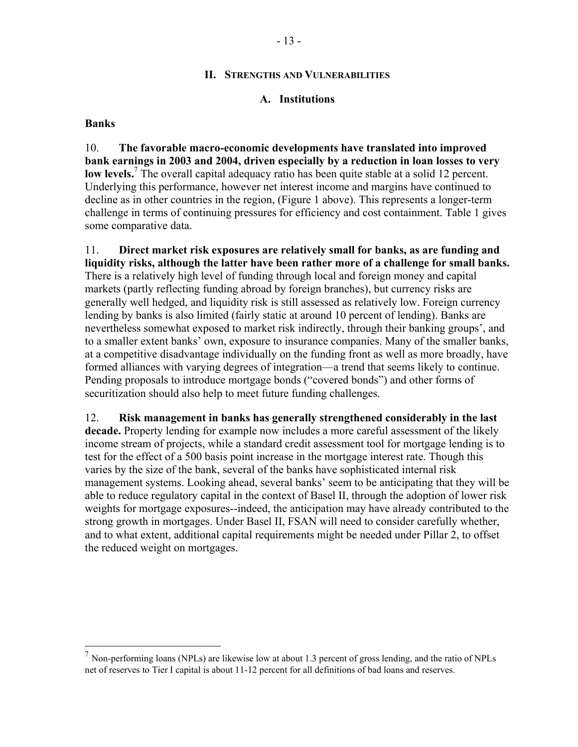## II. Strengths and Vulnerabilities

### A. Institutions

**Banks**

10. **The favorable macro-economic developments have translated into improved bank earnings in 2003 and 2004, driven especially by a reduction in loan losses to very low levels.**[7] The overall capital adequacy ratio has been quite stable at a solid 12 percent. Underlying this performance, however net interest income and margins have continued to decline as in other countries in the region, (Figure 1 above). This represents a longer-term challenge in terms of continuing pressures for efficiency and cost containment. Table 1 gives some comparative data.

11. **Direct market risk exposures are relatively small for banks, as are funding and liquidity risks, although the latter have been rather more of a challenge for small banks.** There is a relatively high level of funding through local and foreign money and capital markets (partly reflecting funding abroad by foreign branches), but currency risks are generally well hedged, and liquidity risk is still assessed as relatively low. Foreign currency lending by banks is also limited (fairly static at around 10 percent of lending). Banks are nevertheless somewhat exposed to market risk indirectly, through their banking groups', and to a smaller extent banks' own, exposure to insurance companies. Many of the smaller banks, at a competitive disadvantage individually on the funding front as well as more broadly, have formed alliances with varying degrees of integration—a trend that seems likely to continue. Pending proposals to introduce mortgage bonds ("covered bonds") and other forms of securitization should also help to meet future funding challenges.

12. **Risk management in banks has generally strengthened considerably in the last decade.** Property lending for example now includes a more careful assessment of the likely income stream of projects, while a standard credit assessment tool for mortgage lending is to test for the effect of a 500 basis point increase in the mortgage interest rate. Though this varies by the size of the bank, several of the banks have sophisticated internal risk management systems. Looking ahead, several banks' seem to be anticipating that they will be able to reduce regulatory capital in the context of Basel II, through the adoption of lower risk weights for mortgage exposures--indeed, the anticipation may have already contributed to the strong growth in mortgages. Under Basel II, FSAN will need to consider carefully whether, and to what extent, additional capital requirements might be needed under Pillar 2, to offset the reduced weight on mortgages.

---

[7] Non-performing loans (NPLs) are likewise low at about 1.3 percent of gross lending, and the ratio of NPLs net of reserves to Tier I capital is about 11-12 percent for all definitions of bad loans and reserves.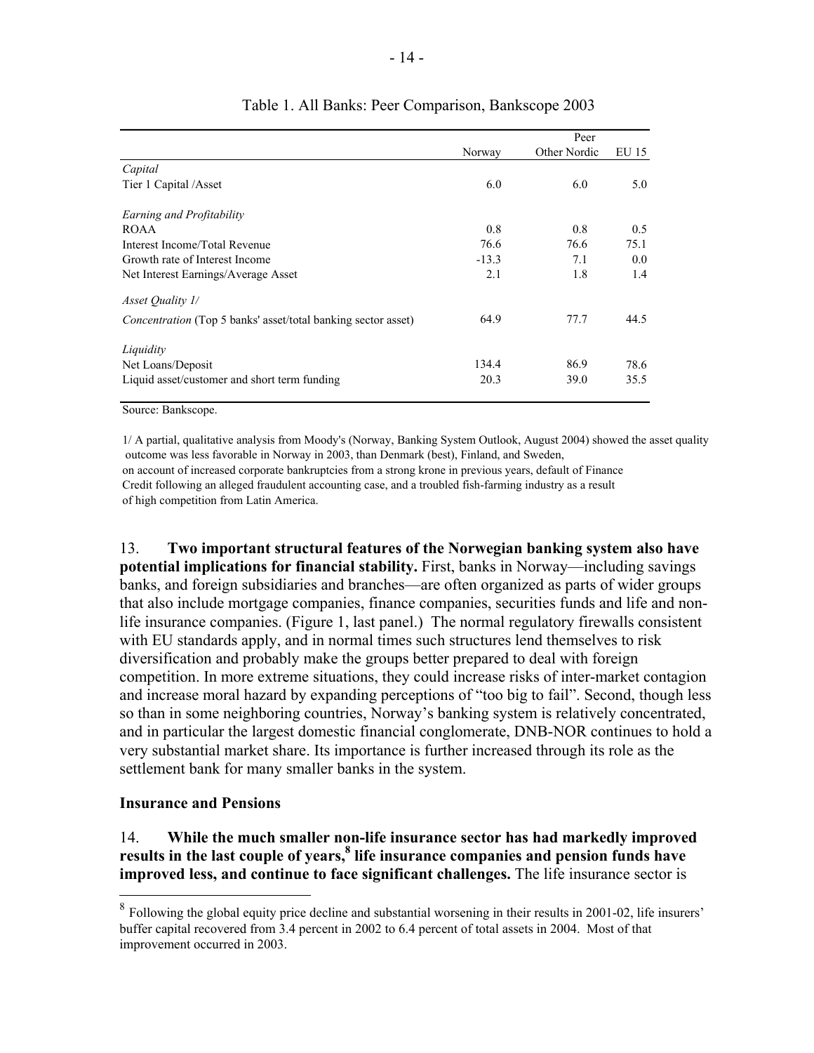Table 1. All Banks: Peer Comparison, Bankscope 2003

| | Norway | Peer Other Nordic | EU 15 |
|---|---|---|---|
| *Capital* | | | |
| Tier 1 Capital /Asset | 6.0 | 6.0 | 5.0 |
| *Earning and Profitability* | | | |
| ROAA | 0.8 | 0.8 | 0.5 |
| Interest Income/Total Revenue | 76.6 | 76.6 | 75.1 |
| Growth rate of Interest Income | -13.3 | 7.1 | 0.0 |
| Net Interest Earnings/Average Asset | 2.1 | 1.8 | 1.4 |
| *Asset Quality 1/* | | | |
| *Concentration* (Top 5 banks' asset/total banking sector asset) | 64.9 | 77.7 | 44.5 |
| *Liquidity* | | | |
| Net Loans/Deposit | 134.4 | 86.9 | 78.6 |
| Liquid asset/customer and short term funding | 20.3 | 39.0 | 35.5 |

Source: Bankscope.

1/ A partial, qualitative analysis from Moody's (Norway, Banking System Outlook, August 2004) showed the asset quality outcome was less favorable in Norway in 2003, than Denmark (best), Finland, and Sweden, on account of increased corporate bankruptcies from a strong krone in previous years, default of Finance Credit following an alleged fraudulent accounting case, and a troubled fish-farming industry as a result of high competition from Latin America.

13. **Two important structural features of the Norwegian banking system also have potential implications for financial stability.** First, banks in Norway—including savings banks, and foreign subsidiaries and branches—are often organized as parts of wider groups that also include mortgage companies, finance companies, securities funds and life and non-life insurance companies. (Figure 1, last panel.) The normal regulatory firewalls consistent with EU standards apply, and in normal times such structures lend themselves to risk diversification and probably make the groups better prepared to deal with foreign competition. In more extreme situations, they could increase risks of inter-market contagion and increase moral hazard by expanding perceptions of "too big to fail". Second, though less so than in some neighboring countries, Norway's banking system is relatively concentrated, and in particular the largest domestic financial conglomerate, DNB-NOR continues to hold a very substantial market share. Its importance is further increased through its role as the settlement bank for many smaller banks in the system.

### Insurance and Pensions

14. **While the much smaller non-life insurance sector has had markedly improved results in the last couple of years,[8] life insurance companies and pension funds have improved less, and continue to face significant challenges.** The life insurance sector is

[8] Following the global equity price decline and substantial worsening in their results in 2001-02, life insurers' buffer capital recovered from 3.4 percent in 2002 to 6.4 percent of total assets in 2004. Most of that improvement occurred in 2003.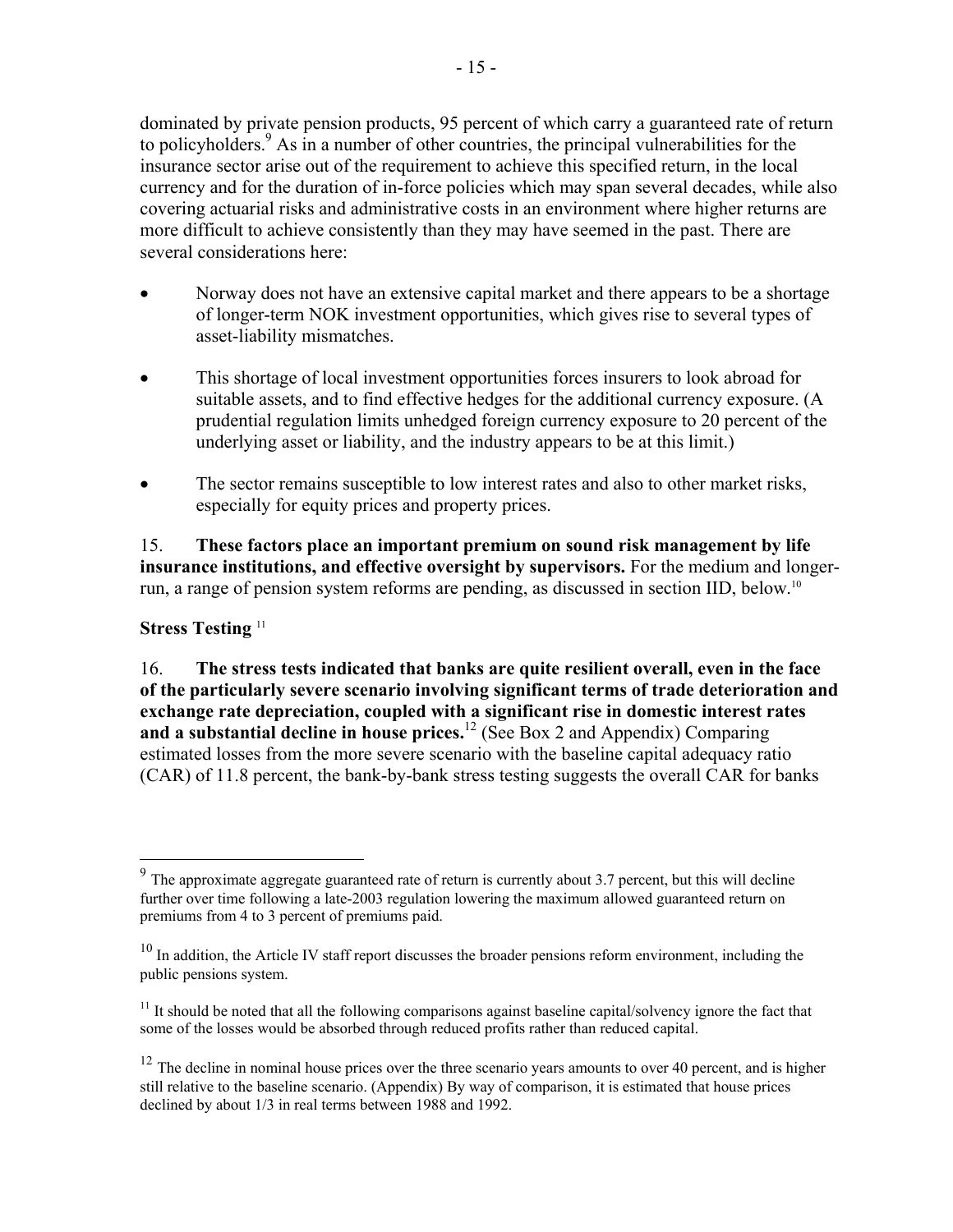dominated by private pension products, 95 percent of which carry a guaranteed rate of return to policyholders.[9] As in a number of other countries, the principal vulnerabilities for the insurance sector arise out of the requirement to achieve this specified return, in the local currency and for the duration of in-force policies which may span several decades, while also covering actuarial risks and administrative costs in an environment where higher returns are more difficult to achieve consistently than they may have seemed in the past. There are several considerations here:

- Norway does not have an extensive capital market and there appears to be a shortage of longer-term NOK investment opportunities, which gives rise to several types of asset-liability mismatches.
- This shortage of local investment opportunities forces insurers to look abroad for suitable assets, and to find effective hedges for the additional currency exposure. (A prudential regulation limits unhedged foreign currency exposure to 20 percent of the underlying asset or liability, and the industry appears to be at this limit.)
- The sector remains susceptible to low interest rates and also to other market risks, especially for equity prices and property prices.

15. **These factors place an important premium on sound risk management by life insurance institutions, and effective oversight by supervisors.** For the medium and longer-run, a range of pension system reforms are pending, as discussed in section IID, below.[10]

### Stress Testing [11]

16. **The stress tests indicated that banks are quite resilient overall, even in the face of the particularly severe scenario involving significant terms of trade deterioration and exchange rate depreciation, coupled with a significant rise in domestic interest rates and a substantial decline in house prices.**[12] (See Box 2 and Appendix) Comparing estimated losses from the more severe scenario with the baseline capital adequacy ratio (CAR) of 11.8 percent, the bank-by-bank stress testing suggests the overall CAR for banks

---

[9] The approximate aggregate guaranteed rate of return is currently about 3.7 percent, but this will decline further over time following a late-2003 regulation lowering the maximum allowed guaranteed return on premiums from 4 to 3 percent of premiums paid.

[10] In addition, the Article IV staff report discusses the broader pensions reform environment, including the public pensions system.

[11] It should be noted that all the following comparisons against baseline capital/solvency ignore the fact that some of the losses would be absorbed through reduced profits rather than reduced capital.

[12] The decline in nominal house prices over the three scenario years amounts to over 40 percent, and is higher still relative to the baseline scenario. (Appendix) By way of comparison, it is estimated that house prices declined by about 1/3 in real terms between 1988 and 1992.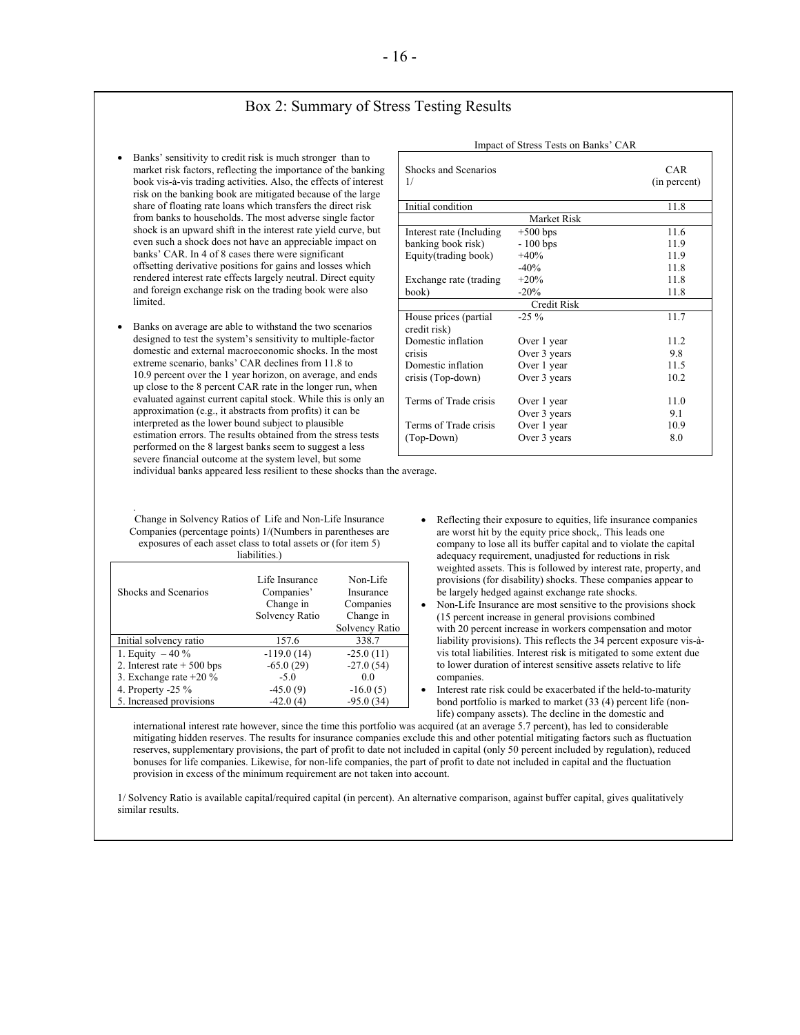## Box 2: Summary of Stress Testing Results

- Banks' sensitivity to credit risk is much stronger than to market risk factors, reflecting the importance of the banking book vis-à-vis trading activities. Also, the effects of interest risk on the banking book are mitigated because of the large share of floating rate loans which transfers the direct risk from banks to households. The most adverse single factor shock is an upward shift in the interest rate yield curve, but even such a shock does not have an appreciable impact on banks' CAR. In 4 of 8 cases there were significant offsetting derivative positions for gains and losses which rendered interest rate effects largely neutral. Direct equity and foreign exchange risk on the trading book were also limited.

- Banks on average are able to withstand the two scenarios designed to test the system's sensitivity to multiple-factor domestic and external macroeconomic shocks. In the most extreme scenario, banks' CAR declines from 11.8 to 10.9 percent over the 1 year horizon, on average, and ends up close to the 8 percent CAR rate in the longer run, when evaluated against current capital stock. While this is only an approximation (e.g., it abstracts from profits) it can be interpreted as the lower bound subject to plausible estimation errors. The results obtained from the stress tests performed on the 8 largest banks seem to suggest a less severe financial outcome at the system level, but some individual banks appeared less resilient to these shocks than the average.

Impact of Stress Tests on Banks' CAR

| Shocks and Scenarios 1/ | | CAR (in percent) |
|---|---|---|
| Initial condition | | 11.8 |
| | Market Risk | |
| Interest rate (Including banking book risk) | +500 bps | 11.6 |
| | - 100 bps | 11.9 |
| Equity(trading book) | +40% | 11.9 |
| | -40% | 11.8 |
| Exchange rate (trading book) | +20% | 11.8 |
| | -20% | 11.8 |
| | Credit Risk | |
| House prices (partial credit risk) | -25 % | 11.7 |
| Domestic inflation crisis | Over 1 year | 11.2 |
| | Over 3 years | 9.8 |
| Domestic inflation crisis (Top-down) | Over 1 year | 11.5 |
| | Over 3 years | 10.2 |
| Terms of Trade crisis | Over 1 year | 11.0 |
| | Over 3 years | 9.1 |
| Terms of Trade crisis (Top-Down) | Over 1 year | 10.9 |
| | Over 3 years | 8.0 |

Change in Solvency Ratios of Life and Non-Life Insurance Companies (percentage points) 1/(Numbers in parentheses are exposures of each asset class to total assets or (for item 5) liabilities.)

| Shocks and Scenarios | Life Insurance Companies' Change in Solvency Ratio | Non-Life Insurance Companies Change in Solvency Ratio |
|---|---|---|
| Initial solvency ratio | 157.6 | 338.7 |
| 1. Equity – 40 % | -119.0 (14) | -25.0 (11) |
| 2. Interest rate + 500 bps | -65.0 (29) | -27.0 (54) |
| 3. Exchange rate +20 % | -5.0 | 0.0 |
| 4. Property -25 % | -45.0 (9) | -16.0 (5) |
| 5. Increased provisions | -42.0 (4) | -95.0 (34) |

- Reflecting their exposure to equities, life insurance companies are worst hit by the equity price shock,. This leads one company to lose all its buffer capital and to violate the capital adequacy requirement, unadjusted for reductions in risk weighted assets. This is followed by interest rate, property, and provisions (for disability) shocks. These companies appear to be largely hedged against exchange rate shocks.
- Non-Life Insurance are most sensitive to the provisions shock (15 percent increase in general provisions combined with 20 percent increase in workers compensation and motor liability provisions). This reflects the 34 percent exposure vis-à-vis total liabilities. Interest risk is mitigated to some extent due to lower duration of interest sensitive assets relative to life companies.
- Interest rate risk could be exacerbated if the held-to-maturity bond portfolio is marked to market (33 (4) percent life (non-life) company assets). The decline in the domestic and international interest rate however, since the time this portfolio was acquired (at an average 5.7 percent), has led to considerable mitigating hidden reserves. The results for insurance companies exclude this and other potential mitigating factors such as fluctuation reserves, supplementary provisions, the part of profit to date not included in capital (only 50 percent included by regulation), reduced bonuses for life companies. Likewise, for non-life companies, the part of profit to date not included in capital and the fluctuation provision in excess of the minimum requirement are not taken into account.

1/ Solvency Ratio is available capital/required capital (in percent). An alternative comparison, against buffer capital, gives qualitatively similar results.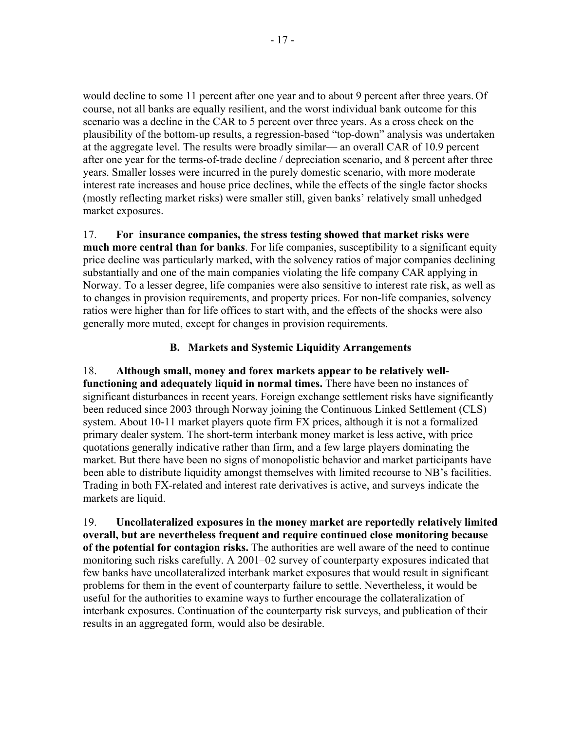would decline to some 11 percent after one year and to about 9 percent after three years. Of course, not all banks are equally resilient, and the worst individual bank outcome for this scenario was a decline in the CAR to 5 percent over three years. As a cross check on the plausibility of the bottom-up results, a regression-based "top-down" analysis was undertaken at the aggregate level. The results were broadly similar— an overall CAR of 10.9 percent after one year for the terms-of-trade decline / depreciation scenario, and 8 percent after three years. Smaller losses were incurred in the purely domestic scenario, with more moderate interest rate increases and house price declines, while the effects of the single factor shocks (mostly reflecting market risks) were smaller still, given banks' relatively small unhedged market exposures.

17. **For insurance companies, the stress testing showed that market risks were much more central than for banks**. For life companies, susceptibility to a significant equity price decline was particularly marked, with the solvency ratios of major companies declining substantially and one of the main companies violating the life company CAR applying in Norway. To a lesser degree, life companies were also sensitive to interest rate risk, as well as to changes in provision requirements, and property prices. For non-life companies, solvency ratios were higher than for life offices to start with, and the effects of the shocks were also generally more muted, except for changes in provision requirements.

## B. Markets and Systemic Liquidity Arrangements

18. **Although small, money and forex markets appear to be relatively well-functioning and adequately liquid in normal times.** There have been no instances of significant disturbances in recent years. Foreign exchange settlement risks have significantly been reduced since 2003 through Norway joining the Continuous Linked Settlement (CLS) system. About 10-11 market players quote firm FX prices, although it is not a formalized primary dealer system. The short-term interbank money market is less active, with price quotations generally indicative rather than firm, and a few large players dominating the market. But there have been no signs of monopolistic behavior and market participants have been able to distribute liquidity amongst themselves with limited recourse to NB's facilities. Trading in both FX-related and interest rate derivatives is active, and surveys indicate the markets are liquid.

19. **Uncollateralized exposures in the money market are reportedly relatively limited overall, but are nevertheless frequent and require continued close monitoring because of the potential for contagion risks.** The authorities are well aware of the need to continue monitoring such risks carefully. A 2001–02 survey of counterparty exposures indicated that few banks have uncollateralized interbank market exposures that would result in significant problems for them in the event of counterparty failure to settle. Nevertheless, it would be useful for the authorities to examine ways to further encourage the collateralization of interbank exposures. Continuation of the counterparty risk surveys, and publication of their results in an aggregated form, would also be desirable.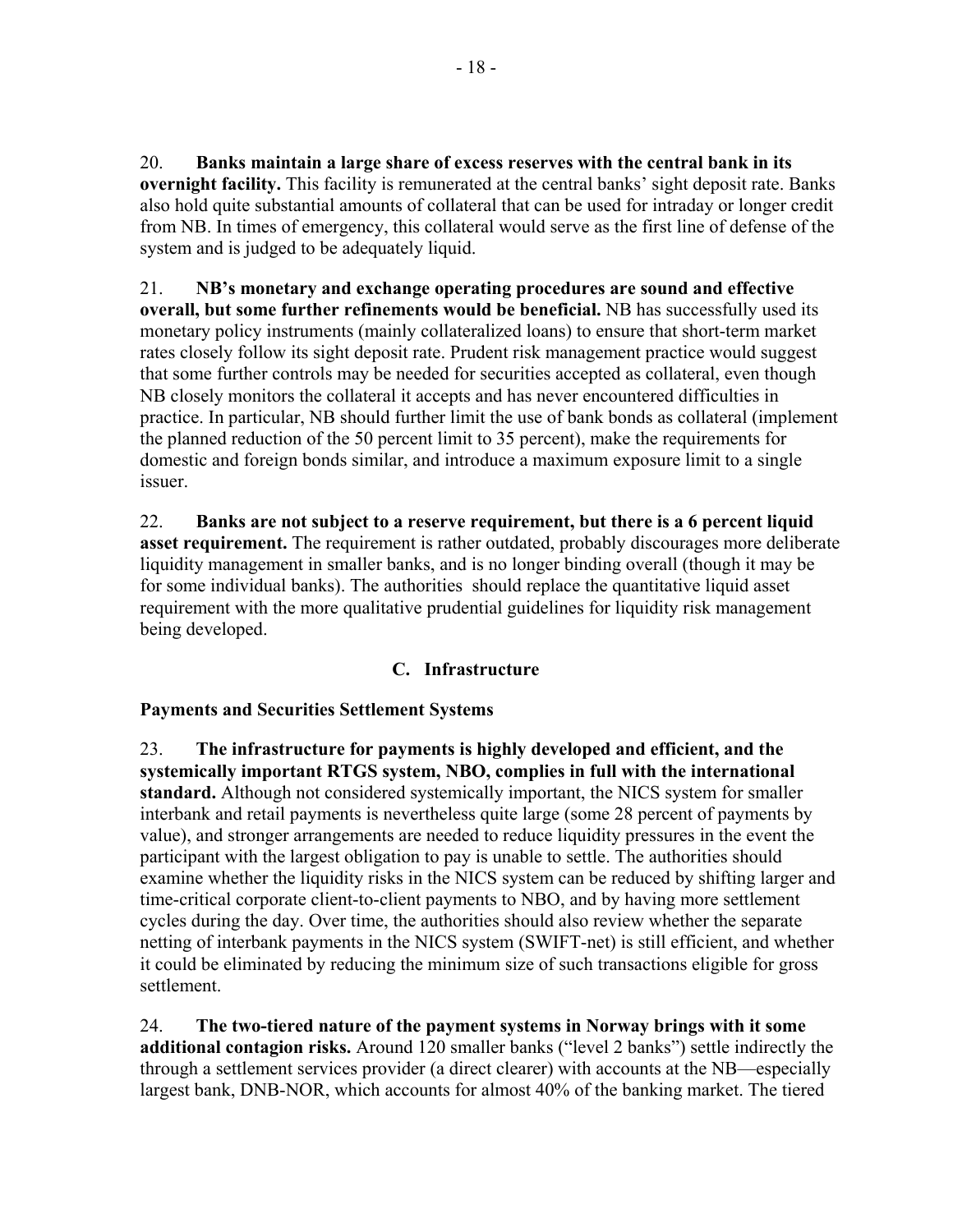20. **Banks maintain a large share of excess reserves with the central bank in its overnight facility.** This facility is remunerated at the central banks' sight deposit rate. Banks also hold quite substantial amounts of collateral that can be used for intraday or longer credit from NB. In times of emergency, this collateral would serve as the first line of defense of the system and is judged to be adequately liquid.

21. **NB's monetary and exchange operating procedures are sound and effective overall, but some further refinements would be beneficial.** NB has successfully used its monetary policy instruments (mainly collateralized loans) to ensure that short-term market rates closely follow its sight deposit rate. Prudent risk management practice would suggest that some further controls may be needed for securities accepted as collateral, even though NB closely monitors the collateral it accepts and has never encountered difficulties in practice. In particular, NB should further limit the use of bank bonds as collateral (implement the planned reduction of the 50 percent limit to 35 percent), make the requirements for domestic and foreign bonds similar, and introduce a maximum exposure limit to a single issuer.

22. **Banks are not subject to a reserve requirement, but there is a 6 percent liquid asset requirement.** The requirement is rather outdated, probably discourages more deliberate liquidity management in smaller banks, and is no longer binding overall (though it may be for some individual banks). The authorities should replace the quantitative liquid asset requirement with the more qualitative prudential guidelines for liquidity risk management being developed.

## C. Infrastructure

### Payments and Securities Settlement Systems

23. **The infrastructure for payments is highly developed and efficient, and the systemically important RTGS system, NBO, complies in full with the international standard.** Although not considered systemically important, the NICS system for smaller interbank and retail payments is nevertheless quite large (some 28 percent of payments by value), and stronger arrangements are needed to reduce liquidity pressures in the event the participant with the largest obligation to pay is unable to settle. The authorities should examine whether the liquidity risks in the NICS system can be reduced by shifting larger and time-critical corporate client-to-client payments to NBO, and by having more settlement cycles during the day. Over time, the authorities should also review whether the separate netting of interbank payments in the NICS system (SWIFT-net) is still efficient, and whether it could be eliminated by reducing the minimum size of such transactions eligible for gross settlement.

24. **The two-tiered nature of the payment systems in Norway brings with it some additional contagion risks.** Around 120 smaller banks ("level 2 banks") settle indirectly the through a settlement services provider (a direct clearer) with accounts at the NB—especially largest bank, DNB-NOR, which accounts for almost 40% of the banking market. The tiered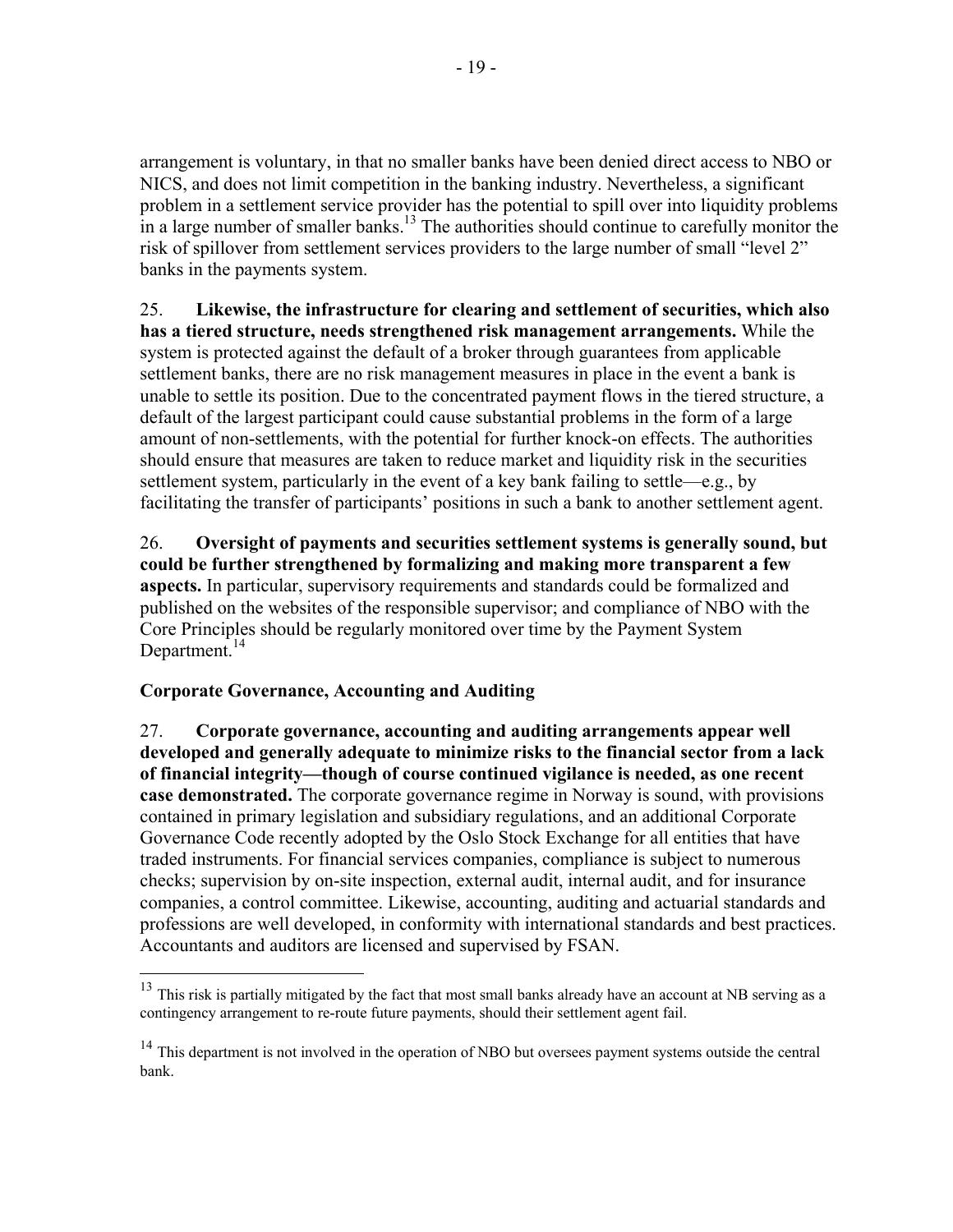arrangement is voluntary, in that no smaller banks have been denied direct access to NBO or NICS, and does not limit competition in the banking industry. Nevertheless, a significant problem in a settlement service provider has the potential to spill over into liquidity problems in a large number of smaller banks.[13] The authorities should continue to carefully monitor the risk of spillover from settlement services providers to the large number of small "level 2" banks in the payments system.

25. **Likewise, the infrastructure for clearing and settlement of securities, which also has a tiered structure, needs strengthened risk management arrangements.** While the system is protected against the default of a broker through guarantees from applicable settlement banks, there are no risk management measures in place in the event a bank is unable to settle its position. Due to the concentrated payment flows in the tiered structure, a default of the largest participant could cause substantial problems in the form of a large amount of non-settlements, with the potential for further knock-on effects. The authorities should ensure that measures are taken to reduce market and liquidity risk in the securities settlement system, particularly in the event of a key bank failing to settle—e.g., by facilitating the transfer of participants' positions in such a bank to another settlement agent.

26. **Oversight of payments and securities settlement systems is generally sound, but could be further strengthened by formalizing and making more transparent a few aspects.** In particular, supervisory requirements and standards could be formalized and published on the websites of the responsible supervisor; and compliance of NBO with the Core Principles should be regularly monitored over time by the Payment System Department.[14]

## Corporate Governance, Accounting and Auditing

27. **Corporate governance, accounting and auditing arrangements appear well developed and generally adequate to minimize risks to the financial sector from a lack of financial integrity—though of course continued vigilance is needed, as one recent case demonstrated.** The corporate governance regime in Norway is sound, with provisions contained in primary legislation and subsidiary regulations, and an additional Corporate Governance Code recently adopted by the Oslo Stock Exchange for all entities that have traded instruments. For financial services companies, compliance is subject to numerous checks; supervision by on-site inspection, external audit, internal audit, and for insurance companies, a control committee. Likewise, accounting, auditing and actuarial standards and professions are well developed, in conformity with international standards and best practices. Accountants and auditors are licensed and supervised by FSAN.

[13] This risk is partially mitigated by the fact that most small banks already have an account at NB serving as a contingency arrangement to re-route future payments, should their settlement agent fail.

[14] This department is not involved in the operation of NBO but oversees payment systems outside the central bank.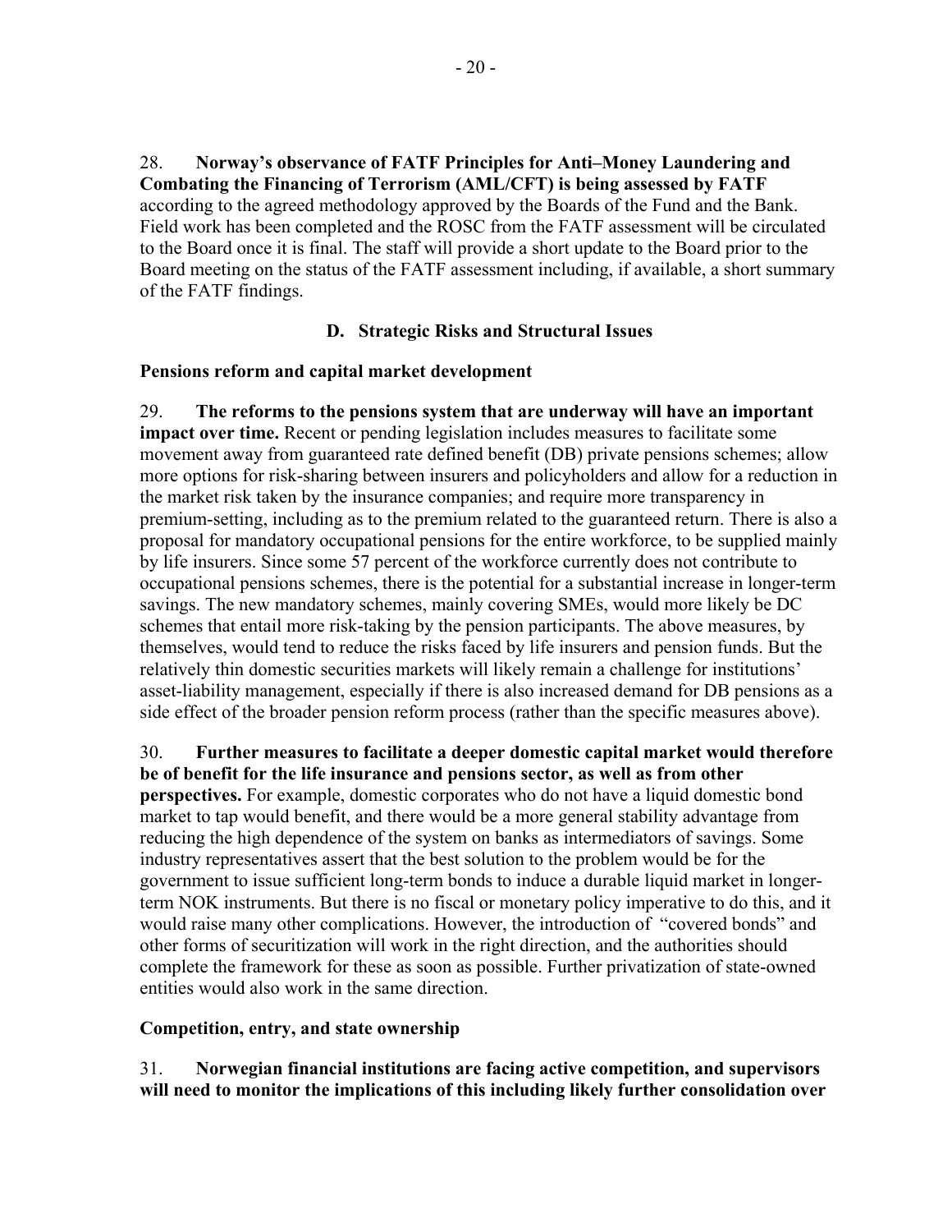28. **Norway's observance of FATF Principles for Anti–Money Laundering and Combating the Financing of Terrorism (AML/CFT) is being assessed by FATF** according to the agreed methodology approved by the Boards of the Fund and the Bank. Field work has been completed and the ROSC from the FATF assessment will be circulated to the Board once it is final. The staff will provide a short update to the Board prior to the Board meeting on the status of the FATF assessment including, if available, a short summary of the FATF findings.

## D. Strategic Risks and Structural Issues

### Pensions reform and capital market development

29. **The reforms to the pensions system that are underway will have an important impact over time.** Recent or pending legislation includes measures to facilitate some movement away from guaranteed rate defined benefit (DB) private pensions schemes; allow more options for risk-sharing between insurers and policyholders and allow for a reduction in the market risk taken by the insurance companies; and require more transparency in premium-setting, including as to the premium related to the guaranteed return. There is also a proposal for mandatory occupational pensions for the entire workforce, to be supplied mainly by life insurers. Since some 57 percent of the workforce currently does not contribute to occupational pensions schemes, there is the potential for a substantial increase in longer-term savings. The new mandatory schemes, mainly covering SMEs, would more likely be DC schemes that entail more risk-taking by the pension participants. The above measures, by themselves, would tend to reduce the risks faced by life insurers and pension funds. But the relatively thin domestic securities markets will likely remain a challenge for institutions' asset-liability management, especially if there is also increased demand for DB pensions as a side effect of the broader pension reform process (rather than the specific measures above).

30. **Further measures to facilitate a deeper domestic capital market would therefore be of benefit for the life insurance and pensions sector, as well as from other perspectives.** For example, domestic corporates who do not have a liquid domestic bond market to tap would benefit, and there would be a more general stability advantage from reducing the high dependence of the system on banks as intermediators of savings. Some industry representatives assert that the best solution to the problem would be for the government to issue sufficient long-term bonds to induce a durable liquid market in longer-term NOK instruments. But there is no fiscal or monetary policy imperative to do this, and it would raise many other complications. However, the introduction of "covered bonds" and other forms of securitization will work in the right direction, and the authorities should complete the framework for these as soon as possible. Further privatization of state-owned entities would also work in the same direction.

### Competition, entry, and state ownership

31. **Norwegian financial institutions are facing active competition, and supervisors will need to monitor the implications of this including likely further consolidation over**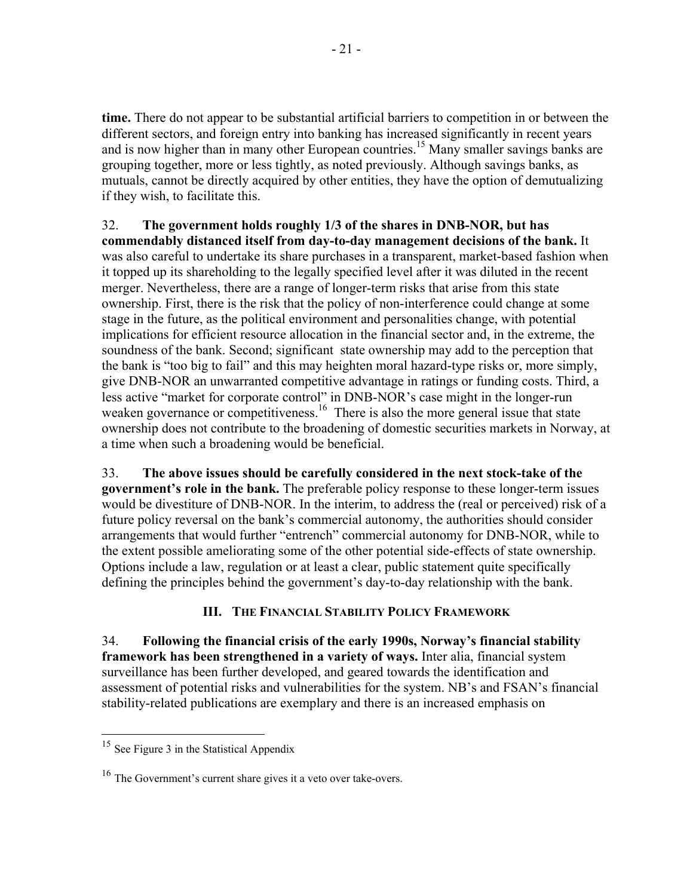**time.** There do not appear to be substantial artificial barriers to competition in or between the different sectors, and foreign entry into banking has increased significantly in recent years and is now higher than in many other European countries.[15] Many smaller savings banks are grouping together, more or less tightly, as noted previously. Although savings banks, as mutuals, cannot be directly acquired by other entities, they have the option of demutualizing if they wish, to facilitate this.

32. **The government holds roughly 1/3 of the shares in DNB-NOR, but has commendably distanced itself from day-to-day management decisions of the bank.** It was also careful to undertake its share purchases in a transparent, market-based fashion when it topped up its shareholding to the legally specified level after it was diluted in the recent merger. Nevertheless, there are a range of longer-term risks that arise from this state ownership. First, there is the risk that the policy of non-interference could change at some stage in the future, as the political environment and personalities change, with potential implications for efficient resource allocation in the financial sector and, in the extreme, the soundness of the bank. Second; significant state ownership may add to the perception that the bank is "too big to fail" and this may heighten moral hazard-type risks or, more simply, give DNB-NOR an unwarranted competitive advantage in ratings or funding costs. Third, a less active "market for corporate control" in DNB-NOR's case might in the longer-run weaken governance or competitiveness.[16] There is also the more general issue that state ownership does not contribute to the broadening of domestic securities markets in Norway, at a time when such a broadening would be beneficial.

33. **The above issues should be carefully considered in the next stock-take of the government's role in the bank.** The preferable policy response to these longer-term issues would be divestiture of DNB-NOR. In the interim, to address the (real or perceived) risk of a future policy reversal on the bank's commercial autonomy, the authorities should consider arrangements that would further "entrench" commercial autonomy for DNB-NOR, while to the extent possible ameliorating some of the other potential side-effects of state ownership. Options include a law, regulation or at least a clear, public statement quite specifically defining the principles behind the government's day-to-day relationship with the bank.

## III. The Financial Stability Policy Framework

34. **Following the financial crisis of the early 1990s, Norway's financial stability framework has been strengthened in a variety of ways.** Inter alia, financial system surveillance has been further developed, and geared towards the identification and assessment of potential risks and vulnerabilities for the system. NB's and FSAN's financial stability-related publications are exemplary and there is an increased emphasis on

---

[15] See Figure 3 in the Statistical Appendix

[16] The Government's current share gives it a veto over take-overs.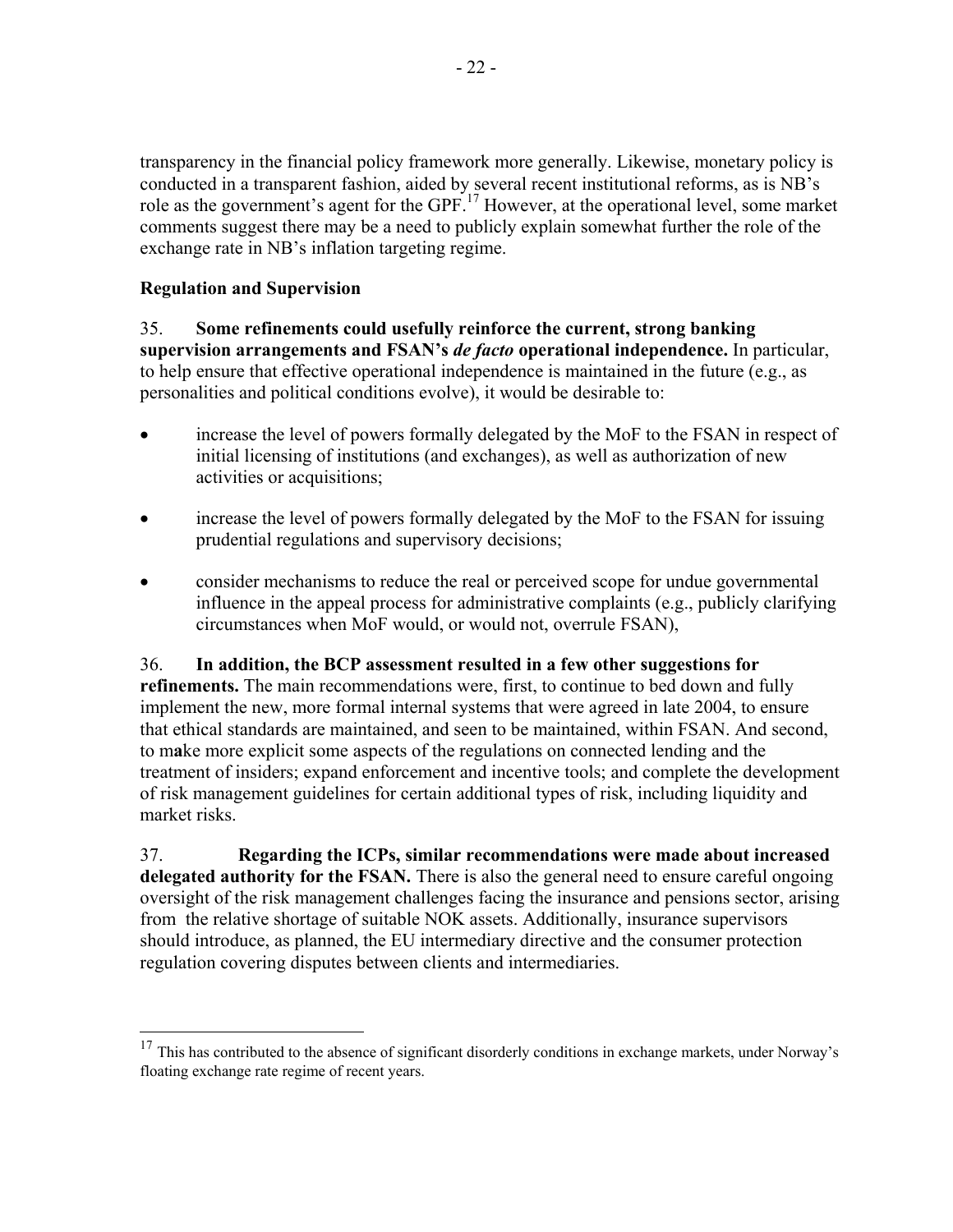transparency in the financial policy framework more generally. Likewise, monetary policy is conducted in a transparent fashion, aided by several recent institutional reforms, as is NB's role as the government's agent for the GPF.[17] However, at the operational level, some market comments suggest there may be a need to publicly explain somewhat further the role of the exchange rate in NB's inflation targeting regime.

### Regulation and Supervision

35. **Some refinements could usefully reinforce the current, strong banking supervision arrangements and FSAN's *de facto* operational independence.** In particular, to help ensure that effective operational independence is maintained in the future (e.g., as personalities and political conditions evolve), it would be desirable to:

- increase the level of powers formally delegated by the MoF to the FSAN in respect of initial licensing of institutions (and exchanges), as well as authorization of new activities or acquisitions;
- increase the level of powers formally delegated by the MoF to the FSAN for issuing prudential regulations and supervisory decisions;
- consider mechanisms to reduce the real or perceived scope for undue governmental influence in the appeal process for administrative complaints (e.g., publicly clarifying circumstances when MoF would, or would not, overrule FSAN),

36. **In addition, the BCP assessment resulted in a few other suggestions for refinements.** The main recommendations were, first, to continue to bed down and fully implement the new, more formal internal systems that were agreed in late 2004, to ensure that ethical standards are maintained, and seen to be maintained, within FSAN. And second, to make more explicit some aspects of the regulations on connected lending and the treatment of insiders; expand enforcement and incentive tools; and complete the development of risk management guidelines for certain additional types of risk, including liquidity and market risks.

37. **Regarding the ICPs, similar recommendations were made about increased delegated authority for the FSAN.** There is also the general need to ensure careful ongoing oversight of the risk management challenges facing the insurance and pensions sector, arising from the relative shortage of suitable NOK assets. Additionally, insurance supervisors should introduce, as planned, the EU intermediary directive and the consumer protection regulation covering disputes between clients and intermediaries.

---

[17] This has contributed to the absence of significant disorderly conditions in exchange markets, under Norway's floating exchange rate regime of recent years.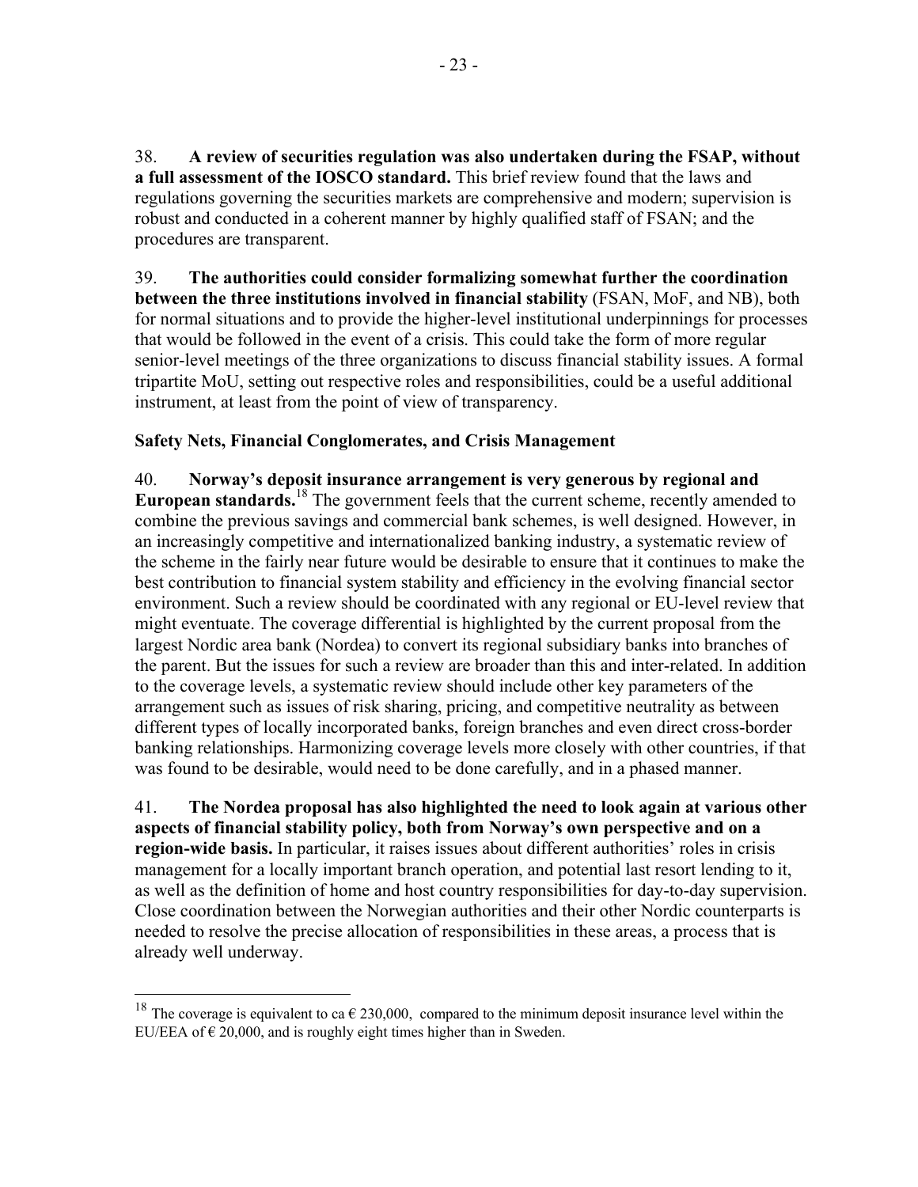38. **A review of securities regulation was also undertaken during the FSAP, without a full assessment of the IOSCO standard.** This brief review found that the laws and regulations governing the securities markets are comprehensive and modern; supervision is robust and conducted in a coherent manner by highly qualified staff of FSAN; and the procedures are transparent.

39. **The authorities could consider formalizing somewhat further the coordination between the three institutions involved in financial stability** (FSAN, MoF, and NB), both for normal situations and to provide the higher-level institutional underpinnings for processes that would be followed in the event of a crisis. This could take the form of more regular senior-level meetings of the three organizations to discuss financial stability issues. A formal tripartite MoU, setting out respective roles and responsibilities, could be a useful additional instrument, at least from the point of view of transparency.

### Safety Nets, Financial Conglomerates, and Crisis Management

40. **Norway's deposit insurance arrangement is very generous by regional and European standards.**[18] The government feels that the current scheme, recently amended to combine the previous savings and commercial bank schemes, is well designed. However, in an increasingly competitive and internationalized banking industry, a systematic review of the scheme in the fairly near future would be desirable to ensure that it continues to make the best contribution to financial system stability and efficiency in the evolving financial sector environment. Such a review should be coordinated with any regional or EU-level review that might eventuate. The coverage differential is highlighted by the current proposal from the largest Nordic area bank (Nordea) to convert its regional subsidiary banks into branches of the parent. But the issues for such a review are broader than this and inter-related. In addition to the coverage levels, a systematic review should include other key parameters of the arrangement such as issues of risk sharing, pricing, and competitive neutrality as between different types of locally incorporated banks, foreign branches and even direct cross-border banking relationships. Harmonizing coverage levels more closely with other countries, if that was found to be desirable, would need to be done carefully, and in a phased manner.

41. **The Nordea proposal has also highlighted the need to look again at various other aspects of financial stability policy, both from Norway's own perspective and on a region-wide basis.** In particular, it raises issues about different authorities' roles in crisis management for a locally important branch operation, and potential last resort lending to it, as well as the definition of home and host country responsibilities for day-to-day supervision. Close coordination between the Norwegian authorities and their other Nordic counterparts is needed to resolve the precise allocation of responsibilities in these areas, a process that is already well underway.

[18] The coverage is equivalent to ca € 230,000, compared to the minimum deposit insurance level within the EU/EEA of € 20,000, and is roughly eight times higher than in Sweden.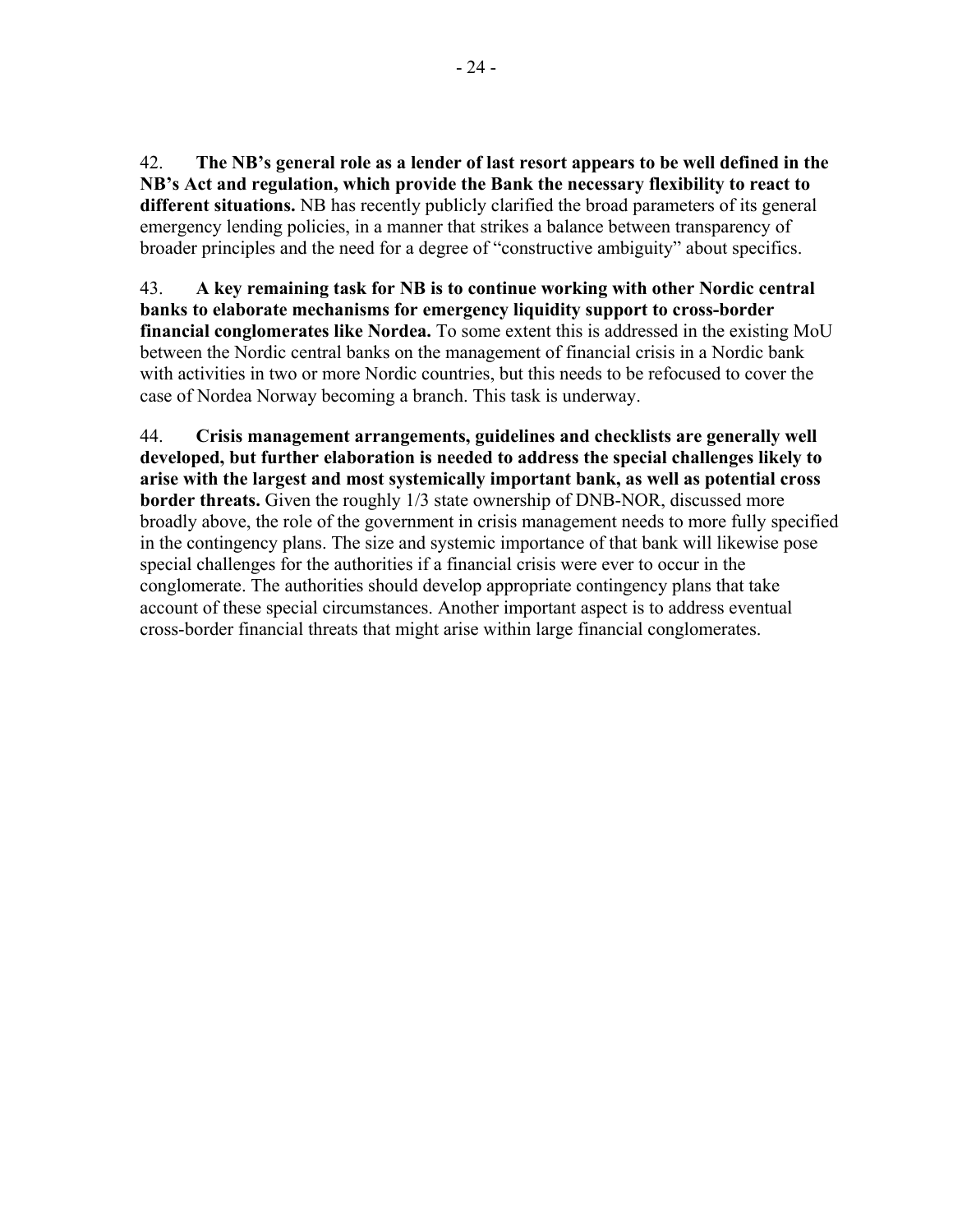42. **The NB's general role as a lender of last resort appears to be well defined in the NB's Act and regulation, which provide the Bank the necessary flexibility to react to different situations.** NB has recently publicly clarified the broad parameters of its general emergency lending policies, in a manner that strikes a balance between transparency of broader principles and the need for a degree of "constructive ambiguity" about specifics.

43. **A key remaining task for NB is to continue working with other Nordic central banks to elaborate mechanisms for emergency liquidity support to cross-border financial conglomerates like Nordea.** To some extent this is addressed in the existing MoU between the Nordic central banks on the management of financial crisis in a Nordic bank with activities in two or more Nordic countries, but this needs to be refocused to cover the case of Nordea Norway becoming a branch. This task is underway.

44. **Crisis management arrangements, guidelines and checklists are generally well developed, but further elaboration is needed to address the special challenges likely to arise with the largest and most systemically important bank, as well as potential cross border threats.** Given the roughly 1/3 state ownership of DNB-NOR, discussed more broadly above, the role of the government in crisis management needs to more fully specified in the contingency plans. The size and systemic importance of that bank will likewise pose special challenges for the authorities if a financial crisis were ever to occur in the conglomerate. The authorities should develop appropriate contingency plans that take account of these special circumstances. Another important aspect is to address eventual cross-border financial threats that might arise within large financial conglomerates.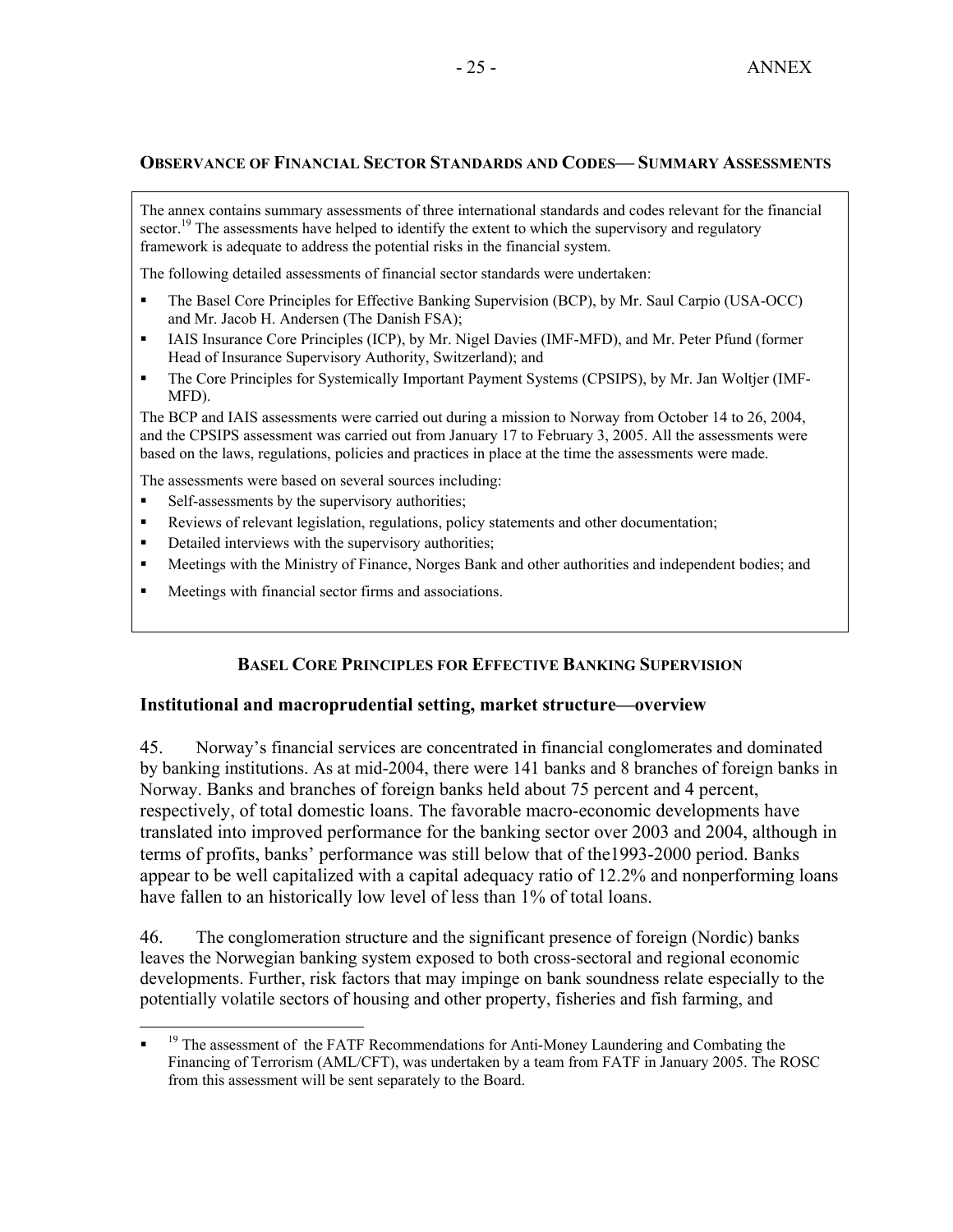## OBSERVANCE OF FINANCIAL SECTOR STANDARDS AND CODES— SUMMARY ASSESSMENTS

The annex contains summary assessments of three international standards and codes relevant for the financial sector.[19] The assessments have helped to identify the extent to which the supervisory and regulatory framework is adequate to address the potential risks in the financial system.

The following detailed assessments of financial sector standards were undertaken:

- The Basel Core Principles for Effective Banking Supervision (BCP), by Mr. Saul Carpio (USA-OCC) and Mr. Jacob H. Andersen (The Danish FSA);
- IAIS Insurance Core Principles (ICP), by Mr. Nigel Davies (IMF-MFD), and Mr. Peter Pfund (former Head of Insurance Supervisory Authority, Switzerland); and
- The Core Principles for Systemically Important Payment Systems (CPSIPS), by Mr. Jan Woltjer (IMF-MFD).

The BCP and IAIS assessments were carried out during a mission to Norway from October 14 to 26, 2004, and the CPSIPS assessment was carried out from January 17 to February 3, 2005. All the assessments were based on the laws, regulations, policies and practices in place at the time the assessments were made.

The assessments were based on several sources including:

- Self-assessments by the supervisory authorities;
- Reviews of relevant legislation, regulations, policy statements and other documentation;
- Detailed interviews with the supervisory authorities;
- Meetings with the Ministry of Finance, Norges Bank and other authorities and independent bodies; and
- Meetings with financial sector firms and associations.

### BASEL CORE PRINCIPLES FOR EFFECTIVE BANKING SUPERVISION

#### Institutional and macroprudential setting, market structure—overview

45. Norway's financial services are concentrated in financial conglomerates and dominated by banking institutions. As at mid-2004, there were 141 banks and 8 branches of foreign banks in Norway. Banks and branches of foreign banks held about 75 percent and 4 percent, respectively, of total domestic loans. The favorable macro-economic developments have translated into improved performance for the banking sector over 2003 and 2004, although in terms of profits, banks' performance was still below that of the1993-2000 period. Banks appear to be well capitalized with a capital adequacy ratio of 12.2% and nonperforming loans have fallen to an historically low level of less than 1% of total loans.

46. The conglomeration structure and the significant presence of foreign (Nordic) banks leaves the Norwegian banking system exposed to both cross-sectoral and regional economic developments. Further, risk factors that may impinge on bank soundness relate especially to the potentially volatile sectors of housing and other property, fisheries and fish farming, and

[19] The assessment of the FATF Recommendations for Anti-Money Laundering and Combating the Financing of Terrorism (AML/CFT), was undertaken by a team from FATF in January 2005. The ROSC from this assessment will be sent separately to the Board.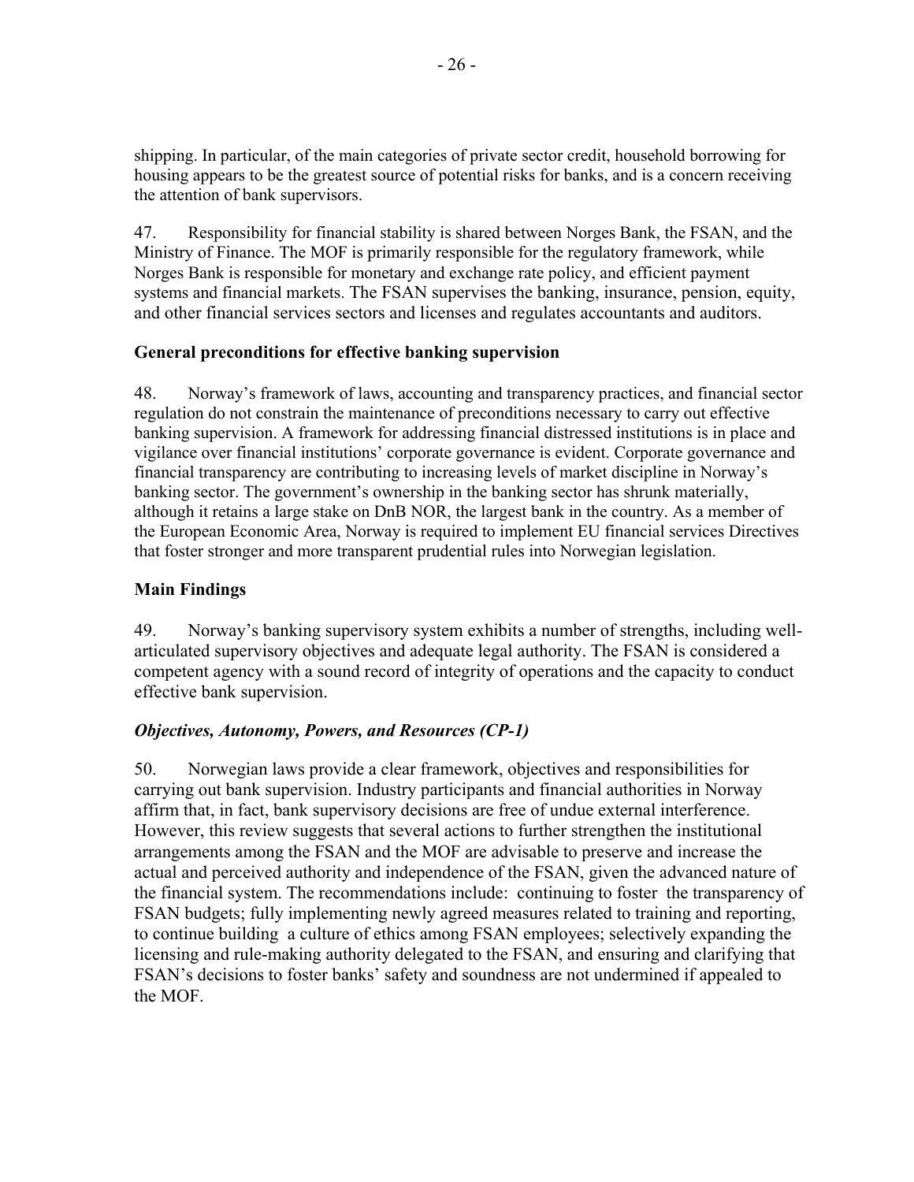shipping. In particular, of the main categories of private sector credit, household borrowing for housing appears to be the greatest source of potential risks for banks, and is a concern receiving the attention of bank supervisors.

47. Responsibility for financial stability is shared between Norges Bank, the FSAN, and the Ministry of Finance. The MOF is primarily responsible for the regulatory framework, while Norges Bank is responsible for monetary and exchange rate policy, and efficient payment systems and financial markets. The FSAN supervises the banking, insurance, pension, equity, and other financial services sectors and licenses and regulates accountants and auditors.

### General preconditions for effective banking supervision

48. Norway's framework of laws, accounting and transparency practices, and financial sector regulation do not constrain the maintenance of preconditions necessary to carry out effective banking supervision. A framework for addressing financial distressed institutions is in place and vigilance over financial institutions' corporate governance is evident. Corporate governance and financial transparency are contributing to increasing levels of market discipline in Norway's banking sector. The government's ownership in the banking sector has shrunk materially, although it retains a large stake on DnB NOR, the largest bank in the country. As a member of the European Economic Area, Norway is required to implement EU financial services Directives that foster stronger and more transparent prudential rules into Norwegian legislation.

### Main Findings

49. Norway's banking supervisory system exhibits a number of strengths, including well-articulated supervisory objectives and adequate legal authority. The FSAN is considered a competent agency with a sound record of integrity of operations and the capacity to conduct effective bank supervision.

### *Objectives, Autonomy, Powers, and Resources (CP-1)*

50. Norwegian laws provide a clear framework, objectives and responsibilities for carrying out bank supervision. Industry participants and financial authorities in Norway affirm that, in fact, bank supervisory decisions are free of undue external interference. However, this review suggests that several actions to further strengthen the institutional arrangements among the FSAN and the MOF are advisable to preserve and increase the actual and perceived authority and independence of the FSAN, given the advanced nature of the financial system. The recommendations include: continuing to foster the transparency of FSAN budgets; fully implementing newly agreed measures related to training and reporting, to continue building a culture of ethics among FSAN employees; selectively expanding the licensing and rule-making authority delegated to the FSAN, and ensuring and clarifying that FSAN's decisions to foster banks' safety and soundness are not undermined if appealed to the MOF.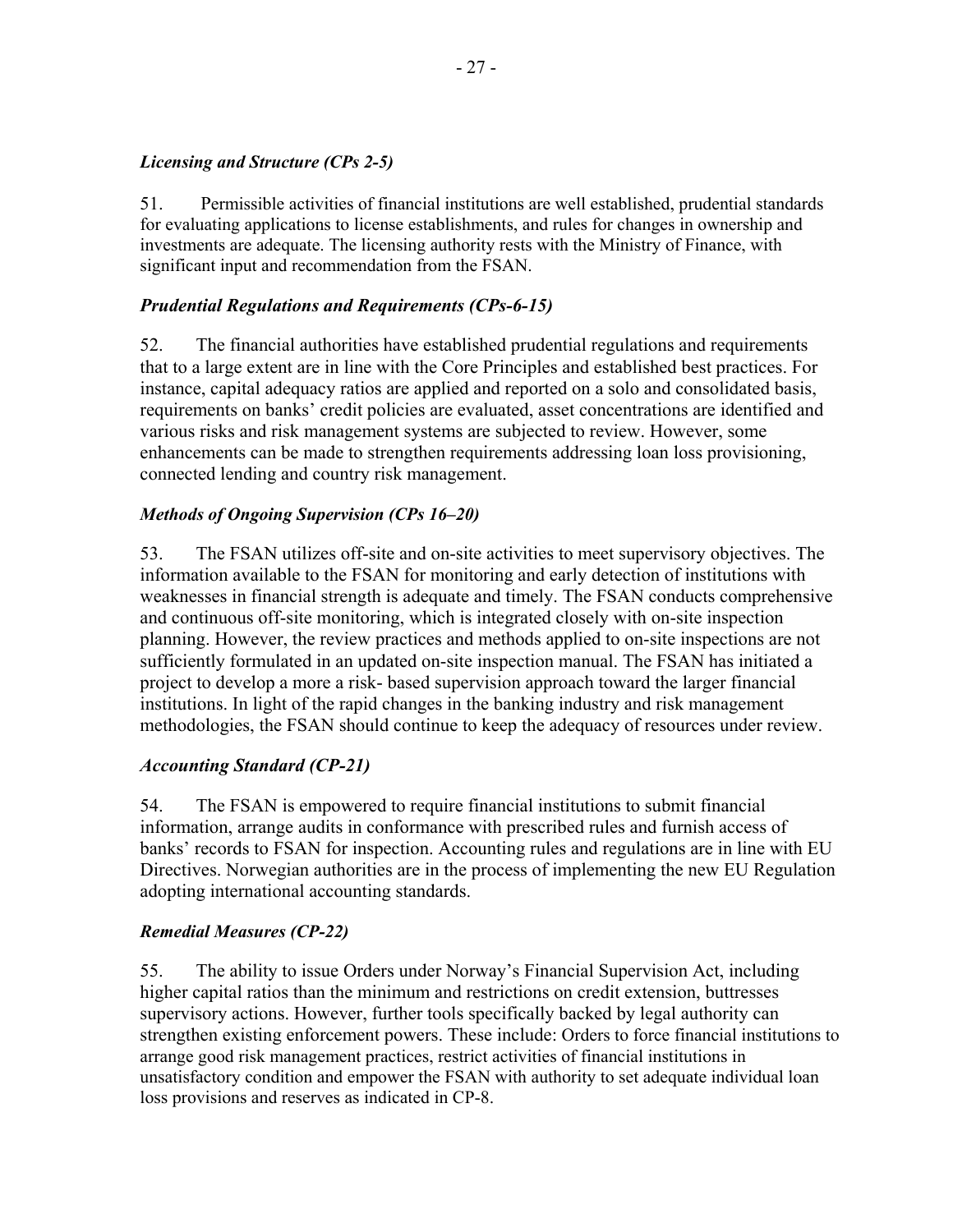### *Licensing and Structure (CPs 2-5)*

51. Permissible activities of financial institutions are well established, prudential standards for evaluating applications to license establishments, and rules for changes in ownership and investments are adequate. The licensing authority rests with the Ministry of Finance, with significant input and recommendation from the FSAN.

### *Prudential Regulations and Requirements (CPs-6-15)*

52. The financial authorities have established prudential regulations and requirements that to a large extent are in line with the Core Principles and established best practices. For instance, capital adequacy ratios are applied and reported on a solo and consolidated basis, requirements on banks' credit policies are evaluated, asset concentrations are identified and various risks and risk management systems are subjected to review. However, some enhancements can be made to strengthen requirements addressing loan loss provisioning, connected lending and country risk management.

### *Methods of Ongoing Supervision (CPs 16–20)*

53. The FSAN utilizes off-site and on-site activities to meet supervisory objectives. The information available to the FSAN for monitoring and early detection of institutions with weaknesses in financial strength is adequate and timely. The FSAN conducts comprehensive and continuous off-site monitoring, which is integrated closely with on-site inspection planning. However, the review practices and methods applied to on-site inspections are not sufficiently formulated in an updated on-site inspection manual. The FSAN has initiated a project to develop a more a risk- based supervision approach toward the larger financial institutions. In light of the rapid changes in the banking industry and risk management methodologies, the FSAN should continue to keep the adequacy of resources under review.

### *Accounting Standard (CP-21)*

54. The FSAN is empowered to require financial institutions to submit financial information, arrange audits in conformance with prescribed rules and furnish access of banks' records to FSAN for inspection. Accounting rules and regulations are in line with EU Directives. Norwegian authorities are in the process of implementing the new EU Regulation adopting international accounting standards.

### *Remedial Measures (CP-22)*

55. The ability to issue Orders under Norway's Financial Supervision Act, including higher capital ratios than the minimum and restrictions on credit extension, buttresses supervisory actions. However, further tools specifically backed by legal authority can strengthen existing enforcement powers. These include: Orders to force financial institutions to arrange good risk management practices, restrict activities of financial institutions in unsatisfactory condition and empower the FSAN with authority to set adequate individual loan loss provisions and reserves as indicated in CP-8.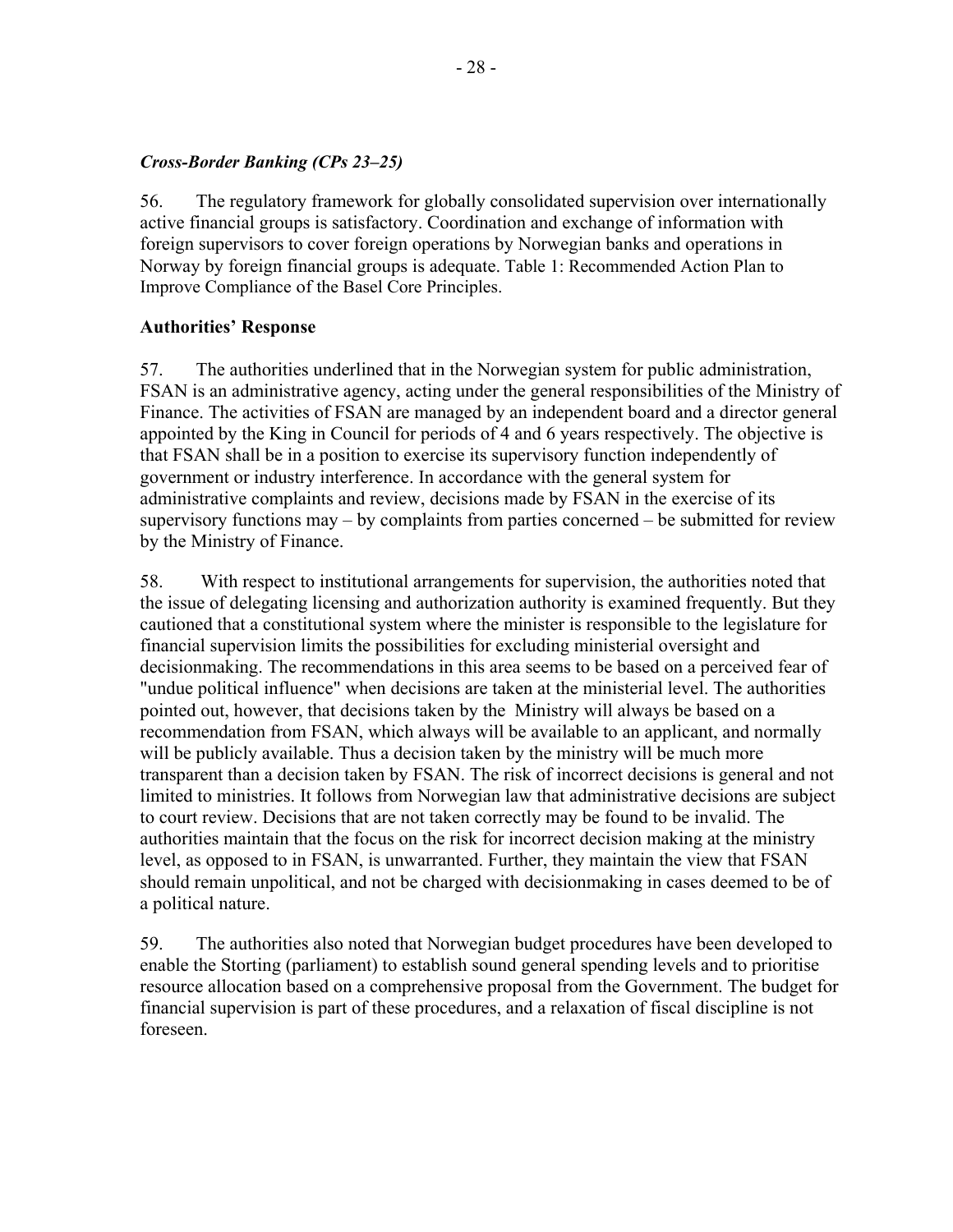### *Cross-Border Banking (CPs 23–25)*

56. The regulatory framework for globally consolidated supervision over internationally active financial groups is satisfactory. Coordination and exchange of information with foreign supervisors to cover foreign operations by Norwegian banks and operations in Norway by foreign financial groups is adequate. Table 1: Recommended Action Plan to Improve Compliance of the Basel Core Principles.

### Authorities' Response

57. The authorities underlined that in the Norwegian system for public administration, FSAN is an administrative agency, acting under the general responsibilities of the Ministry of Finance. The activities of FSAN are managed by an independent board and a director general appointed by the King in Council for periods of 4 and 6 years respectively. The objective is that FSAN shall be in a position to exercise its supervisory function independently of government or industry interference. In accordance with the general system for administrative complaints and review, decisions made by FSAN in the exercise of its supervisory functions may – by complaints from parties concerned – be submitted for review by the Ministry of Finance.

58. With respect to institutional arrangements for supervision, the authorities noted that the issue of delegating licensing and authorization authority is examined frequently. But they cautioned that a constitutional system where the minister is responsible to the legislature for financial supervision limits the possibilities for excluding ministerial oversight and decisionmaking. The recommendations in this area seems to be based on a perceived fear of "undue political influence" when decisions are taken at the ministerial level. The authorities pointed out, however, that decisions taken by the Ministry will always be based on a recommendation from FSAN, which always will be available to an applicant, and normally will be publicly available. Thus a decision taken by the ministry will be much more transparent than a decision taken by FSAN. The risk of incorrect decisions is general and not limited to ministries. It follows from Norwegian law that administrative decisions are subject to court review. Decisions that are not taken correctly may be found to be invalid. The authorities maintain that the focus on the risk for incorrect decision making at the ministry level, as opposed to in FSAN, is unwarranted. Further, they maintain the view that FSAN should remain unpolitical, and not be charged with decisionmaking in cases deemed to be of a political nature.

59. The authorities also noted that Norwegian budget procedures have been developed to enable the Storting (parliament) to establish sound general spending levels and to prioritise resource allocation based on a comprehensive proposal from the Government. The budget for financial supervision is part of these procedures, and a relaxation of fiscal discipline is not foreseen.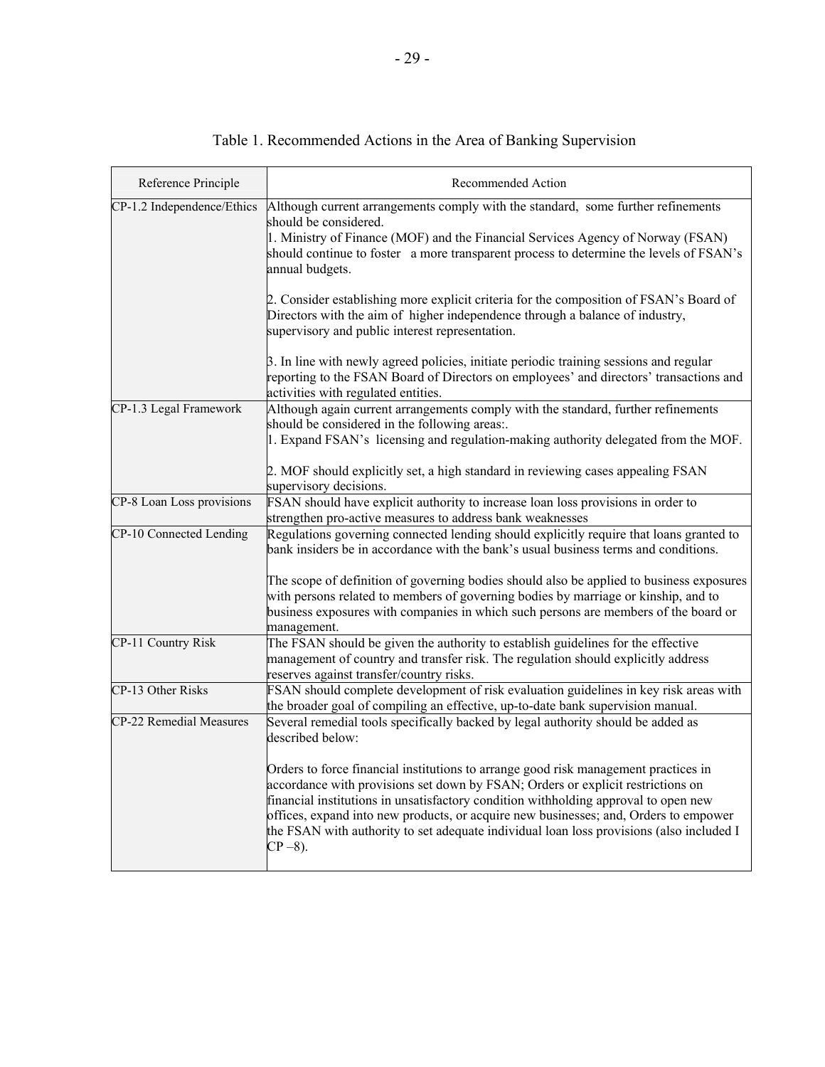Table 1. Recommended Actions in the Area of Banking Supervision

| Reference Principle | Recommended Action |
|---|---|
| CP-1.2 Independence/Ethics | Although current arrangements comply with the standard, some further refinements should be considered.<br>1. Ministry of Finance (MOF) and the Financial Services Agency of Norway (FSAN) should continue to foster a more transparent process to determine the levels of FSAN's annual budgets.<br><br>2. Consider establishing more explicit criteria for the composition of FSAN's Board of Directors with the aim of higher independence through a balance of industry, supervisory and public interest representation.<br><br>3. In line with newly agreed policies, initiate periodic training sessions and regular reporting to the FSAN Board of Directors on employees' and directors' transactions and activities with regulated entities. |
| CP-1.3 Legal Framework | Although again current arrangements comply with the standard, further refinements should be considered in the following areas:.<br>1. Expand FSAN's licensing and regulation-making authority delegated from the MOF.<br><br>2. MOF should explicitly set, a high standard in reviewing cases appealing FSAN supervisory decisions. |
| CP-8 Loan Loss provisions | FSAN should have explicit authority to increase loan loss provisions in order to strengthen pro-active measures to address bank weaknesses |
| CP-10 Connected Lending | Regulations governing connected lending should explicitly require that loans granted to bank insiders be in accordance with the bank's usual business terms and conditions.<br><br>The scope of definition of governing bodies should also be applied to business exposures with persons related to members of governing bodies by marriage or kinship, and to business exposures with companies in which such persons are members of the board or management. |
| CP-11 Country Risk | The FSAN should be given the authority to establish guidelines for the effective management of country and transfer risk. The regulation should explicitly address reserves against transfer/country risks. |
| CP-13 Other Risks | FSAN should complete development of risk evaluation guidelines in key risk areas with the broader goal of compiling an effective, up-to-date bank supervision manual. |
| CP-22 Remedial Measures | Several remedial tools specifically backed by legal authority should be added as described below:<br><br>Orders to force financial institutions to arrange good risk management practices in accordance with provisions set down by FSAN; Orders or explicit restrictions on financial institutions in unsatisfactory condition withholding approval to open new offices, expand into new products, or acquire new businesses; and, Orders to empower the FSAN with authority to set adequate individual loan loss provisions (also included I CP –8). |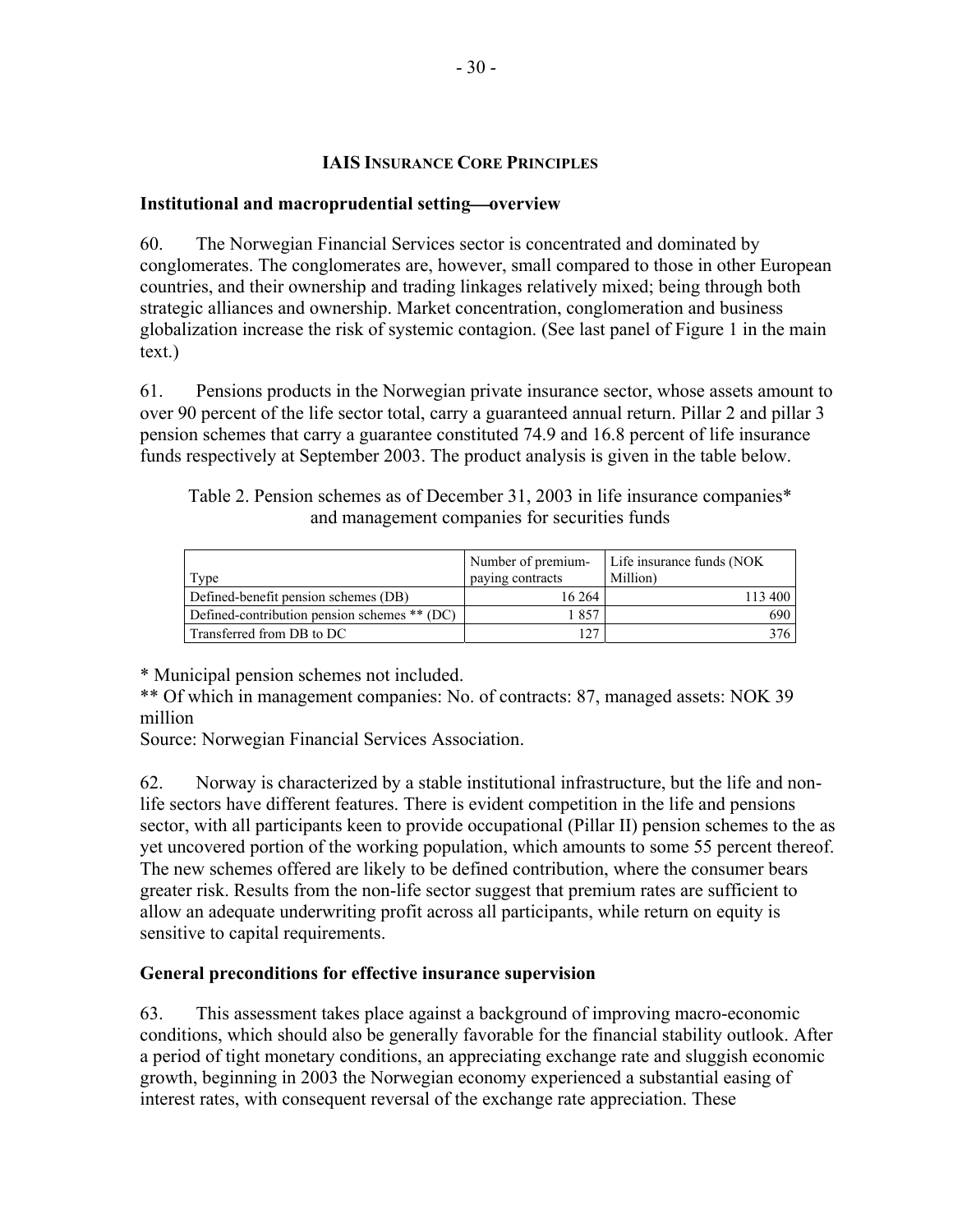## IAIS Insurance Core Principles

### Institutional and macroprudential setting—overview

60. The Norwegian Financial Services sector is concentrated and dominated by conglomerates. The conglomerates are, however, small compared to those in other European countries, and their ownership and trading linkages relatively mixed; being through both strategic alliances and ownership. Market concentration, conglomeration and business globalization increase the risk of systemic contagion. (See last panel of Figure 1 in the main text.)

61. Pensions products in the Norwegian private insurance sector, whose assets amount to over 90 percent of the life sector total, carry a guaranteed annual return. Pillar 2 and pillar 3 pension schemes that carry a guarantee constituted 74.9 and 16.8 percent of life insurance funds respectively at September 2003. The product analysis is given in the table below.

Table 2. Pension schemes as of December 31, 2003 in life insurance companies* and management companies for securities funds

| Type | Number of premium-paying contracts | Life insurance funds (NOK Million) |
|---|---|---|
| Defined-benefit pension schemes (DB) | 16 264 | 113 400 |
| Defined-contribution pension schemes ** (DC) | 1 857 | 690 |
| Transferred from DB to DC | 127 | 376 |

* Municipal pension schemes not included.

** Of which in management companies: No. of contracts: 87, managed assets: NOK 39 million

Source: Norwegian Financial Services Association.

62. Norway is characterized by a stable institutional infrastructure, but the life and non-life sectors have different features. There is evident competition in the life and pensions sector, with all participants keen to provide occupational (Pillar II) pension schemes to the as yet uncovered portion of the working population, which amounts to some 55 percent thereof. The new schemes offered are likely to be defined contribution, where the consumer bears greater risk. Results from the non-life sector suggest that premium rates are sufficient to allow an adequate underwriting profit across all participants, while return on equity is sensitive to capital requirements.

### General preconditions for effective insurance supervision

63. This assessment takes place against a background of improving macro-economic conditions, which should also be generally favorable for the financial stability outlook. After a period of tight monetary conditions, an appreciating exchange rate and sluggish economic growth, beginning in 2003 the Norwegian economy experienced a substantial easing of interest rates, with consequent reversal of the exchange rate appreciation. These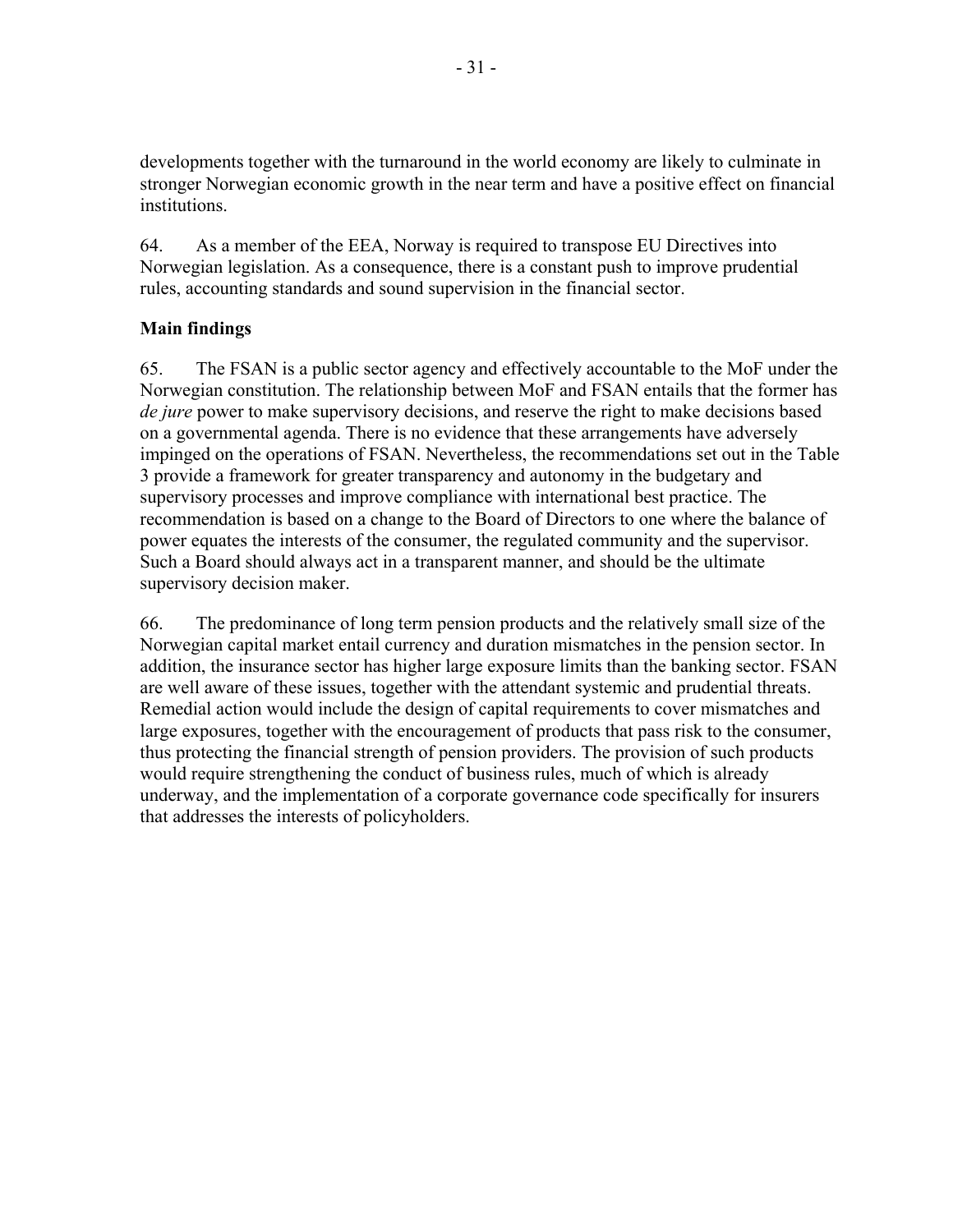developments together with the turnaround in the world economy are likely to culminate in stronger Norwegian economic growth in the near term and have a positive effect on financial institutions.

64. As a member of the EEA, Norway is required to transpose EU Directives into Norwegian legislation. As a consequence, there is a constant push to improve prudential rules, accounting standards and sound supervision in the financial sector.

**Main findings**

65. The FSAN is a public sector agency and effectively accountable to the MoF under the Norwegian constitution. The relationship between MoF and FSAN entails that the former has *de jure* power to make supervisory decisions, and reserve the right to make decisions based on a governmental agenda. There is no evidence that these arrangements have adversely impinged on the operations of FSAN. Nevertheless, the recommendations set out in the Table 3 provide a framework for greater transparency and autonomy in the budgetary and supervisory processes and improve compliance with international best practice. The recommendation is based on a change to the Board of Directors to one where the balance of power equates the interests of the consumer, the regulated community and the supervisor. Such a Board should always act in a transparent manner, and should be the ultimate supervisory decision maker.

66. The predominance of long term pension products and the relatively small size of the Norwegian capital market entail currency and duration mismatches in the pension sector. In addition, the insurance sector has higher large exposure limits than the banking sector. FSAN are well aware of these issues, together with the attendant systemic and prudential threats. Remedial action would include the design of capital requirements to cover mismatches and large exposures, together with the encouragement of products that pass risk to the consumer, thus protecting the financial strength of pension providers. The provision of such products would require strengthening the conduct of business rules, much of which is already underway, and the implementation of a corporate governance code specifically for insurers that addresses the interests of policyholders.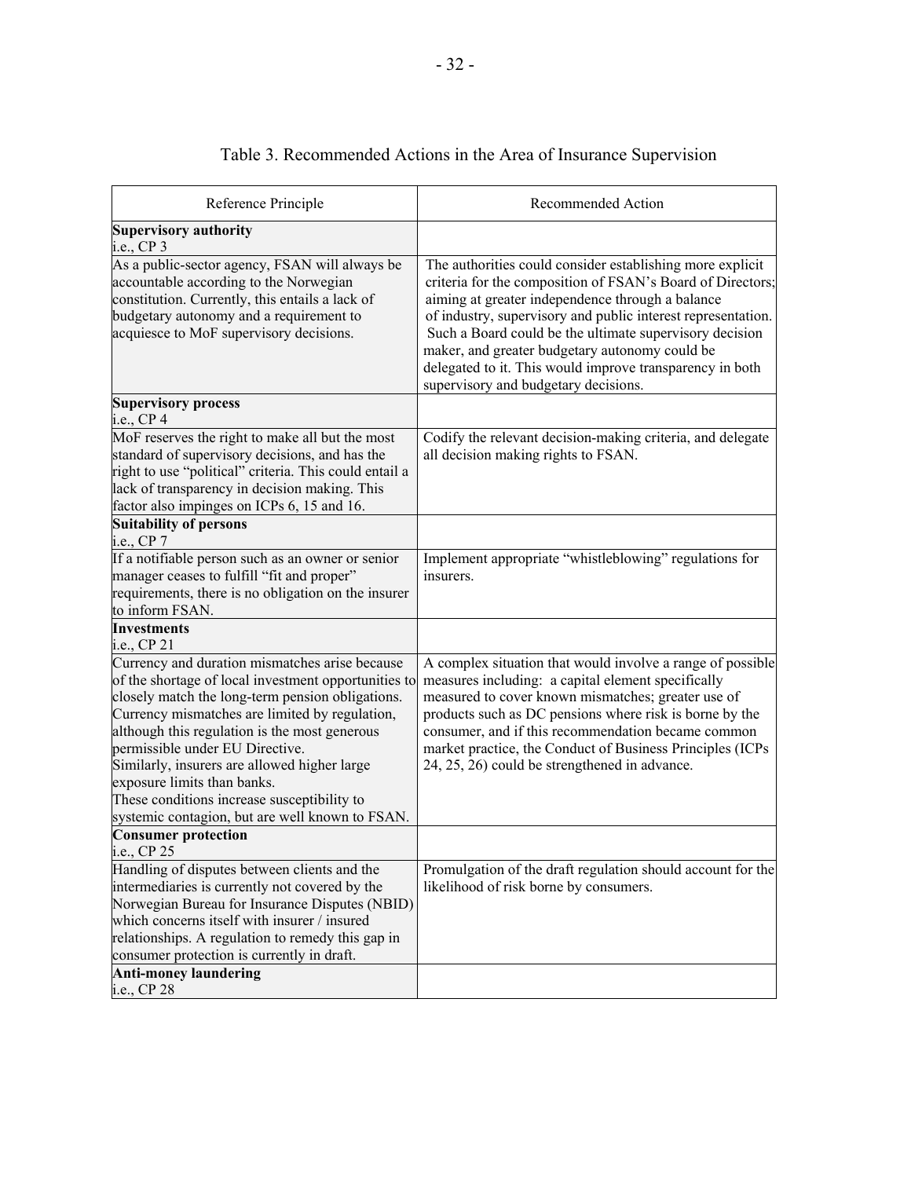Table 3. Recommended Actions in the Area of Insurance Supervision

| Reference Principle | Recommended Action |
| --- | --- |
| **Supervisory authority** i.e., CP 3 | |
| As a public-sector agency, FSAN will always be accountable according to the Norwegian constitution. Currently, this entails a lack of budgetary autonomy and a requirement to acquiesce to MoF supervisory decisions. | The authorities could consider establishing more explicit criteria for the composition of FSAN's Board of Directors; aiming at greater independence through a balance of industry, supervisory and public interest representation. Such a Board could be the ultimate supervisory decision maker, and greater budgetary autonomy could be delegated to it. This would improve transparency in both supervisory and budgetary decisions. |
| **Supervisory process** i.e., CP 4 | |
| MoF reserves the right to make all but the most standard of supervisory decisions, and has the right to use "political" criteria. This could entail a lack of transparency in decision making. This factor also impinges on ICPs 6, 15 and 16. | Codify the relevant decision-making criteria, and delegate all decision making rights to FSAN. |
| **Suitability of persons** i.e., CP 7 | |
| If a notifiable person such as an owner or senior manager ceases to fulfill "fit and proper" requirements, there is no obligation on the insurer to inform FSAN. | Implement appropriate "whistleblowing" regulations for insurers. |
| **Investments** i.e., CP 21 | |
| Currency and duration mismatches arise because of the shortage of local investment opportunities to closely match the long-term pension obligations. Currency mismatches are limited by regulation, although this regulation is the most generous permissible under EU Directive. Similarly, insurers are allowed higher large exposure limits than banks. These conditions increase susceptibility to systemic contagion, but are well known to FSAN. | A complex situation that would involve a range of possible measures including: a capital element specifically measured to cover known mismatches; greater use of products such as DC pensions where risk is borne by the consumer, and if this recommendation became common market practice, the Conduct of Business Principles (ICPs 24, 25, 26) could be strengthened in advance. |
| **Consumer protection** i.e., CP 25 | |
| Handling of disputes between clients and the intermediaries is currently not covered by the Norwegian Bureau for Insurance Disputes (NBID) which concerns itself with insurer / insured relationships. A regulation to remedy this gap in consumer protection is currently in draft. | Promulgation of the draft regulation should account for the likelihood of risk borne by consumers. |
| **Anti-money laundering** i.e., CP 28 | |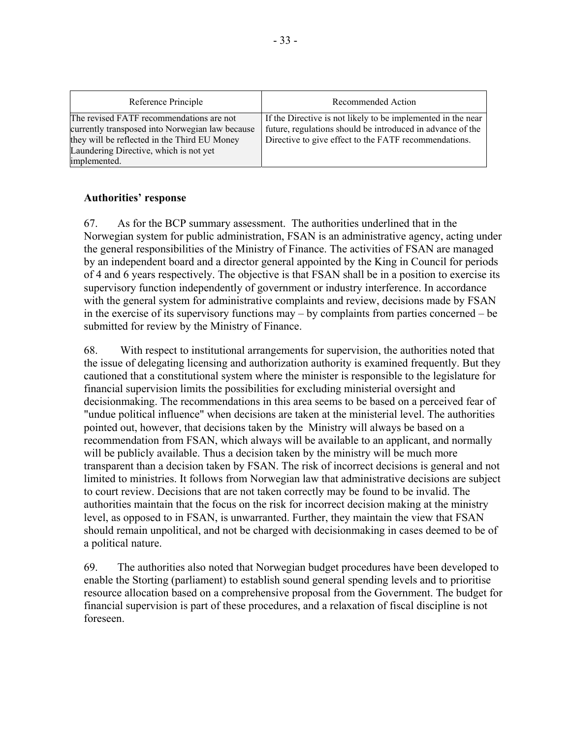| Reference Principle | Recommended Action |
| --- | --- |
| The revised FATF recommendations are not currently transposed into Norwegian law because they will be reflected in the Third EU Money Laundering Directive, which is not yet implemented. | If the Directive is not likely to be implemented in the near future, regulations should be introduced in advance of the Directive to give effect to the FATF recommendations. |

### Authorities' response

67. As for the BCP summary assessment. The authorities underlined that in the Norwegian system for public administration, FSAN is an administrative agency, acting under the general responsibilities of the Ministry of Finance. The activities of FSAN are managed by an independent board and a director general appointed by the King in Council for periods of 4 and 6 years respectively. The objective is that FSAN shall be in a position to exercise its supervisory function independently of government or industry interference. In accordance with the general system for administrative complaints and review, decisions made by FSAN in the exercise of its supervisory functions may – by complaints from parties concerned – be submitted for review by the Ministry of Finance.

68. With respect to institutional arrangements for supervision, the authorities noted that the issue of delegating licensing and authorization authority is examined frequently. But they cautioned that a constitutional system where the minister is responsible to the legislature for financial supervision limits the possibilities for excluding ministerial oversight and decisionmaking. The recommendations in this area seems to be based on a perceived fear of "undue political influence" when decisions are taken at the ministerial level. The authorities pointed out, however, that decisions taken by the Ministry will always be based on a recommendation from FSAN, which always will be available to an applicant, and normally will be publicly available. Thus a decision taken by the ministry will be much more transparent than a decision taken by FSAN. The risk of incorrect decisions is general and not limited to ministries. It follows from Norwegian law that administrative decisions are subject to court review. Decisions that are not taken correctly may be found to be invalid. The authorities maintain that the focus on the risk for incorrect decision making at the ministry level, as opposed to in FSAN, is unwarranted. Further, they maintain the view that FSAN should remain unpolitical, and not be charged with decisionmaking in cases deemed to be of a political nature.

69. The authorities also noted that Norwegian budget procedures have been developed to enable the Storting (parliament) to establish sound general spending levels and to prioritise resource allocation based on a comprehensive proposal from the Government. The budget for financial supervision is part of these procedures, and a relaxation of fiscal discipline is not foreseen.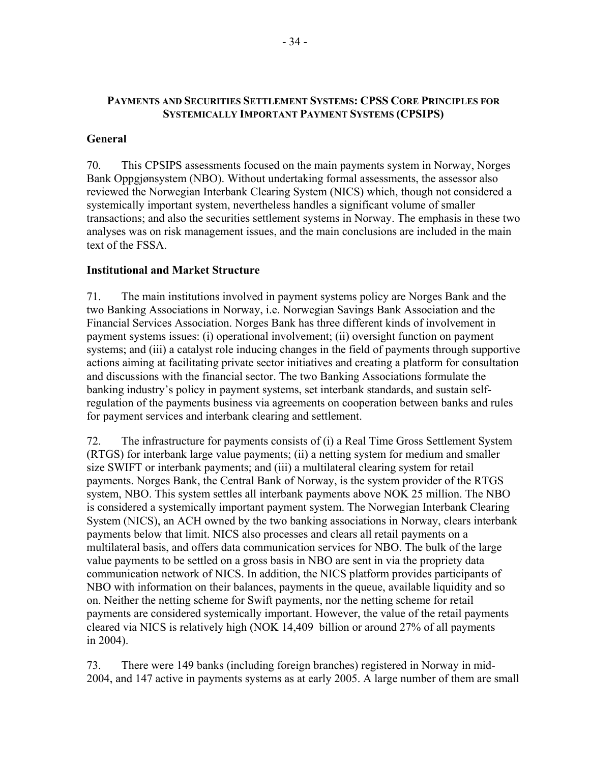## Payments and Securities Settlement Systems: CPSS Core Principles for Systemically Important Payment Systems (CPSIPS)

### General

70. This CPSIPS assessments focused on the main payments system in Norway, Norges Bank Oppgjønsystem (NBO). Without undertaking formal assessments, the assessor also reviewed the Norwegian Interbank Clearing System (NICS) which, though not considered a systemically important system, nevertheless handles a significant volume of smaller transactions; and also the securities settlement systems in Norway. The emphasis in these two analyses was on risk management issues, and the main conclusions are included in the main text of the FSSA.

### Institutional and Market Structure

71. The main institutions involved in payment systems policy are Norges Bank and the two Banking Associations in Norway, i.e. Norwegian Savings Bank Association and the Financial Services Association. Norges Bank has three different kinds of involvement in payment systems issues: (i) operational involvement; (ii) oversight function on payment systems; and (iii) a catalyst role inducing changes in the field of payments through supportive actions aiming at facilitating private sector initiatives and creating a platform for consultation and discussions with the financial sector. The two Banking Associations formulate the banking industry's policy in payment systems, set interbank standards, and sustain self-regulation of the payments business via agreements on cooperation between banks and rules for payment services and interbank clearing and settlement.

72. The infrastructure for payments consists of (i) a Real Time Gross Settlement System (RTGS) for interbank large value payments; (ii) a netting system for medium and smaller size SWIFT or interbank payments; and (iii) a multilateral clearing system for retail payments. Norges Bank, the Central Bank of Norway, is the system provider of the RTGS system, NBO. This system settles all interbank payments above NOK 25 million. The NBO is considered a systemically important payment system. The Norwegian Interbank Clearing System (NICS), an ACH owned by the two banking associations in Norway, clears interbank payments below that limit. NICS also processes and clears all retail payments on a multilateral basis, and offers data communication services for NBO. The bulk of the large value payments to be settled on a gross basis in NBO are sent in via the propriety data communication network of NICS. In addition, the NICS platform provides participants of NBO with information on their balances, payments in the queue, available liquidity and so on. Neither the netting scheme for Swift payments, nor the netting scheme for retail payments are considered systemically important. However, the value of the retail payments cleared via NICS is relatively high (NOK 14,409 billion or around 27% of all payments in 2004).

73. There were 149 banks (including foreign branches) registered in Norway in mid-2004, and 147 active in payments systems as at early 2005. A large number of them are small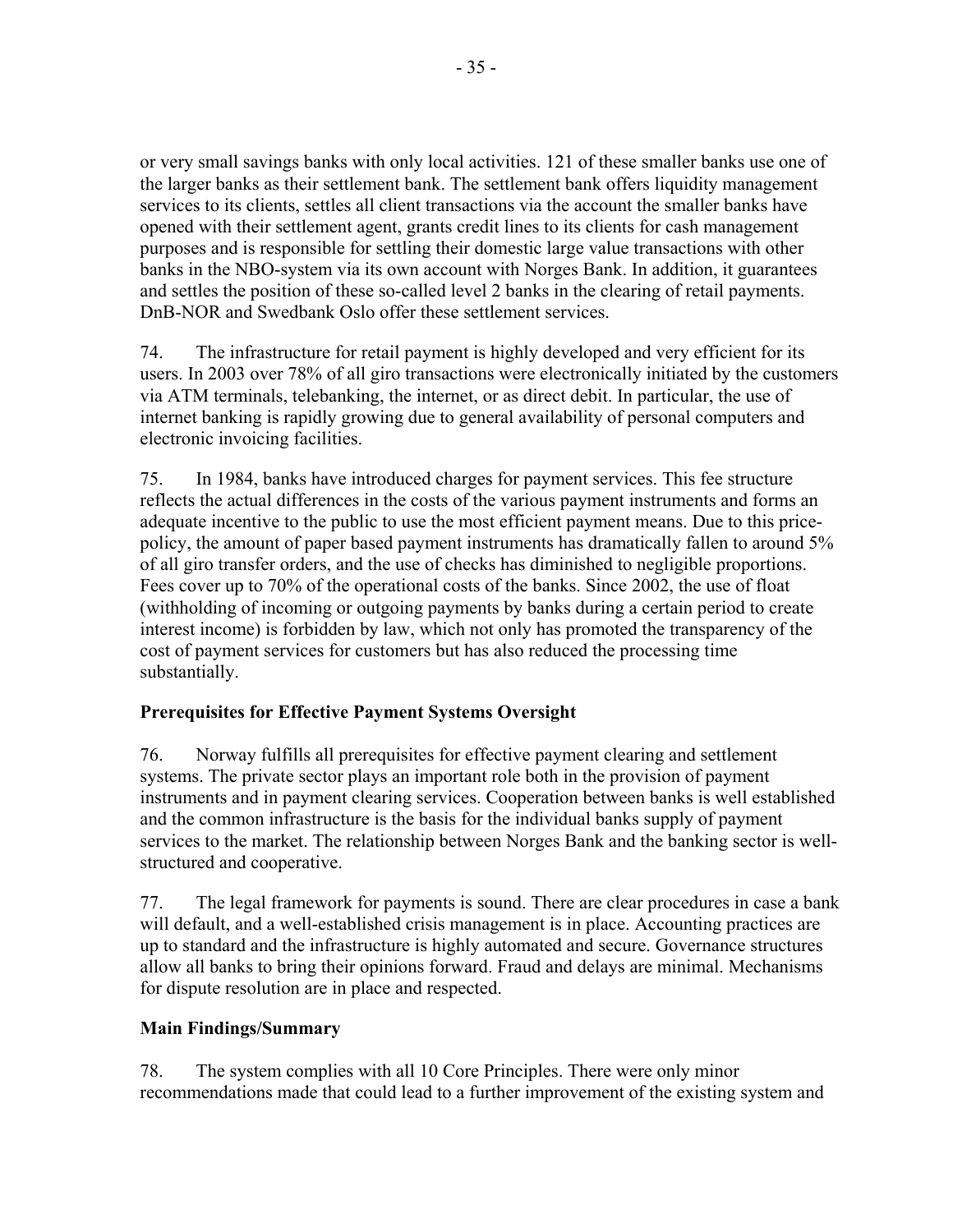or very small savings banks with only local activities. 121 of these smaller banks use one of the larger banks as their settlement bank. The settlement bank offers liquidity management services to its clients, settles all client transactions via the account the smaller banks have opened with their settlement agent, grants credit lines to its clients for cash management purposes and is responsible for settling their domestic large value transactions with other banks in the NBO-system via its own account with Norges Bank. In addition, it guarantees and settles the position of these so-called level 2 banks in the clearing of retail payments. DnB-NOR and Swedbank Oslo offer these settlement services.

74. The infrastructure for retail payment is highly developed and very efficient for its users. In 2003 over 78% of all giro transactions were electronically initiated by the customers via ATM terminals, telebanking, the internet, or as direct debit. In particular, the use of internet banking is rapidly growing due to general availability of personal computers and electronic invoicing facilities.

75. In 1984, banks have introduced charges for payment services. This fee structure reflects the actual differences in the costs of the various payment instruments and forms an adequate incentive to the public to use the most efficient payment means. Due to this price-policy, the amount of paper based payment instruments has dramatically fallen to around 5% of all giro transfer orders, and the use of checks has diminished to negligible proportions. Fees cover up to 70% of the operational costs of the banks. Since 2002, the use of float (withholding of incoming or outgoing payments by banks during a certain period to create interest income) is forbidden by law, which not only has promoted the transparency of the cost of payment services for customers but has also reduced the processing time substantially.

**Prerequisites for Effective Payment Systems Oversight**

76. Norway fulfills all prerequisites for effective payment clearing and settlement systems. The private sector plays an important role both in the provision of payment instruments and in payment clearing services. Cooperation between banks is well established and the common infrastructure is the basis for the individual banks supply of payment services to the market. The relationship between Norges Bank and the banking sector is well-structured and cooperative.

77. The legal framework for payments is sound. There are clear procedures in case a bank will default, and a well-established crisis management is in place. Accounting practices are up to standard and the infrastructure is highly automated and secure. Governance structures allow all banks to bring their opinions forward. Fraud and delays are minimal. Mechanisms for dispute resolution are in place and respected.

**Main Findings/Summary**

78. The system complies with all 10 Core Principles. There were only minor recommendations made that could lead to a further improvement of the existing system and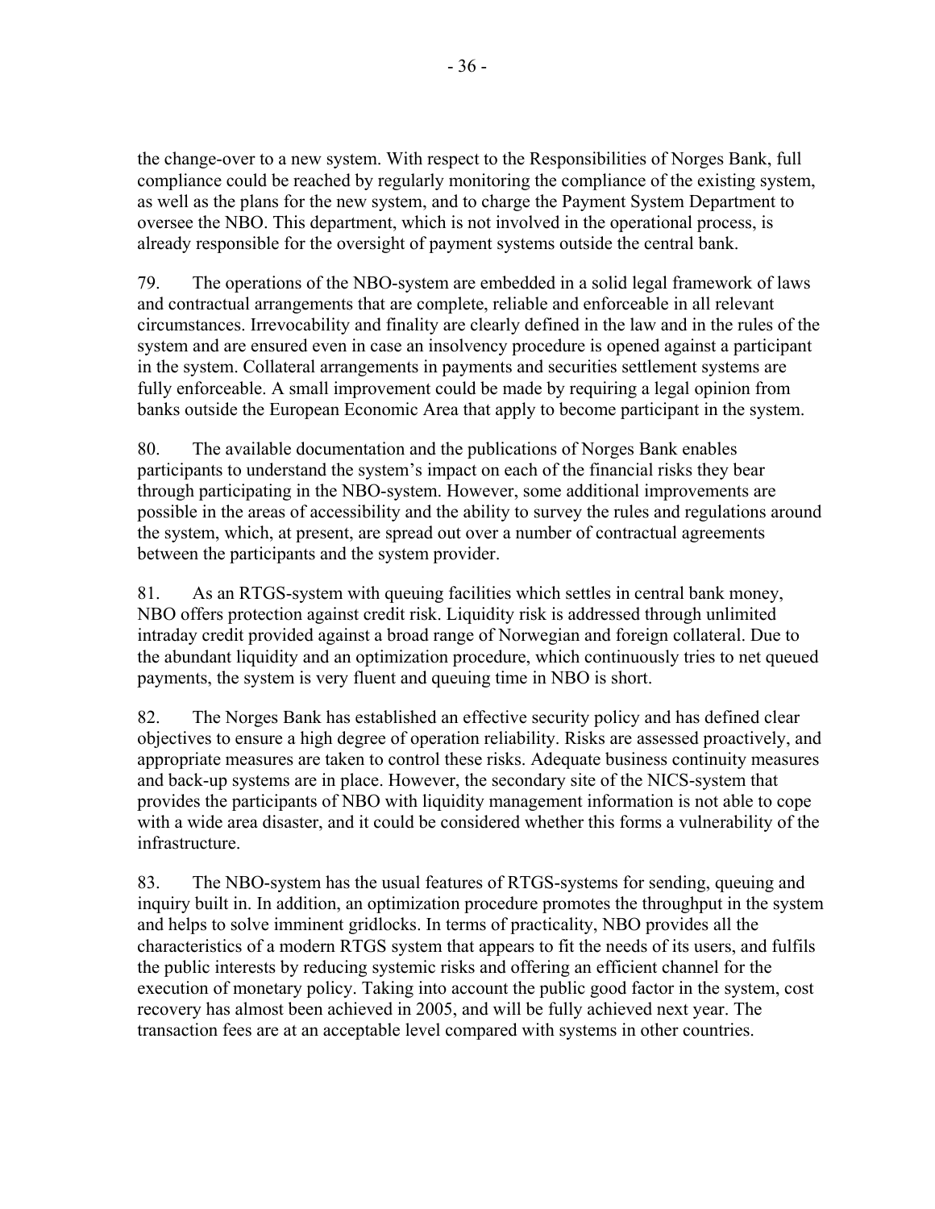the change-over to a new system. With respect to the Responsibilities of Norges Bank, full compliance could be reached by regularly monitoring the compliance of the existing system, as well as the plans for the new system, and to charge the Payment System Department to oversee the NBO. This department, which is not involved in the operational process, is already responsible for the oversight of payment systems outside the central bank.

79. The operations of the NBO-system are embedded in a solid legal framework of laws and contractual arrangements that are complete, reliable and enforceable in all relevant circumstances. Irrevocability and finality are clearly defined in the law and in the rules of the system and are ensured even in case an insolvency procedure is opened against a participant in the system. Collateral arrangements in payments and securities settlement systems are fully enforceable. A small improvement could be made by requiring a legal opinion from banks outside the European Economic Area that apply to become participant in the system.

80. The available documentation and the publications of Norges Bank enables participants to understand the system's impact on each of the financial risks they bear through participating in the NBO-system. However, some additional improvements are possible in the areas of accessibility and the ability to survey the rules and regulations around the system, which, at present, are spread out over a number of contractual agreements between the participants and the system provider.

81. As an RTGS-system with queuing facilities which settles in central bank money, NBO offers protection against credit risk. Liquidity risk is addressed through unlimited intraday credit provided against a broad range of Norwegian and foreign collateral. Due to the abundant liquidity and an optimization procedure, which continuously tries to net queued payments, the system is very fluent and queuing time in NBO is short.

82. The Norges Bank has established an effective security policy and has defined clear objectives to ensure a high degree of operation reliability. Risks are assessed proactively, and appropriate measures are taken to control these risks. Adequate business continuity measures and back-up systems are in place. However, the secondary site of the NICS-system that provides the participants of NBO with liquidity management information is not able to cope with a wide area disaster, and it could be considered whether this forms a vulnerability of the infrastructure.

83. The NBO-system has the usual features of RTGS-systems for sending, queuing and inquiry built in. In addition, an optimization procedure promotes the throughput in the system and helps to solve imminent gridlocks. In terms of practicality, NBO provides all the characteristics of a modern RTGS system that appears to fit the needs of its users, and fulfils the public interests by reducing systemic risks and offering an efficient channel for the execution of monetary policy. Taking into account the public good factor in the system, cost recovery has almost been achieved in 2005, and will be fully achieved next year. The transaction fees are at an acceptable level compared with systems in other countries.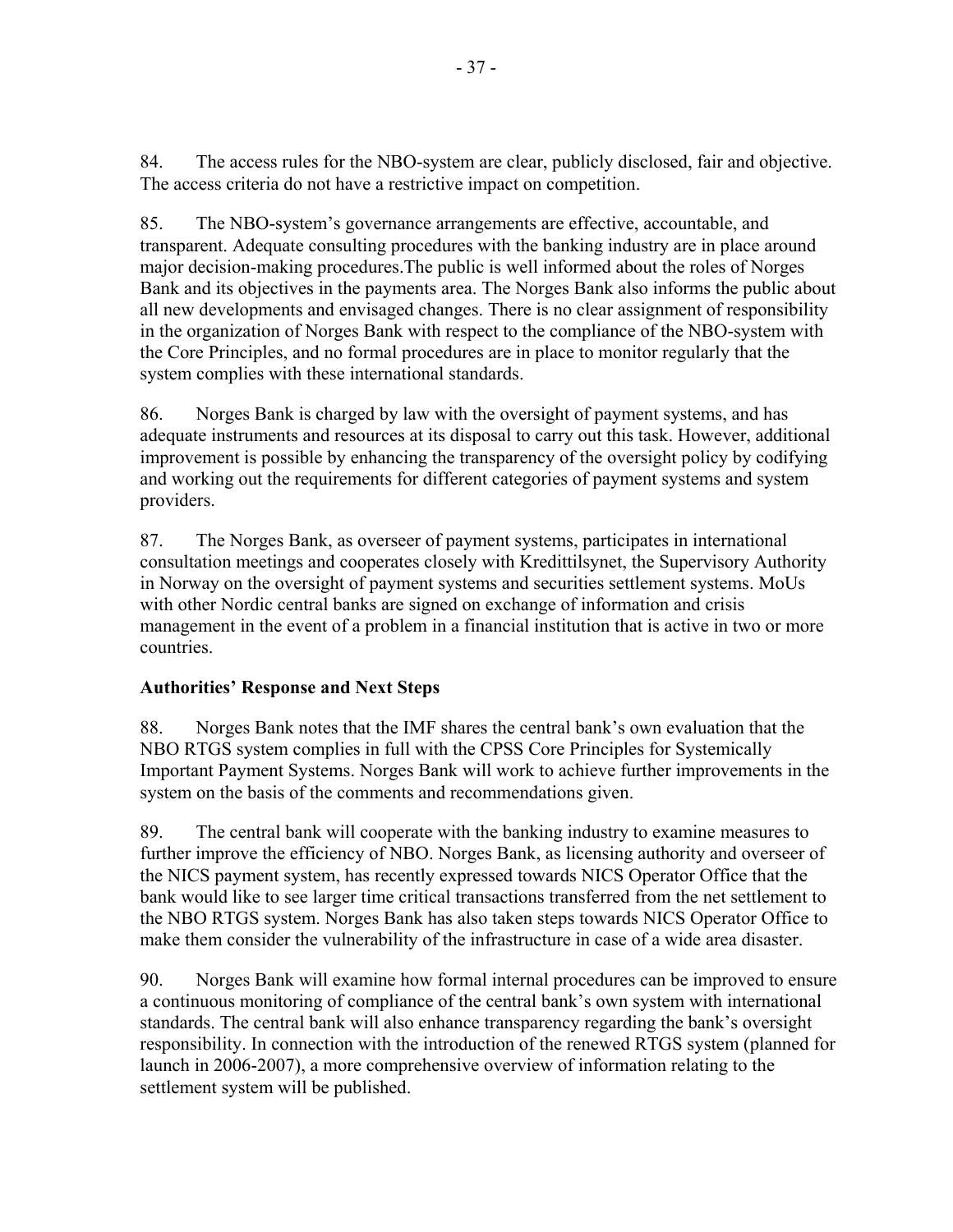84. The access rules for the NBO-system are clear, publicly disclosed, fair and objective. The access criteria do not have a restrictive impact on competition.

85. The NBO-system's governance arrangements are effective, accountable, and transparent. Adequate consulting procedures with the banking industry are in place around major decision-making procedures.The public is well informed about the roles of Norges Bank and its objectives in the payments area. The Norges Bank also informs the public about all new developments and envisaged changes. There is no clear assignment of responsibility in the organization of Norges Bank with respect to the compliance of the NBO-system with the Core Principles, and no formal procedures are in place to monitor regularly that the system complies with these international standards.

86. Norges Bank is charged by law with the oversight of payment systems, and has adequate instruments and resources at its disposal to carry out this task. However, additional improvement is possible by enhancing the transparency of the oversight policy by codifying and working out the requirements for different categories of payment systems and system providers.

87. The Norges Bank, as overseer of payment systems, participates in international consultation meetings and cooperates closely with Kredittilsynet, the Supervisory Authority in Norway on the oversight of payment systems and securities settlement systems. MoUs with other Nordic central banks are signed on exchange of information and crisis management in the event of a problem in a financial institution that is active in two or more countries.

**Authorities' Response and Next Steps**

88. Norges Bank notes that the IMF shares the central bank's own evaluation that the NBO RTGS system complies in full with the CPSS Core Principles for Systemically Important Payment Systems. Norges Bank will work to achieve further improvements in the system on the basis of the comments and recommendations given.

89. The central bank will cooperate with the banking industry to examine measures to further improve the efficiency of NBO. Norges Bank, as licensing authority and overseer of the NICS payment system, has recently expressed towards NICS Operator Office that the bank would like to see larger time critical transactions transferred from the net settlement to the NBO RTGS system. Norges Bank has also taken steps towards NICS Operator Office to make them consider the vulnerability of the infrastructure in case of a wide area disaster.

90. Norges Bank will examine how formal internal procedures can be improved to ensure a continuous monitoring of compliance of the central bank's own system with international standards. The central bank will also enhance transparency regarding the bank's oversight responsibility. In connection with the introduction of the renewed RTGS system (planned for launch in 2006-2007), a more comprehensive overview of information relating to the settlement system will be published.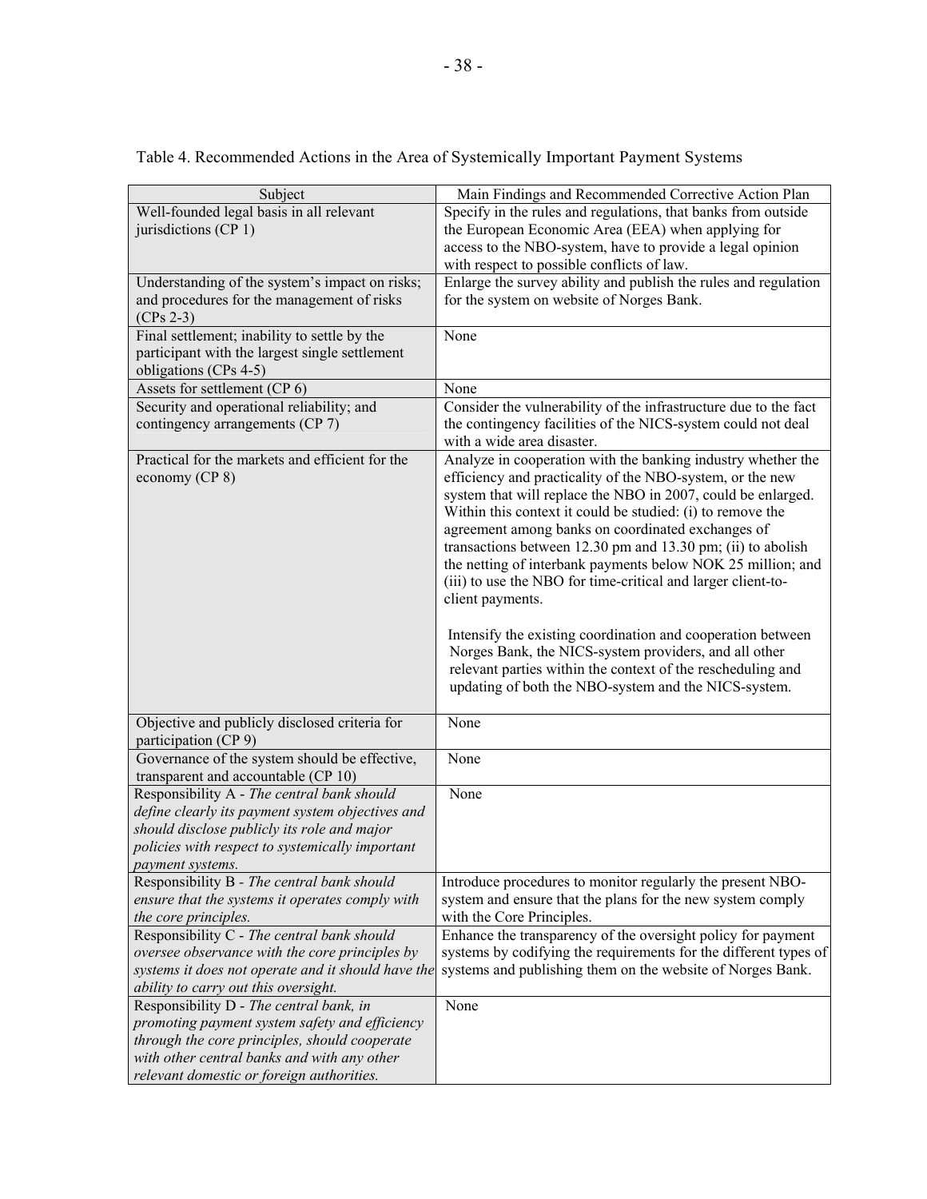Table 4. Recommended Actions in the Area of Systemically Important Payment Systems

| Subject | Main Findings and Recommended Corrective Action Plan |
|---|---|
| Well-founded legal basis in all relevant jurisdictions (CP 1) | Specify in the rules and regulations, that banks from outside the European Economic Area (EEA) when applying for access to the NBO-system, have to provide a legal opinion with respect to possible conflicts of law. |
| Understanding of the system's impact on risks; and procedures for the management of risks (CPs 2-3) | Enlarge the survey ability and publish the rules and regulation for the system on website of Norges Bank. |
| Final settlement; inability to settle by the participant with the largest single settlement obligations (CPs 4-5) | None |
| Assets for settlement (CP 6) | None |
| Security and operational reliability; and contingency arrangements (CP 7) | Consider the vulnerability of the infrastructure due to the fact the contingency facilities of the NICS-system could not deal with a wide area disaster. |
| Practical for the markets and efficient for the economy (CP 8) | Analyze in cooperation with the banking industry whether the efficiency and practicality of the NBO-system, or the new system that will replace the NBO in 2007, could be enlarged. Within this context it could be studied: (i) to remove the agreement among banks on coordinated exchanges of transactions between 12.30 pm and 13.30 pm; (ii) to abolish the netting of interbank payments below NOK 25 million; and (iii) to use the NBO for time-critical and larger client-to-client payments.<br><br>Intensify the existing coordination and cooperation between Norges Bank, the NICS-system providers, and all other relevant parties within the context of the rescheduling and updating of both the NBO-system and the NICS-system. |
| Objective and publicly disclosed criteria for participation (CP 9) | None |
| Governance of the system should be effective, transparent and accountable (CP 10) | None |
| Responsibility A - *The central bank should define clearly its payment system objectives and should disclose publicly its role and major policies with respect to systemically important payment systems.* | None |
| Responsibility B - *The central bank should ensure that the systems it operates comply with the core principles.* | Introduce procedures to monitor regularly the present NBO-system and ensure that the plans for the new system comply with the Core Principles. |
| Responsibility C - *The central bank should oversee observance with the core principles by systems it does not operate and it should have the ability to carry out this oversight.* | Enhance the transparency of the oversight policy for payment systems by codifying the requirements for the different types of systems and publishing them on the website of Norges Bank. |
| Responsibility D - *The central bank, in promoting payment system safety and efficiency through the core principles, should cooperate with other central banks and with any other relevant domestic or foreign authorities.* | None |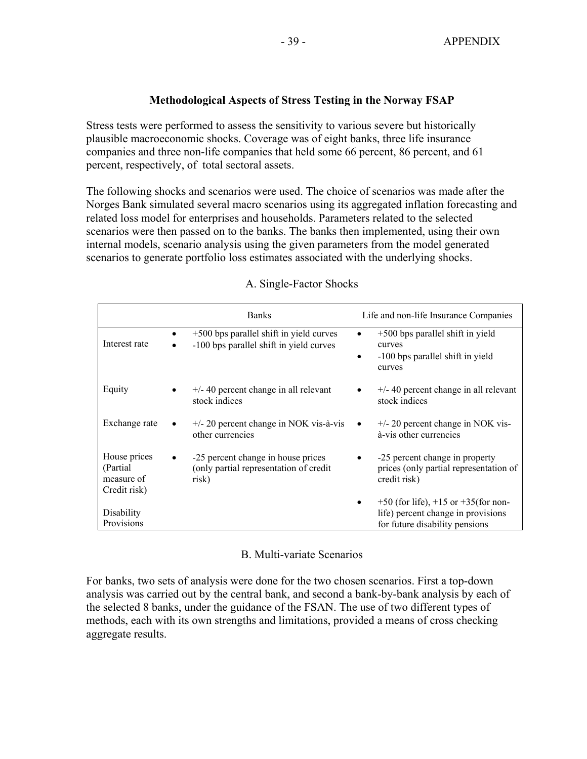## Methodological Aspects of Stress Testing in the Norway FSAP

Stress tests were performed to assess the sensitivity to various severe but historically plausible macroeconomic shocks. Coverage was of eight banks, three life insurance companies and three non-life companies that held some 66 percent, 86 percent, and 61 percent, respectively, of total sectoral assets.

The following shocks and scenarios were used. The choice of scenarios was made after the Norges Bank simulated several macro scenarios using its aggregated inflation forecasting and related loss model for enterprises and households. Parameters related to the selected scenarios were then passed on to the banks. The banks then implemented, using their own internal models, scenario analysis using the given parameters from the model generated scenarios to generate portfolio loss estimates associated with the underlying shocks.

### A. Single-Factor Shocks

| | Banks | Life and non-life Insurance Companies |
|---|---|---|
| Interest rate | • +500 bps parallel shift in yield curves<br>• -100 bps parallel shift in yield curves | • +500 bps parallel shift in yield curves<br>• -100 bps parallel shift in yield curves |
| Equity | • +/- 40 percent change in all relevant stock indices | • +/- 40 percent change in all relevant stock indices |
| Exchange rate | • +/- 20 percent change in NOK vis-à-vis other currencies | • +/- 20 percent change in NOK vis-à-vis other currencies |
| House prices (Partial measure of Credit risk) | • -25 percent change in house prices (only partial representation of credit risk) | • -25 percent change in property prices (only partial representation of credit risk) |
| Disability Provisions | | • +50 (for life), +15 or +35(for non-life) percent change in provisions for future disability pensions |

### B. Multi-variate Scenarios

For banks, two sets of analysis were done for the two chosen scenarios. First a top-down analysis was carried out by the central bank, and second a bank-by-bank analysis by each of the selected 8 banks, under the guidance of the FSAN. The use of two different types of methods, each with its own strengths and limitations, provided a means of cross checking aggregate results.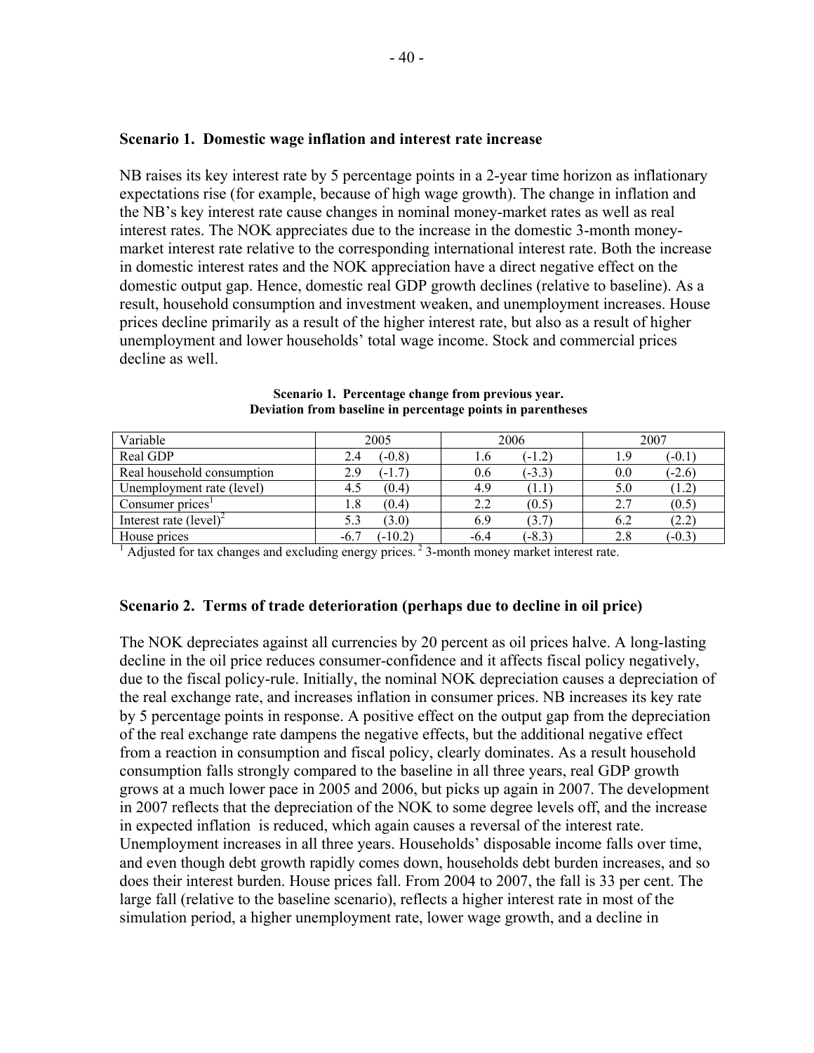### Scenario 1. Domestic wage inflation and interest rate increase

NB raises its key interest rate by 5 percentage points in a 2-year time horizon as inflationary expectations rise (for example, because of high wage growth). The change in inflation and the NB's key interest rate cause changes in nominal money-market rates as well as real interest rates. The NOK appreciates due to the increase in the domestic 3-month money-market interest rate relative to the corresponding international interest rate. Both the increase in domestic interest rates and the NOK appreciation have a direct negative effect on the domestic output gap. Hence, domestic real GDP growth declines (relative to baseline). As a result, household consumption and investment weaken, and unemployment increases. House prices decline primarily as a result of the higher interest rate, but also as a result of higher unemployment and lower households' total wage income. Stock and commercial prices decline as well.

**Scenario 1. Percentage change from previous year.**
**Deviation from baseline in percentage points in parentheses**

| Variable | 2005 | | 2006 | | 2007 | |
|---|---|---|---|---|---|---|
| Real GDP | 2.4 | (-0.8) | 1.6 | (-1.2) | 1.9 | (-0.1) |
| Real household consumption | 2.9 | (-1.7) | 0.6 | (-3.3) | 0.0 | (-2.6) |
| Unemployment rate (level) | 4.5 | (0.4) | 4.9 | (1.1) | 5.0 | (1.2) |
| Consumer prices[1] | 1.8 | (0.4) | 2.2 | (0.5) | 2.7 | (0.5) |
| Interest rate (level)[2] | 5.3 | (3.0) | 6.9 | (3.7) | 6.2 | (2.2) |
| House prices | -6.7 | (-10.2) | -6.4 | (-8.3) | 2.8 | (-0.3) |

[1] Adjusted for tax changes and excluding energy prices. [2] 3-month money market interest rate.

### Scenario 2. Terms of trade deterioration (perhaps due to decline in oil price)

The NOK depreciates against all currencies by 20 percent as oil prices halve. A long-lasting decline in the oil price reduces consumer-confidence and it affects fiscal policy negatively, due to the fiscal policy-rule. Initially, the nominal NOK depreciation causes a depreciation of the real exchange rate, and increases inflation in consumer prices. NB increases its key rate by 5 percentage points in response. A positive effect on the output gap from the depreciation of the real exchange rate dampens the negative effects, but the additional negative effect from a reaction in consumption and fiscal policy, clearly dominates. As a result household consumption falls strongly compared to the baseline in all three years, real GDP growth grows at a much lower pace in 2005 and 2006, but picks up again in 2007. The development in 2007 reflects that the depreciation of the NOK to some degree levels off, and the increase in expected inflation is reduced, which again causes a reversal of the interest rate. Unemployment increases in all three years. Households' disposable income falls over time, and even though debt growth rapidly comes down, households debt burden increases, and so does their interest burden. House prices fall. From 2004 to 2007, the fall is 33 per cent. The large fall (relative to the baseline scenario), reflects a higher interest rate in most of the simulation period, a higher unemployment rate, lower wage growth, and a decline in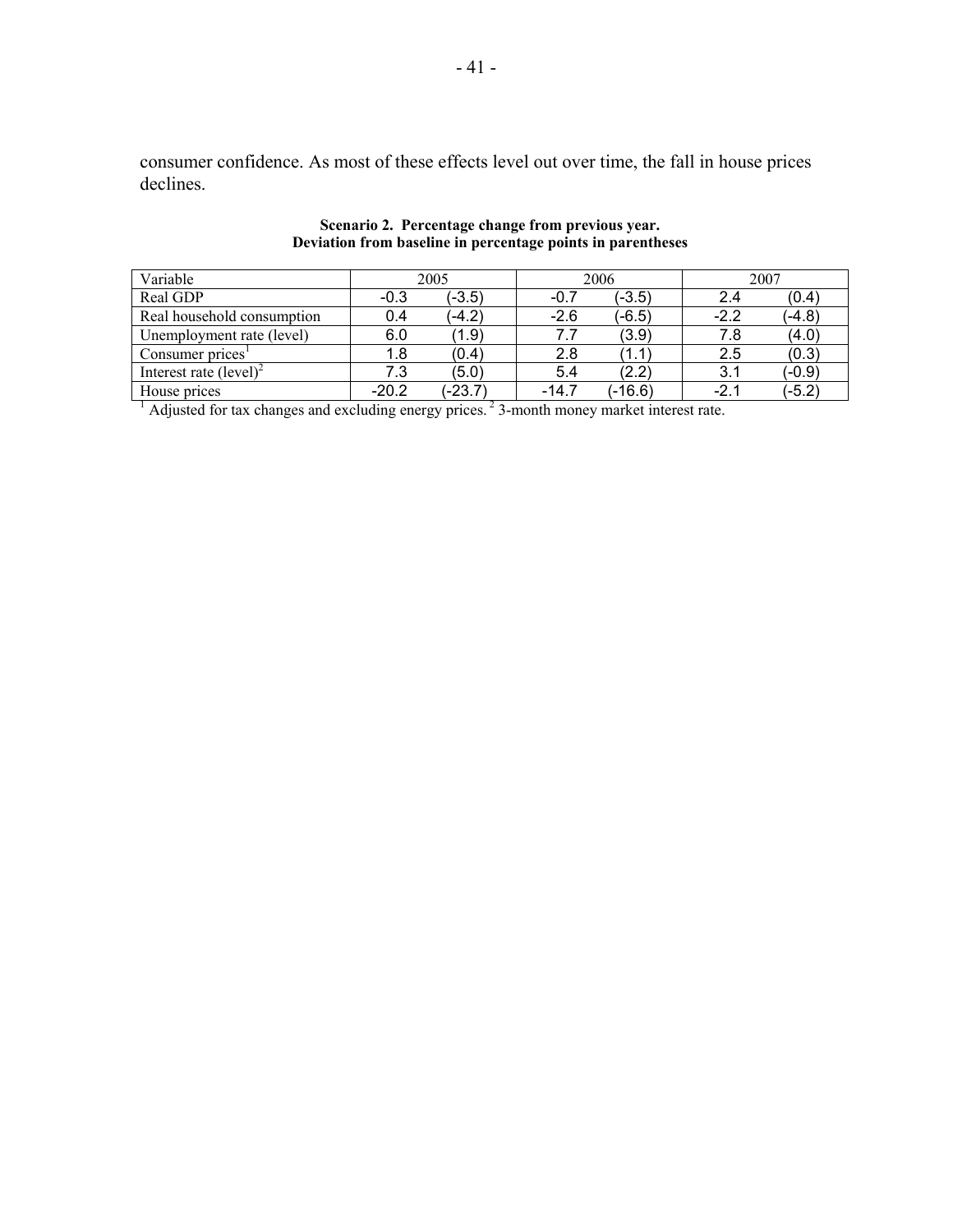consumer confidence. As most of these effects level out over time, the fall in house prices declines.

**Scenario 2. Percentage change from previous year. Deviation from baseline in percentage points in parentheses**

| Variable | 2005 | | 2006 | | 2007 | |
|---|---|---|---|---|---|---|
| Real GDP | -0.3 | (-3.5) | -0.7 | (-3.5) | 2.4 | (0.4) |
| Real household consumption | 0.4 | (-4.2) | -2.6 | (-6.5) | -2.2 | (-4.8) |
| Unemployment rate (level) | 6.0 | (1.9) | 7.7 | (3.9) | 7.8 | (4.0) |
| Consumer prices[1] | 1.8 | (0.4) | 2.8 | (1.1) | 2.5 | (0.3) |
| Interest rate (level)[2] | 7.3 | (5.0) | 5.4 | (2.2) | 3.1 | (-0.9) |
| House prices | -20.2 | (-23.7) | -14.7 | (-16.6) | -2.1 | (-5.2) |

[1] Adjusted for tax changes and excluding energy prices. [2] 3-month money market interest rate.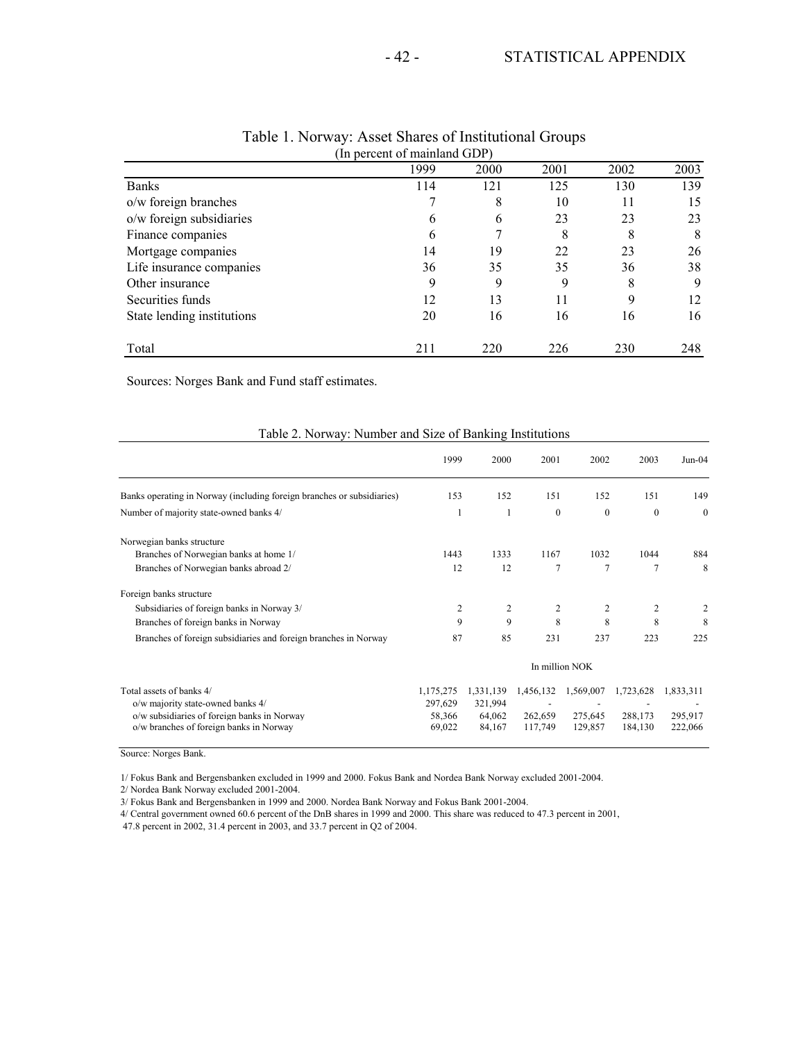## Table 1. Norway: Asset Shares of Institutional Groups

(In percent of mainland GDP)

| | 1999 | 2000 | 2001 | 2002 | 2003 |
|---|---|---|---|---|---|
| Banks | 114 | 121 | 125 | 130 | 139 |
| o/w foreign branches | 7 | 8 | 10 | 11 | 15 |
| o/w foreign subsidiaries | 6 | 6 | 23 | 23 | 23 |
| Finance companies | 6 | 7 | 8 | 8 | 8 |
| Mortgage companies | 14 | 19 | 22 | 23 | 26 |
| Life insurance companies | 36 | 35 | 35 | 36 | 38 |
| Other insurance | 9 | 9 | 9 | 8 | 9 |
| Securities funds | 12 | 13 | 11 | 9 | 12 |
| State lending institutions | 20 | 16 | 16 | 16 | 16 |
| Total | 211 | 220 | 226 | 230 | 248 |

Sources: Norges Bank and Fund staff estimates.

## Table 2. Norway: Number and Size of Banking Institutions

| | 1999 | 2000 | 2001 | 2002 | 2003 | Jun-04 |
|---|---|---|---|---|---|---|
| Banks operating in Norway (including foreign branches or subsidiaries) | 153 | 152 | 151 | 152 | 151 | 149 |
| Number of majority state-owned banks 4/ | 1 | 1 | 0 | 0 | 0 | 0 |
| Norwegian banks structure | | | | | | |
| Branches of Norwegian banks at home 1/ | 1443 | 1333 | 1167 | 1032 | 1044 | 884 |
| Branches of Norwegian banks abroad 2/ | 12 | 12 | 7 | 7 | 7 | 8 |
| Foreign banks structure | | | | | | |
| Subsidiaries of foreign banks in Norway 3/ | 2 | 2 | 2 | 2 | 2 | 2 |
| Branches of foreign banks in Norway | 9 | 9 | 8 | 8 | 8 | 8 |
| Branches of foreign subsidiaries and foreign branches in Norway | 87 | 85 | 231 | 237 | 223 | 225 |
| | | | In million NOK | | | |
| Total assets of banks 4/ | 1,175,275 | 1,331,139 | 1,456,132 | 1,569,007 | 1,723,628 | 1,833,311 |
| o/w majority state-owned banks 4/ | 297,629 | 321,994 | - | - | - | - |
| o/w subsidiaries of foreign banks in Norway | 58,366 | 64,062 | 262,659 | 275,645 | 288,173 | 295,917 |
| o/w branches of foreign banks in Norway | 69,022 | 84,167 | 117,749 | 129,857 | 184,130 | 222,066 |

Source: Norges Bank.

1/ Fokus Bank and Bergensbanken excluded in 1999 and 2000. Fokus Bank and Nordea Bank Norway excluded 2001-2004.

2/ Nordea Bank Norway excluded 2001-2004.

3/ Fokus Bank and Bergensbanken in 1999 and 2000. Nordea Bank Norway and Fokus Bank 2001-2004.

4/ Central government owned 60.6 percent of the DnB shares in 1999 and 2000. This share was reduced to 47.3 percent in 2001, 47.8 percent in 2002, 31.4 percent in 2003, and 33.7 percent in Q2 of 2004.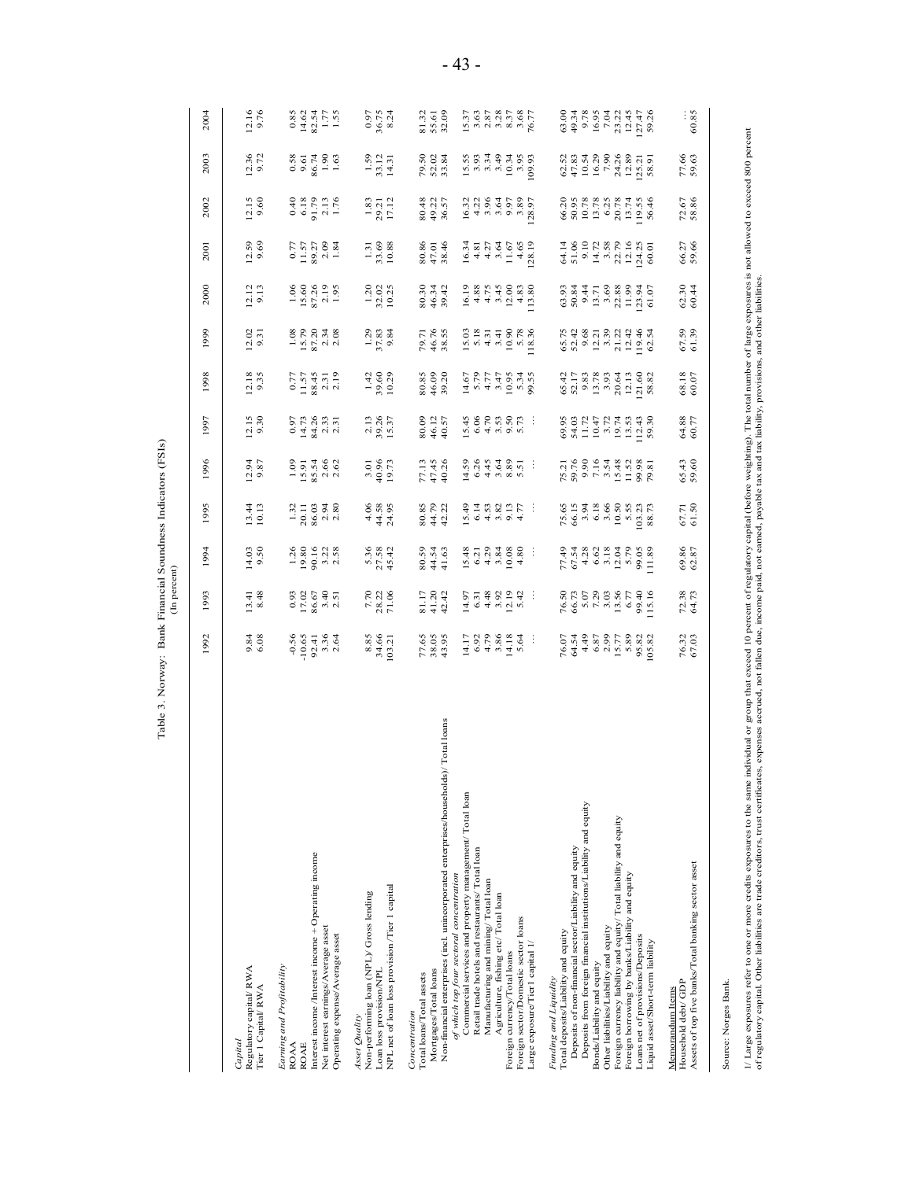Table 3. Norway: Bank Financial Soundness Indicators (FSIs)
(In percent)

| | 1992 | 1993 | 1994 | 1995 | 1996 | 1997 | 1998 | 1999 | 2000 | 2001 | 2002 | 2003 | 2004 |
|---|---|---|---|---|---|---|---|---|---|---|---|---|---|
| *Capital* | | | | | | | | | | | | | |
| Regulatory capital/ RWA | 9.84 | 13.41 | 14.03 | 13.44 | 12.94 | 12.15 | 12.18 | 12.02 | 12.12 | 12.59 | 12.15 | 12.36 | 12.16 |
| Tier 1 Capital/ RWA | 6.08 | 8.48 | 9.50 | 10.13 | 9.87 | 9.30 | 9.35 | 9.31 | 9.13 | 9.69 | 9.60 | 9.72 | 9.76 |
| *Earning and Profitability* | | | | | | | | | | | | | |
| ROAA | -0.56 | 0.93 | 1.26 | 1.32 | 1.09 | 0.97 | 0.77 | 1.08 | 1.06 | 0.77 | 0.40 | 0.58 | 0.85 |
| ROAE | -10.65 | 17.02 | 19.80 | 20.11 | 15.91 | 14.73 | 11.57 | 15.79 | 15.60 | 11.57 | 6.18 | 9.61 | 14.62 |
| Interest income /Interest income + Operating income | 92.41 | 86.67 | 90.16 | 86.03 | 85.54 | 84.26 | 88.45 | 87.20 | 87.26 | 89.27 | 91.79 | 86.74 | 82.54 |
| Net interest earnings/Average asset | 3.36 | 3.40 | 3.22 | 2.94 | 2.66 | 2.33 | 2.31 | 2.34 | 2.19 | 2.09 | 2.13 | 1.90 | 1.77 |
| Operating expense/Average asset | 2.64 | 2.51 | 2.58 | 2.80 | 2.62 | 2.31 | 2.19 | 2.08 | 1.95 | 1.84 | 1.76 | 1.63 | 1.55 |
| *Asset Quality* | | | | | | | | | | | | | |
| Non-performing loan (NPL)/ Gross lending | 8.85 | 7.70 | 5.36 | 4.06 | 3.01 | 2.13 | 1.42 | 1.29 | 1.20 | 1.31 | 1.83 | 1.59 | 0.97 |
| Loan loss provision/NPL | 34.66 | 28.22 | 27.58 | 44.58 | 40.96 | 39.26 | 39.60 | 37.83 | 32.02 | 33.69 | 29.21 | 33.12 | 36.75 |
| NPL net of loan loss provision /Tier 1 capital | 103.21 | 71.06 | 45.42 | 24.95 | 19.73 | 15.37 | 10.29 | 9.84 | 10.25 | 10.88 | 17.12 | 14.31 | 8.24 |
| *Concentration* | | | | | | | | | | | | | |
| Total loans/Total assets | 77.65 | 81.17 | 80.59 | 80.85 | 77.13 | 80.09 | 80.85 | 79.71 | 80.30 | 80.86 | 80.48 | 79.50 | 81.32 |
| Mortgages/Total loans | 38.05 | 41.20 | 44.54 | 44.79 | 47.45 | 46.12 | 46.09 | 46.76 | 46.34 | 47.01 | 49.22 | 52.02 | 55.61 |
| Non-financial enterprises (incl. unincorporated enterprises/households)/ Total loans | 43.95 | 42.42 | 41.63 | 42.22 | 40.26 | 40.57 | 39.20 | 38.55 | 39.42 | 38.46 | 36.57 | 33.84 | 32.09 |
| *of which top four sectoral concentration* | | | | | | | | | | | | | |
| Commercial services and property management/ Total loan | 14.17 | 14.97 | 15.48 | 15.49 | 14.59 | 15.45 | 14.67 | 15.03 | 16.19 | 16.34 | 16.32 | 15.55 | 15.37 |
| Retail trade hotels and restaurants/ Total loan | 6.92 | 6.31 | 6.21 | 6.14 | 6.26 | 6.06 | 5.79 | 5.18 | 4.88 | 4.81 | 4.22 | 3.93 | 3.63 |
| Manufacturing and mining/ Total loan | 4.79 | 4.48 | 4.29 | 4.53 | 4.45 | 4.70 | 4.77 | 4.31 | 4.75 | 4.27 | 3.96 | 3.34 | 2.87 |
| Agriculture, fishing etc/ Total loan | 3.86 | 3.92 | 3.84 | 3.82 | 3.64 | 3.53 | 3.47 | 3.41 | 3.45 | 3.64 | 3.64 | 3.49 | 3.28 |
| Foreign currency/Total loans | 14.18 | 12.19 | 10.08 | 9.13 | 8.89 | 9.50 | 10.95 | 10.90 | 12.00 | 11.67 | 9.97 | 10.34 | 8.37 |
| Foreign sector/Domestic sector loans | 5.64 | 5.42 | 4.80 | 4.77 | 5.51 | 5.73 | 5.34 | 5.78 | 4.83 | 4.65 | 3.89 | 3.95 | 3.68 |
| Large exposure/Tier1 capital 1/ | ... | ... | ... | ... | ... | ... | 99.55 | 118.36 | 113.80 | 128.19 | 128.97 | 109.93 | 76.77 |
| *Funding and Liquidity* | | | | | | | | | | | | | |
| Total deposits/Liability and equity | 76.07 | 76.50 | 77.49 | 75.65 | 75.21 | 69.95 | 65.42 | 65.75 | 63.93 | 64.14 | 66.20 | 62.52 | 63.00 |
| Deposits of non-financial sector/Liability and equity | 64.54 | 66.73 | 67.54 | 66.15 | 59.76 | 54.03 | 52.17 | 52.42 | 50.84 | 51.06 | 50.95 | 47.83 | 49.34 |
| Deposits from foreign financial institutions/Liability and equity | 4.49 | 5.07 | 4.28 | 3.94 | 9.90 | 11.72 | 9.83 | 9.68 | 9.44 | 9.10 | 10.78 | 10.54 | 9.78 |
| Bonds/Liability and equity | 6.87 | 7.29 | 6.62 | 6.18 | 7.16 | 10.47 | 13.78 | 12.21 | 13.71 | 14.72 | 13.78 | 16.29 | 16.95 |
| Other liabilities/Liability and equity | 2.99 | 3.03 | 3.18 | 3.66 | 3.54 | 3.72 | 3.93 | 3.39 | 3.69 | 3.58 | 6.25 | 7.90 | 7.04 |
| Foreign currency liability and equity/ Total liability and equity | 15.77 | 13.56 | 12.04 | 10.50 | 15.48 | 19.74 | 20.64 | 21.22 | 22.88 | 22.79 | 20.78 | 24.26 | 23.22 |
| Foreign borrowing by banks/Liability and equity | 5.89 | 6.77 | 5.79 | 5.55 | 11.52 | 13.53 | 12.13 | 12.42 | 11.99 | 12.16 | 13.74 | 12.89 | 12.45 |
| Loans net of provisions/Deposits | 95.82 | 99.40 | 99.05 | 103.23 | 99.98 | 112.43 | 121.60 | 119.46 | 123.94 | 124.25 | 119.55 | 125.21 | 127.47 |
| Liquid asset/Short-term liability | 105.82 | 115.16 | 111.89 | 88.73 | 79.81 | 59.30 | 58.82 | 62.54 | 61.07 | 60.01 | 56.46 | 58.91 | 59.26 |
| Memorandum Items | | | | | | | | | | | | | |
| Household debt/ GDP | 76.32 | 72.38 | 69.86 | 67.71 | 65.43 | 64.88 | 68.18 | 67.59 | 62.30 | 66.27 | 72.67 | 77.66 | ... |
| Assets of top five banks/Total banking sector asset | 67.03 | 64.73 | 62.87 | 61.50 | 59.60 | 60.77 | 60.07 | 61.39 | 60.44 | 59.66 | 58.86 | 59.63 | 60.85 |

Source: Norges Bank.

1/ Large exposures refer to one or more credits exposures to the same individual or group that exceed 10 percent of regulatory capital (before weighting). The total number of large exposures is not allowed to exceed 800 percent of regulatory capital. Other liabilities are trade creditors, trust certificates, expenses accrued, not fallen due, income paid, not earned, payable tax and tax liability, provisions, and other liabilities.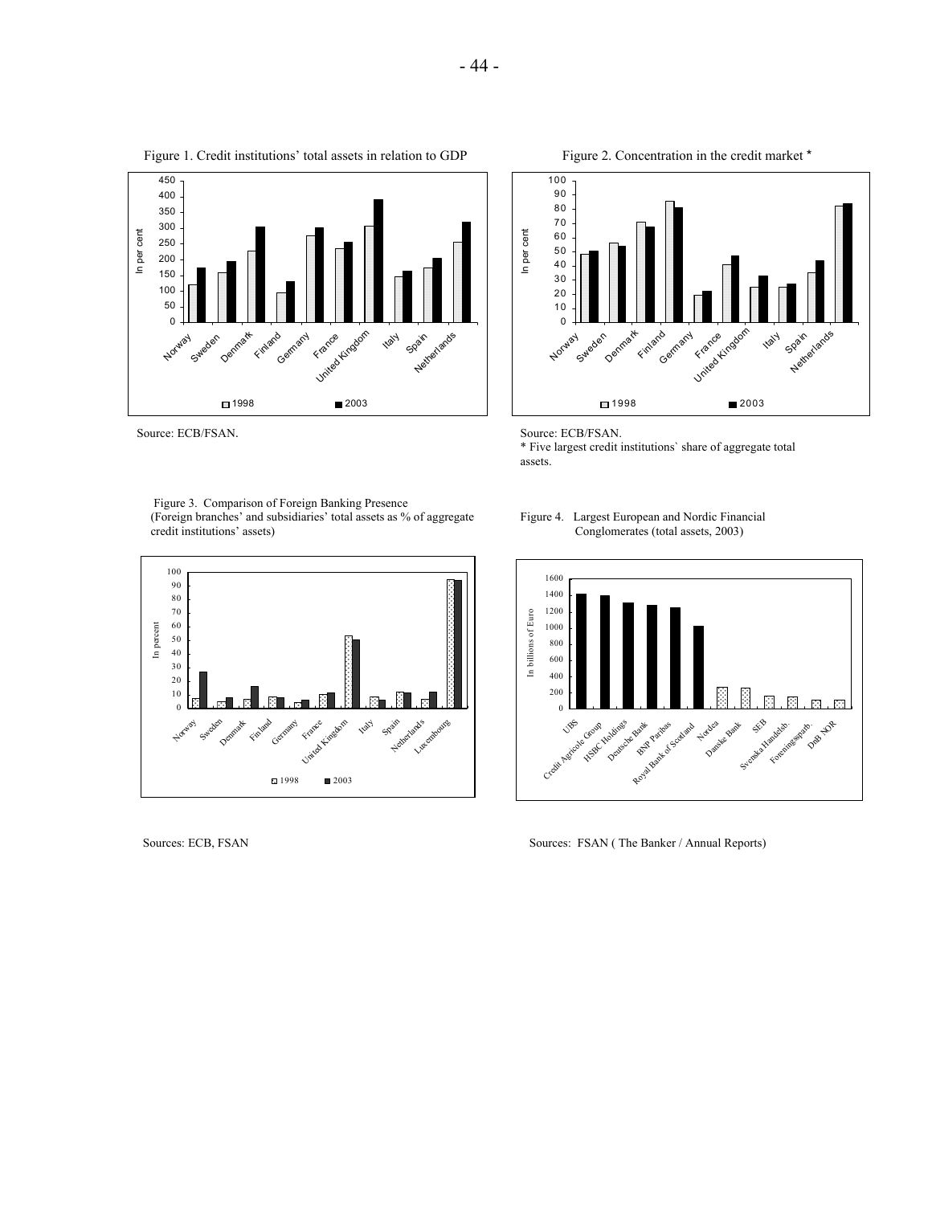Figure 1. Credit institutions' total assets in relation to GDP

450
400
350
300
250
200
150
100
50
0

In per cent

Norway
Sweden
Denmark
Finland
Germany
France
United Kingdom
Italy
Spain
Netherlands

1998
2003

Source: ECB/FSAN.

Figure 2. Concentration in the credit market *

100
90
80
70
60
50
40
30
20
10
0

In per cent

Norway
Sweden
Denmark
Finland
Germany
France
United Kingdom
Italy
Spain
Netherlands

1998
2003

Source: ECB/FSAN.

* Five largest credit institutions` share of aggregate total assets.

Figure 3. Comparison of Foreign Banking Presence (Foreign branches' and subsidiaries' total assets as % of aggregate credit institutions' assets)

100
90
80
70
60
50
40
30
20
10
0

In percent

Norway
Sweden
Denmark
Finland
Germany
France
United Kingdom
Italy
Spain
Netherlands
Luxembourg

1998
2003

Sources: ECB, FSAN

Figure 4. Largest European and Nordic Financial Conglomerates (total assets, 2003)

1600
1400
1200
1000
800
600
400
200
0

In billions of Euro

UBS
Credit Agricole Group
HSBC Holdings
Deutsche Bank
BNP Paribas
Royal Bank of Scotland
Nordea
Danske Bank
SEB
Svenska Handelsb.
Foreningsspark.
DnB NOR

Sources: FSAN ( The Banker / Annual Reports)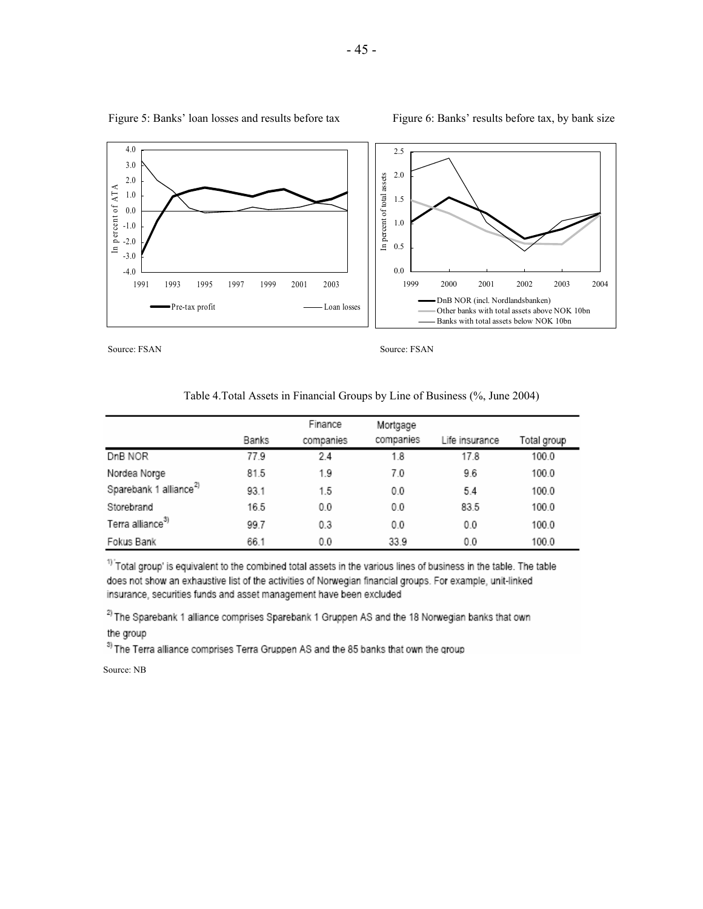Figure 5: Banks' loan losses and results before tax

4.0
3.0
2.0
1.0
0.0
-1.0
-2.0
-3.0
-4.0

In percent of ATA

1991 1993 1995 1997 1999 2001 2003

Pre-tax profit
Loan losses

Source: FSAN

Figure 6: Banks' results before tax, by bank size

2.5
2.0
1.5
1.0
0.5
0.0

In percent of total assets

1999 2000 2001 2002 2003 2004

DnB NOR (incl. Nordlandsbanken)
Other banks with total assets above NOK 10bn
Banks with total assets below NOK 10bn

Source: FSAN

Table 4.Total Assets in Financial Groups by Line of Business (%, June 2004)

| | Banks | Finance companies | Mortgage companies | Life insurance | Total group |
|---|---|---|---|---|---|
| DnB NOR | 77.9 | 2.4 | 1.8 | 17.8 | 100.0 |
| Nordea Norge | 81.5 | 1.9 | 7.0 | 9.6 | 100.0 |
| Sparebank 1 alliance[2)] | 93.1 | 1.5 | 0.0 | 5.4 | 100.0 |
| Storebrand | 16.5 | 0.0 | 0.0 | 83.5 | 100.0 |
| Terra alliance[3)] | 99.7 | 0.3 | 0.0 | 0.0 | 100.0 |
| Fokus Bank | 66.1 | 0.0 | 33.9 | 0.0 | 100.0 |

[1)] 'Total group' is equivalent to the combined total assets in the various lines of business in the table. The table does not show an exhaustive list of the activities of Norwegian financial groups. For example, unit-linked insurance, securities funds and asset management have been excluded

[2)] The Sparebank 1 alliance comprises Sparebank 1 Gruppen AS and the 18 Norwegian banks that own the group

[3)] The Terra alliance comprises Terra Gruppen AS and the 85 banks that own the group

Source: NB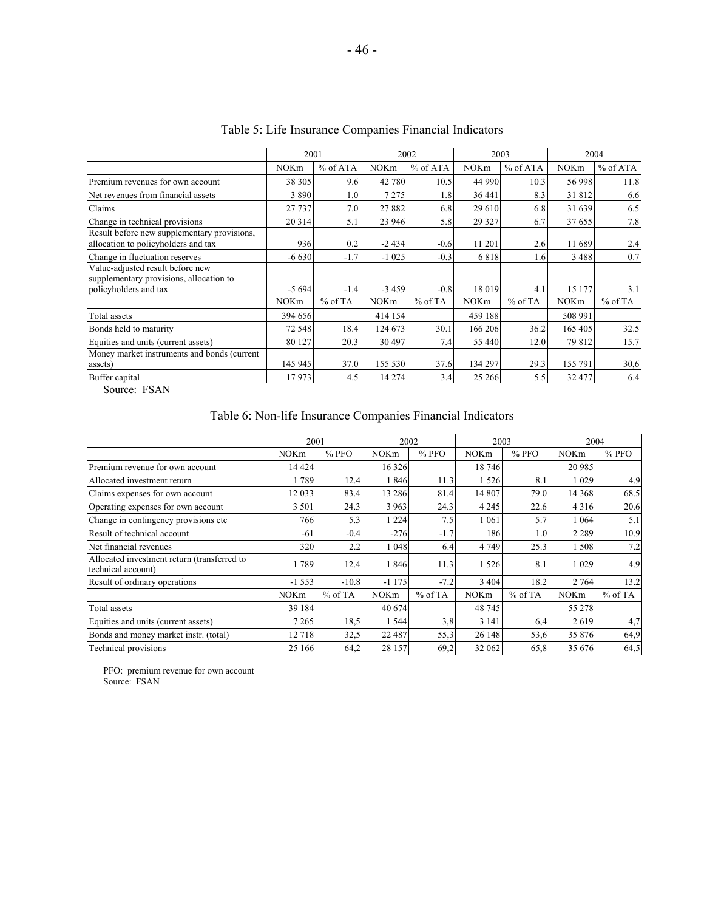Table 5: Life Insurance Companies Financial Indicators

| | 2001 | | 2002 | | 2003 | | 2004 | |
|---|---|---|---|---|---|---|---|---|
| | NOKm | % of ATA | NOKm | % of ATA | NOKm | % of ATA | NOKm | % of ATA |
| Premium revenues for own account | 38 305 | 9.6 | 42 780 | 10.5 | 44 990 | 10.3 | 56 998 | 11.8 |
| Net revenues from financial assets | 3 890 | 1.0 | 7 275 | 1.8 | 36 441 | 8.3 | 31 812 | 6.6 |
| Claims | 27 737 | 7.0 | 27 882 | 6.8 | 29 610 | 6.8 | 31 639 | 6.5 |
| Change in technical provisions | 20 314 | 5.1 | 23 946 | 5.8 | 29 327 | 6.7 | 37 655 | 7.8 |
| Result before new supplementary provisions, allocation to policyholders and tax | 936 | 0.2 | -2 434 | -0.6 | 11 201 | 2.6 | 11 689 | 2.4 |
| Change in fluctuation reserves | -6 630 | -1.7 | -1 025 | -0.3 | 6 818 | 1.6 | 3 488 | 0.7 |
| Value-adjusted result before new supplementary provisions, allocation to policyholders and tax | -5 694 | -1.4 | -3 459 | -0.8 | 18 019 | 4.1 | 15 177 | 3.1 |
| | NOKm | % of TA | NOKm | % of TA | NOKm | % of TA | NOKm | % of TA |
| Total assets | 394 656 | | 414 154 | | 459 188 | | 508 991 | |
| Bonds held to maturity | 72 548 | 18.4 | 124 673 | 30.1 | 166 206 | 36.2 | 165 405 | 32.5 |
| Equities and units (current assets) | 80 127 | 20.3 | 30 497 | 7.4 | 55 440 | 12.0 | 79 812 | 15.7 |
| Money market instruments and bonds (current assets) | 145 945 | 37.0 | 155 530 | 37.6 | 134 297 | 29.3 | 155 791 | 30,6 |
| Buffer capital | 17 973 | 4.5 | 14 274 | 3.4 | 25 266 | 5.5 | 32 477 | 6.4 |

Source: FSAN

Table 6: Non-life Insurance Companies Financial Indicators

| | 2001 | | 2002 | | 2003 | | 2004 | |
|---|---|---|---|---|---|---|---|---|
| | NOKm | % PFO | NOKm | % PFO | NOKm | % PFO | NOKm | % PFO |
| Premium revenue for own account | 14 424 | | 16 326 | | 18 746 | | 20 985 | |
| Allocated investment return | 1 789 | 12.4 | 1 846 | 11.3 | 1 526 | 8.1 | 1 029 | 4.9 |
| Claims expenses for own account | 12 033 | 83.4 | 13 286 | 81.4 | 14 807 | 79.0 | 14 368 | 68.5 |
| Operating expenses for own account | 3 501 | 24.3 | 3 963 | 24.3 | 4 245 | 22.6 | 4 316 | 20.6 |
| Change in contingency provisions etc | 766 | 5.3 | 1 224 | 7.5 | 1 061 | 5.7 | 1 064 | 5.1 |
| Result of technical account | -61 | -0.4 | -276 | -1.7 | 186 | 1.0 | 2 289 | 10.9 |
| Net financial revenues | 320 | 2.2 | 1 048 | 6.4 | 4 749 | 25.3 | 1 508 | 7.2 |
| Allocated investment return (transferred to technical account) | 1 789 | 12.4 | 1 846 | 11.3 | 1 526 | 8.1 | 1 029 | 4.9 |
| Result of ordinary operations | -1 553 | -10.8 | -1 175 | -7.2 | 3 404 | 18.2 | 2 764 | 13.2 |
| | NOKm | % of TA | NOKm | % of TA | NOKm | % of TA | NOKm | % of TA |
| Total assets | 39 184 | | 40 674 | | 48 745 | | 55 278 | |
| Equities and units (current assets) | 7 265 | 18,5 | 1 544 | 3,8 | 3 141 | 6,4 | 2 619 | 4,7 |
| Bonds and money market instr. (total) | 12 718 | 32,5 | 22 487 | 55,3 | 26 148 | 53,6 | 35 876 | 64,9 |
| Technical provisions | 25 166 | 64,2 | 28 157 | 69,2 | 32 062 | 65,8 | 35 676 | 64,5 |

PFO: premium revenue for own account
Source: FSAN